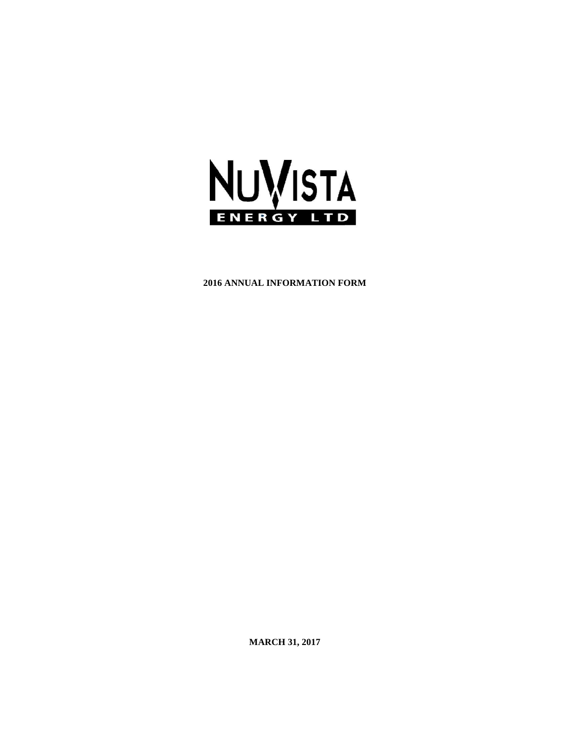NUVISTA

ENERGY LTD

**2016 ANNUAL INFORMATION FORM**

**MARCH 31, 2017**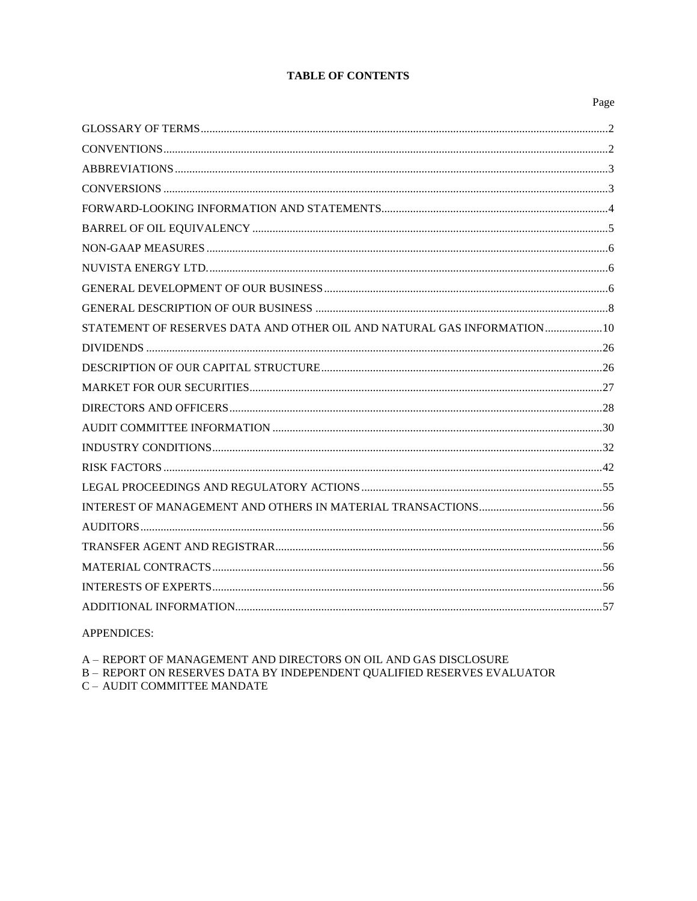**TABLE OF CONTENTS**

| | Page |
|---|---|
| GLOSSARY OF TERMS | 2 |
| CONVENTIONS | 2 |
| ABBREVIATIONS | 3 |
| CONVERSIONS | 3 |
| FORWARD-LOOKING INFORMATION AND STATEMENTS | 4 |
| BARREL OF OIL EQUIVALENCY | 5 |
| NON-GAAP MEASURES | 6 |
| NUVISTA ENERGY LTD. | 6 |
| GENERAL DEVELOPMENT OF OUR BUSINESS | 6 |
| GENERAL DESCRIPTION OF OUR BUSINESS | 8 |
| STATEMENT OF RESERVES DATA AND OTHER OIL AND NATURAL GAS INFORMATION | 10 |
| DIVIDENDS | 26 |
| DESCRIPTION OF OUR CAPITAL STRUCTURE | 26 |
| MARKET FOR OUR SECURITIES | 27 |
| DIRECTORS AND OFFICERS | 28 |
| AUDIT COMMITTEE INFORMATION | 30 |
| INDUSTRY CONDITIONS | 32 |
| RISK FACTORS | 42 |
| LEGAL PROCEEDINGS AND REGULATORY ACTIONS | 55 |
| INTEREST OF MANAGEMENT AND OTHERS IN MATERIAL TRANSACTIONS | 56 |
| AUDITORS | 56 |
| TRANSFER AGENT AND REGISTRAR | 56 |
| MATERIAL CONTRACTS | 56 |
| INTERESTS OF EXPERTS | 56 |
| ADDITIONAL INFORMATION | 57 |

APPENDICES:

A – REPORT OF MANAGEMENT AND DIRECTORS ON OIL AND GAS DISCLOSURE
B – REPORT ON RESERVES DATA BY INDEPENDENT QUALIFIED RESERVES EVALUATOR
C – AUDIT COMMITTEE MANDATE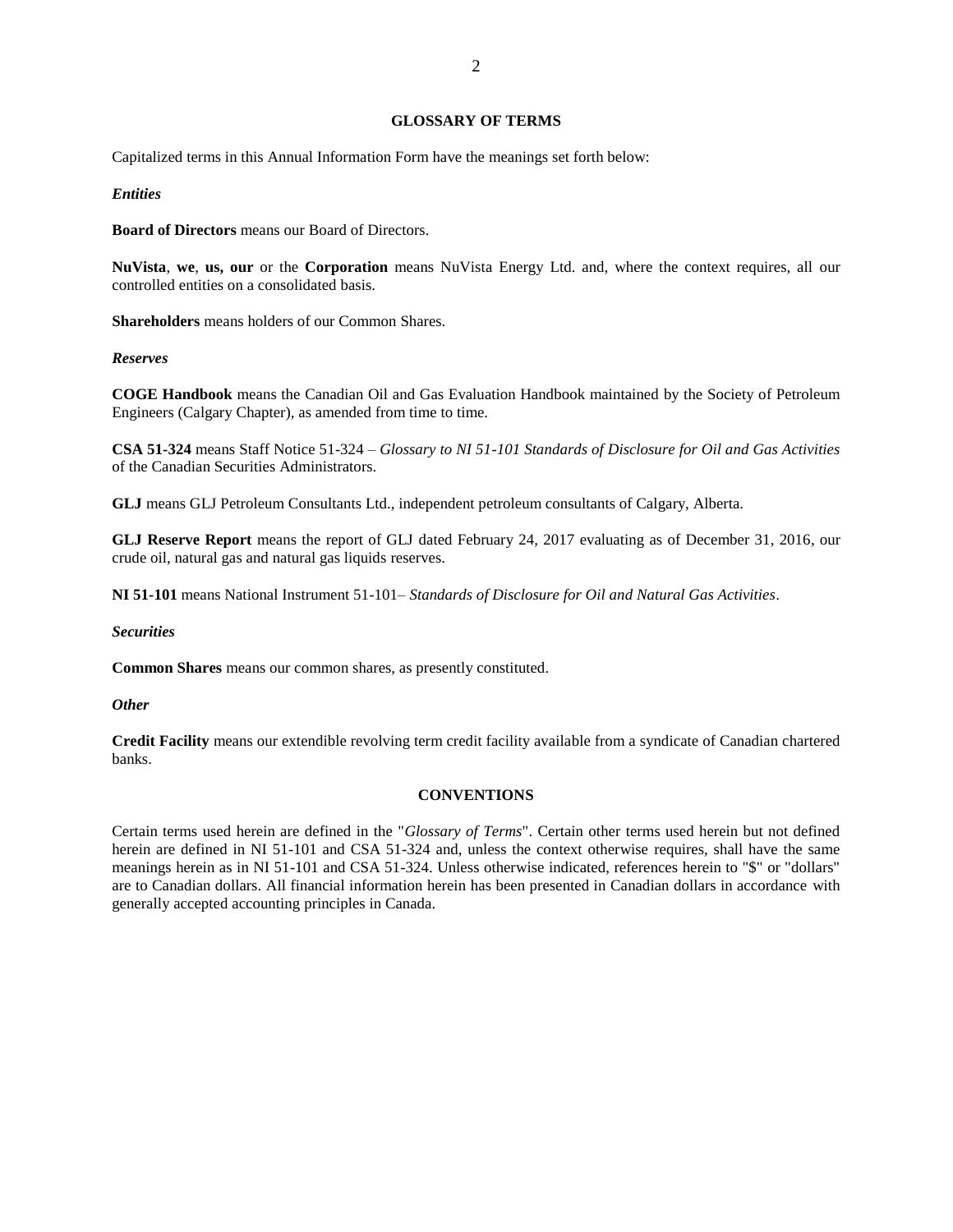## GLOSSARY OF TERMS

Capitalized terms in this Annual Information Form have the meanings set forth below:

***Entities***

**Board of Directors** means our Board of Directors.

**NuVista**, **we**, **us, our** or the **Corporation** means NuVista Energy Ltd. and, where the context requires, all our controlled entities on a consolidated basis.

**Shareholders** means holders of our Common Shares.

***Reserves***

**COGE Handbook** means the Canadian Oil and Gas Evaluation Handbook maintained by the Society of Petroleum Engineers (Calgary Chapter), as amended from time to time.

**CSA 51-324** means Staff Notice 51-324 – *Glossary to NI 51-101 Standards of Disclosure for Oil and Gas Activities* of the Canadian Securities Administrators.

**GLJ** means GLJ Petroleum Consultants Ltd., independent petroleum consultants of Calgary, Alberta.

**GLJ Reserve Report** means the report of GLJ dated February 24, 2017 evaluating as of December 31, 2016, our crude oil, natural gas and natural gas liquids reserves.

**NI 51-101** means National Instrument 51-101– *Standards of Disclosure for Oil and Natural Gas Activities*.

***Securities***

**Common Shares** means our common shares, as presently constituted.

***Other***

**Credit Facility** means our extendible revolving term credit facility available from a syndicate of Canadian chartered banks.

## CONVENTIONS

Certain terms used herein are defined in the "*Glossary of Terms*". Certain other terms used herein but not defined herein are defined in NI 51-101 and CSA 51-324 and, unless the context otherwise requires, shall have the same meanings herein as in NI 51-101 and CSA 51-324. Unless otherwise indicated, references herein to "$" or "dollars" are to Canadian dollars. All financial information herein has been presented in Canadian dollars in accordance with generally accepted accounting principles in Canada.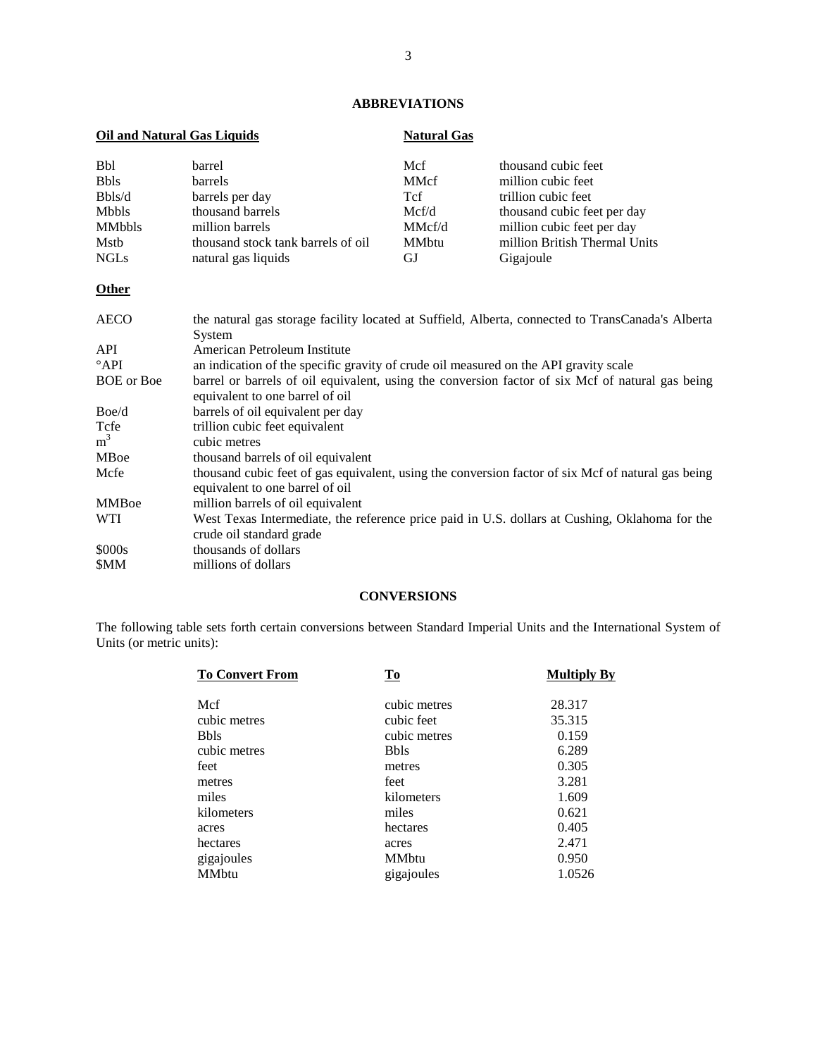## ABBREVIATIONS

### Oil and Natural Gas Liquids

| | |
|---|---|
| Bbl | barrel |
| Bbls | barrels |
| Bbls/d | barrels per day |
| Mbbls | thousand barrels |
| MMbbls | million barrels |
| Mstb | thousand stock tank barrels of oil |
| NGLs | natural gas liquids |

### Natural Gas

| | |
|---|---|
| Mcf | thousand cubic feet |
| MMcf | million cubic feet |
| Tcf | trillion cubic feet |
| Mcf/d | thousand cubic feet per day |
| MMcf/d | million cubic feet per day |
| MMbtu | million British Thermal Units |
| GJ | Gigajoule |

### Other

| | |
|---|---|
| AECO | the natural gas storage facility located at Suffield, Alberta, connected to TransCanada's Alberta System |
| API | American Petroleum Institute |
| °API | an indication of the specific gravity of crude oil measured on the API gravity scale |
| BOE or Boe | barrel or barrels of oil equivalent, using the conversion factor of six Mcf of natural gas being equivalent to one barrel of oil |
| Boe/d | barrels of oil equivalent per day |
| Tcfe | trillion cubic feet equivalent |
| $m^3$ | cubic metres |
| MBoe | thousand barrels of oil equivalent |
| Mcfe | thousand cubic feet of gas equivalent, using the conversion factor of six Mcf of natural gas being equivalent to one barrel of oil |
| MMBoe | million barrels of oil equivalent |
| WTI | West Texas Intermediate, the reference price paid in U.S. dollars at Cushing, Oklahoma for the crude oil standard grade |
| $000s | thousands of dollars |
| $MM | millions of dollars |

## CONVERSIONS

The following table sets forth certain conversions between Standard Imperial Units and the International System of Units (or metric units):

| To Convert From | To | Multiply By |
|---|---|---|
| Mcf | cubic metres | 28.317 |
| cubic metres | cubic feet | 35.315 |
| Bbls | cubic metres | 0.159 |
| cubic metres | Bbls | 6.289 |
| feet | metres | 0.305 |
| metres | feet | 3.281 |
| miles | kilometers | 1.609 |
| kilometers | miles | 0.621 |
| acres | hectares | 0.405 |
| hectares | acres | 2.471 |
| gigajoules | MMbtu | 0.950 |
| MMbtu | gigajoules | 1.0526 |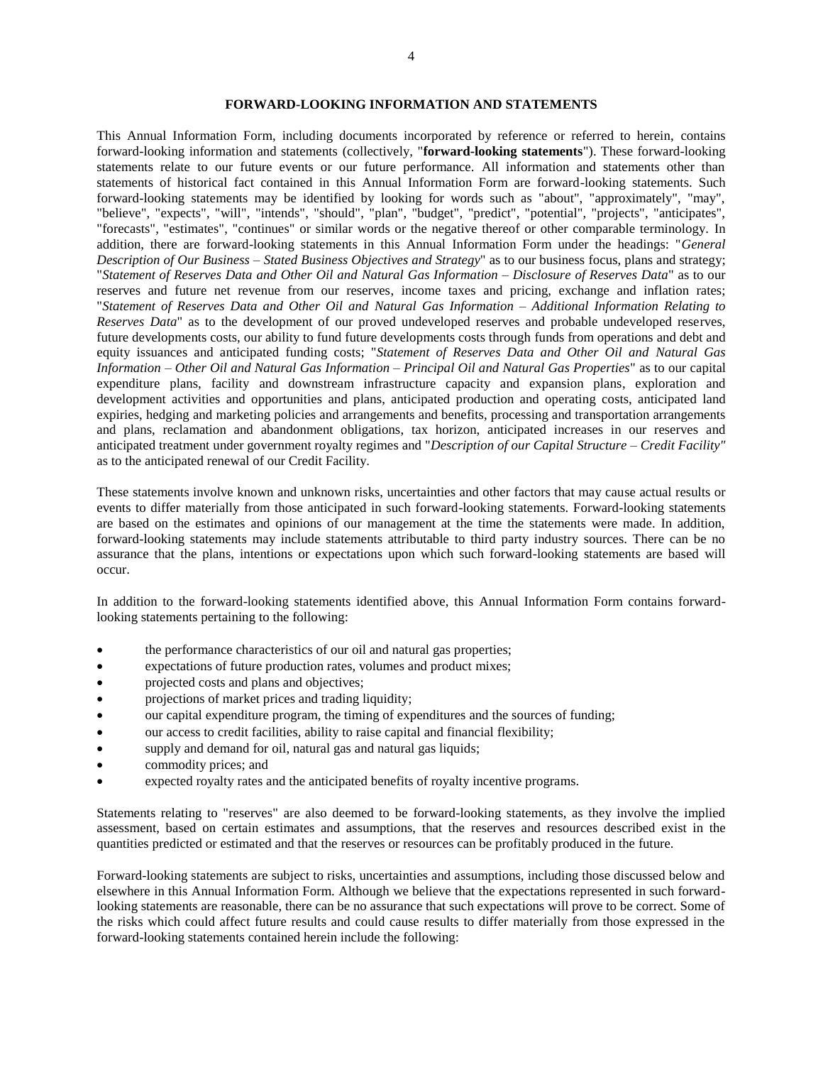## FORWARD-LOOKING INFORMATION AND STATEMENTS

This Annual Information Form, including documents incorporated by reference or referred to herein, contains forward-looking information and statements (collectively, "**forward-looking statements**"). These forward-looking statements relate to our future events or our future performance. All information and statements other than statements of historical fact contained in this Annual Information Form are forward-looking statements. Such forward-looking statements may be identified by looking for words such as "about", "approximately", "may", "believe", "expects", "will", "intends", "should", "plan", "budget", "predict", "potential", "projects", "anticipates", "forecasts", "estimates", "continues" or similar words or the negative thereof or other comparable terminology. In addition, there are forward-looking statements in this Annual Information Form under the headings: "*General Description of Our Business – Stated Business Objectives and Strategy*" as to our business focus, plans and strategy; "*Statement of Reserves Data and Other Oil and Natural Gas Information – Disclosure of Reserves Data*" as to our reserves and future net revenue from our reserves, income taxes and pricing, exchange and inflation rates; "*Statement of Reserves Data and Other Oil and Natural Gas Information – Additional Information Relating to Reserves Data*" as to the development of our proved undeveloped reserves and probable undeveloped reserves, future developments costs, our ability to fund future developments costs through funds from operations and debt and equity issuances and anticipated funding costs; "*Statement of Reserves Data and Other Oil and Natural Gas Information – Other Oil and Natural Gas Information – Principal Oil and Natural Gas Properties*" as to our capital expenditure plans, facility and downstream infrastructure capacity and expansion plans, exploration and development activities and opportunities and plans, anticipated production and operating costs, anticipated land expiries, hedging and marketing policies and arrangements and benefits, processing and transportation arrangements and plans, reclamation and abandonment obligations, tax horizon, anticipated increases in our reserves and anticipated treatment under government royalty regimes and "*Description of our Capital Structure – Credit Facility*" as to the anticipated renewal of our Credit Facility.

These statements involve known and unknown risks, uncertainties and other factors that may cause actual results or events to differ materially from those anticipated in such forward-looking statements. Forward-looking statements are based on the estimates and opinions of our management at the time the statements were made. In addition, forward-looking statements may include statements attributable to third party industry sources. There can be no assurance that the plans, intentions or expectations upon which such forward-looking statements are based will occur.

In addition to the forward-looking statements identified above, this Annual Information Form contains forward-looking statements pertaining to the following:

- the performance characteristics of our oil and natural gas properties;
- expectations of future production rates, volumes and product mixes;
- projected costs and plans and objectives;
- projections of market prices and trading liquidity;
- our capital expenditure program, the timing of expenditures and the sources of funding;
- our access to credit facilities, ability to raise capital and financial flexibility;
- supply and demand for oil, natural gas and natural gas liquids;
- commodity prices; and
- expected royalty rates and the anticipated benefits of royalty incentive programs.

Statements relating to "reserves" are also deemed to be forward-looking statements, as they involve the implied assessment, based on certain estimates and assumptions, that the reserves and resources described exist in the quantities predicted or estimated and that the reserves or resources can be profitably produced in the future.

Forward-looking statements are subject to risks, uncertainties and assumptions, including those discussed below and elsewhere in this Annual Information Form. Although we believe that the expectations represented in such forward-looking statements are reasonable, there can be no assurance that such expectations will prove to be correct. Some of the risks which could affect future results and could cause results to differ materially from those expressed in the forward-looking statements contained herein include the following: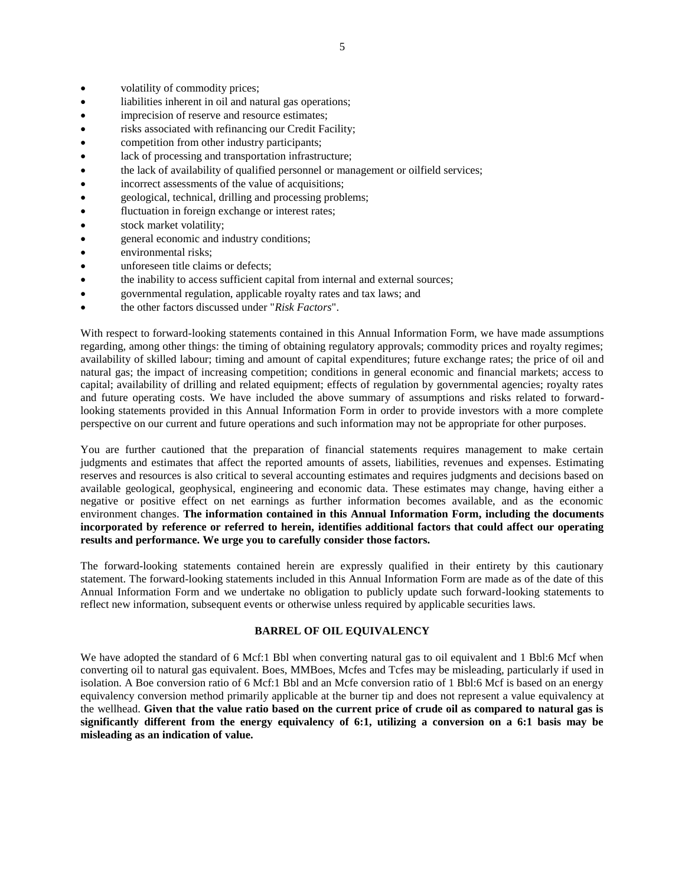- volatility of commodity prices;
- liabilities inherent in oil and natural gas operations;
- imprecision of reserve and resource estimates;
- risks associated with refinancing our Credit Facility;
- competition from other industry participants;
- lack of processing and transportation infrastructure;
- the lack of availability of qualified personnel or management or oilfield services;
- incorrect assessments of the value of acquisitions;
- geological, technical, drilling and processing problems;
- fluctuation in foreign exchange or interest rates;
- stock market volatility;
- general economic and industry conditions;
- environmental risks;
- unforeseen title claims or defects;
- the inability to access sufficient capital from internal and external sources;
- governmental regulation, applicable royalty rates and tax laws; and
- the other factors discussed under "*Risk Factors*".

With respect to forward-looking statements contained in this Annual Information Form, we have made assumptions regarding, among other things: the timing of obtaining regulatory approvals; commodity prices and royalty regimes; availability of skilled labour; timing and amount of capital expenditures; future exchange rates; the price of oil and natural gas; the impact of increasing competition; conditions in general economic and financial markets; access to capital; availability of drilling and related equipment; effects of regulation by governmental agencies; royalty rates and future operating costs. We have included the above summary of assumptions and risks related to forward-looking statements provided in this Annual Information Form in order to provide investors with a more complete perspective on our current and future operations and such information may not be appropriate for other purposes.

You are further cautioned that the preparation of financial statements requires management to make certain judgments and estimates that affect the reported amounts of assets, liabilities, revenues and expenses. Estimating reserves and resources is also critical to several accounting estimates and requires judgments and decisions based on available geological, geophysical, engineering and economic data. These estimates may change, having either a negative or positive effect on net earnings as further information becomes available, and as the economic environment changes. **The information contained in this Annual Information Form, including the documents incorporated by reference or referred to herein, identifies additional factors that could affect our operating results and performance. We urge you to carefully consider those factors.**

The forward-looking statements contained herein are expressly qualified in their entirety by this cautionary statement. The forward-looking statements included in this Annual Information Form are made as of the date of this Annual Information Form and we undertake no obligation to publicly update such forward-looking statements to reflect new information, subsequent events or otherwise unless required by applicable securities laws.

## BARREL OF OIL EQUIVALENCY

We have adopted the standard of 6 Mcf:1 Bbl when converting natural gas to oil equivalent and 1 Bbl:6 Mcf when converting oil to natural gas equivalent. Boes, MMBoes, Mcfes and Tcfes may be misleading, particularly if used in isolation. A Boe conversion ratio of 6 Mcf:1 Bbl and an Mcfe conversion ratio of 1 Bbl:6 Mcf is based on an energy equivalency conversion method primarily applicable at the burner tip and does not represent a value equivalency at the wellhead. **Given that the value ratio based on the current price of crude oil as compared to natural gas is significantly different from the energy equivalency of 6:1, utilizing a conversion on a 6:1 basis may be misleading as an indication of value.**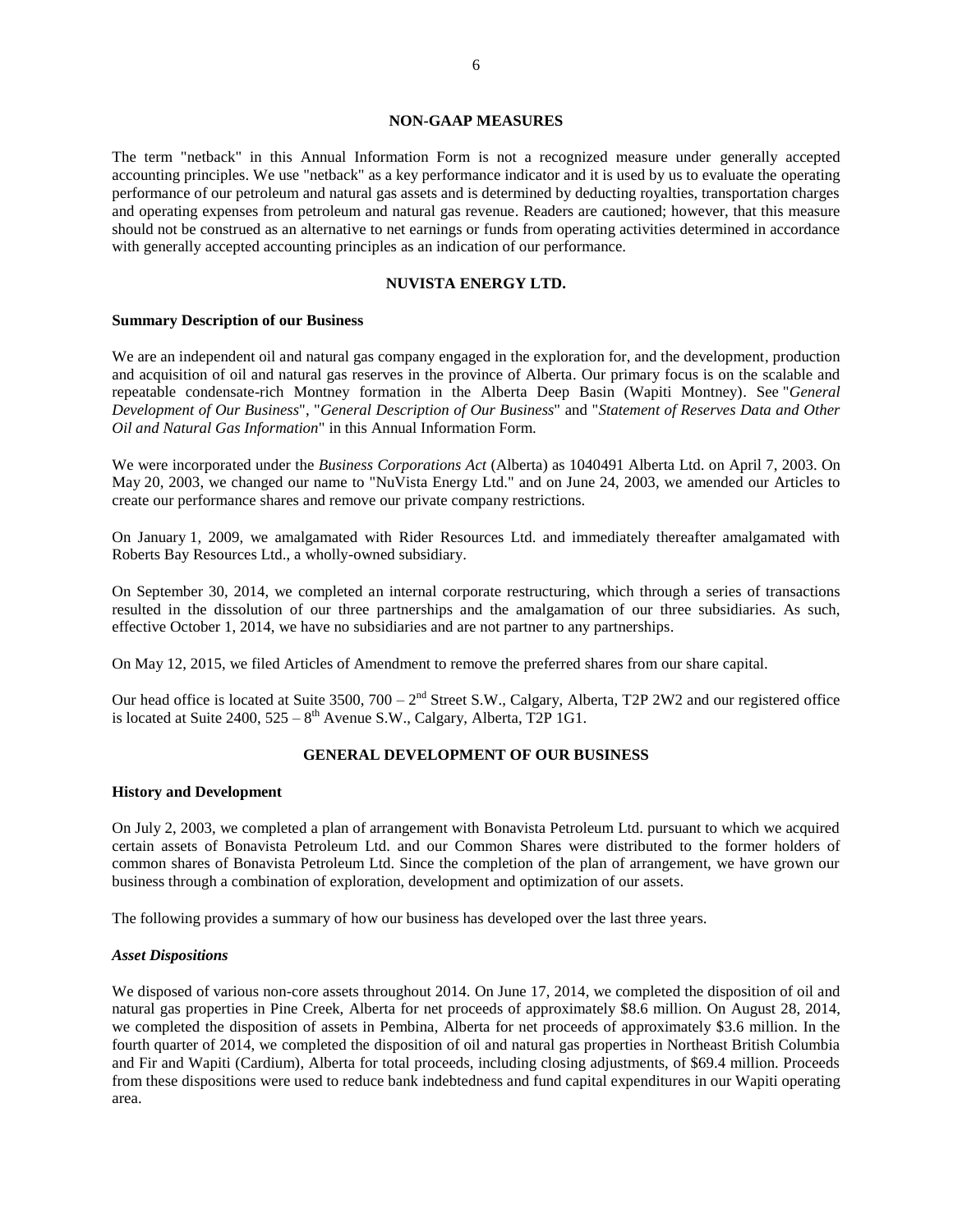## NON-GAAP MEASURES

The term "netback" in this Annual Information Form is not a recognized measure under generally accepted accounting principles. We use "netback" as a key performance indicator and it is used by us to evaluate the operating performance of our petroleum and natural gas assets and is determined by deducting royalties, transportation charges and operating expenses from petroleum and natural gas revenue. Readers are cautioned; however, that this measure should not be construed as an alternative to net earnings or funds from operating activities determined in accordance with generally accepted accounting principles as an indication of our performance.

## NUVISTA ENERGY LTD.

### Summary Description of our Business

We are an independent oil and natural gas company engaged in the exploration for, and the development, production and acquisition of oil and natural gas reserves in the province of Alberta. Our primary focus is on the scalable and repeatable condensate-rich Montney formation in the Alberta Deep Basin (Wapiti Montney). See "*General Development of Our Business*", "*General Description of Our Business*" and "*Statement of Reserves Data and Other Oil and Natural Gas Information*" in this Annual Information Form.

We were incorporated under the *Business Corporations Act* (Alberta) as 1040491 Alberta Ltd. on April 7, 2003. On May 20, 2003, we changed our name to "NuVista Energy Ltd." and on June 24, 2003, we amended our Articles to create our performance shares and remove our private company restrictions.

On January 1, 2009, we amalgamated with Rider Resources Ltd. and immediately thereafter amalgamated with Roberts Bay Resources Ltd., a wholly-owned subsidiary.

On September 30, 2014, we completed an internal corporate restructuring, which through a series of transactions resulted in the dissolution of our three partnerships and the amalgamation of our three subsidiaries. As such, effective October 1, 2014, we have no subsidiaries and are not partner to any partnerships.

On May 12, 2015, we filed Articles of Amendment to remove the preferred shares from our share capital.

Our head office is located at Suite 3500, 700 – 2nd Street S.W., Calgary, Alberta, T2P 2W2 and our registered office is located at Suite 2400, 525 – 8th Avenue S.W., Calgary, Alberta, T2P 1G1.

## GENERAL DEVELOPMENT OF OUR BUSINESS

### History and Development

On July 2, 2003, we completed a plan of arrangement with Bonavista Petroleum Ltd. pursuant to which we acquired certain assets of Bonavista Petroleum Ltd. and our Common Shares were distributed to the former holders of common shares of Bonavista Petroleum Ltd. Since the completion of the plan of arrangement, we have grown our business through a combination of exploration, development and optimization of our assets.

The following provides a summary of how our business has developed over the last three years.

#### *Asset Dispositions*

We disposed of various non-core assets throughout 2014. On June 17, 2014, we completed the disposition of oil and natural gas properties in Pine Creek, Alberta for net proceeds of approximately $8.6 million. On August 28, 2014, we completed the disposition of assets in Pembina, Alberta for net proceeds of approximately $3.6 million. In the fourth quarter of 2014, we completed the disposition of oil and natural gas properties in Northeast British Columbia and Fir and Wapiti (Cardium), Alberta for total proceeds, including closing adjustments, of $69.4 million. Proceeds from these dispositions were used to reduce bank indebtedness and fund capital expenditures in our Wapiti operating area.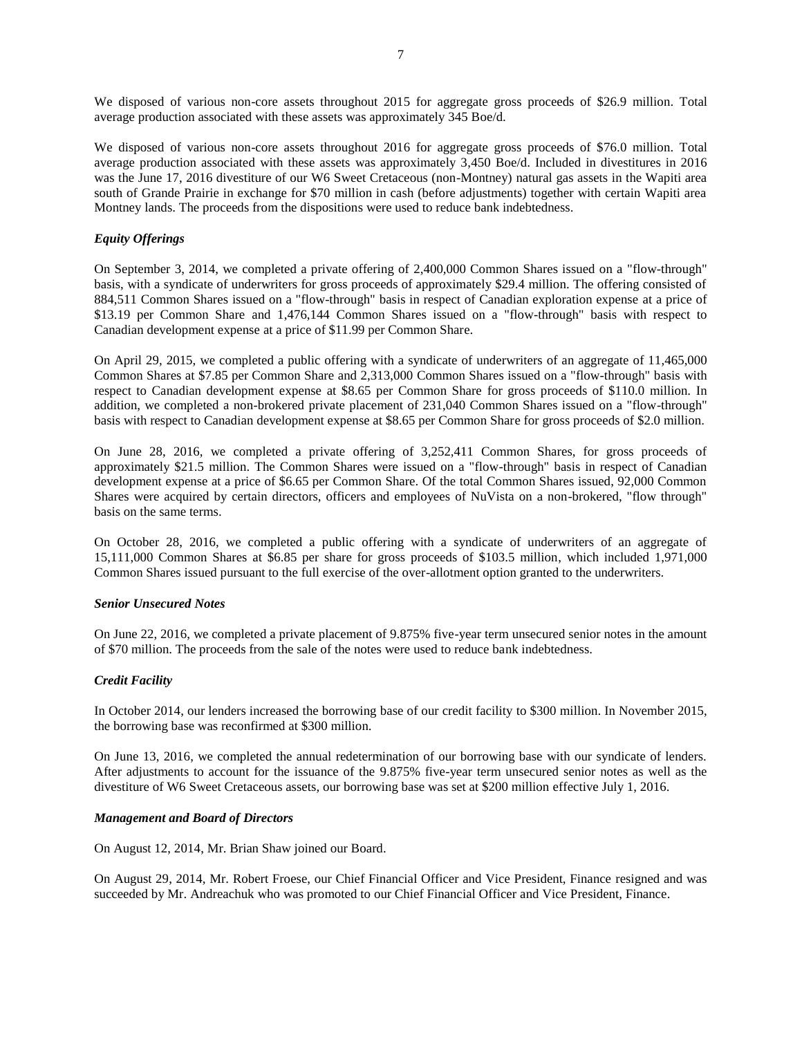We disposed of various non-core assets throughout 2015 for aggregate gross proceeds of $26.9 million. Total average production associated with these assets was approximately 345 Boe/d.

We disposed of various non-core assets throughout 2016 for aggregate gross proceeds of $76.0 million. Total average production associated with these assets was approximately 3,450 Boe/d. Included in divestitures in 2016 was the June 17, 2016 divestiture of our W6 Sweet Cretaceous (non-Montney) natural gas assets in the Wapiti area south of Grande Prairie in exchange for $70 million in cash (before adjustments) together with certain Wapiti area Montney lands. The proceeds from the dispositions were used to reduce bank indebtedness.

***Equity Offerings***

On September 3, 2014, we completed a private offering of 2,400,000 Common Shares issued on a "flow-through" basis, with a syndicate of underwriters for gross proceeds of approximately $29.4 million. The offering consisted of 884,511 Common Shares issued on a "flow-through" basis in respect of Canadian exploration expense at a price of $13.19 per Common Share and 1,476,144 Common Shares issued on a "flow-through" basis with respect to Canadian development expense at a price of $11.99 per Common Share.

On April 29, 2015, we completed a public offering with a syndicate of underwriters of an aggregate of 11,465,000 Common Shares at $7.85 per Common Share and 2,313,000 Common Shares issued on a "flow-through" basis with respect to Canadian development expense at $8.65 per Common Share for gross proceeds of $110.0 million. In addition, we completed a non-brokered private placement of 231,040 Common Shares issued on a "flow-through" basis with respect to Canadian development expense at $8.65 per Common Share for gross proceeds of $2.0 million.

On June 28, 2016, we completed a private offering of 3,252,411 Common Shares, for gross proceeds of approximately $21.5 million. The Common Shares were issued on a "flow-through" basis in respect of Canadian development expense at a price of $6.65 per Common Share. Of the total Common Shares issued, 92,000 Common Shares were acquired by certain directors, officers and employees of NuVista on a non-brokered, "flow through" basis on the same terms.

On October 28, 2016, we completed a public offering with a syndicate of underwriters of an aggregate of 15,111,000 Common Shares at $6.85 per share for gross proceeds of $103.5 million, which included 1,971,000 Common Shares issued pursuant to the full exercise of the over-allotment option granted to the underwriters.

***Senior Unsecured Notes***

On June 22, 2016, we completed a private placement of 9.875% five-year term unsecured senior notes in the amount of $70 million. The proceeds from the sale of the notes were used to reduce bank indebtedness.

***Credit Facility***

In October 2014, our lenders increased the borrowing base of our credit facility to $300 million. In November 2015, the borrowing base was reconfirmed at $300 million.

On June 13, 2016, we completed the annual redetermination of our borrowing base with our syndicate of lenders. After adjustments to account for the issuance of the 9.875% five-year term unsecured senior notes as well as the divestiture of W6 Sweet Cretaceous assets, our borrowing base was set at $200 million effective July 1, 2016.

***Management and Board of Directors***

On August 12, 2014, Mr. Brian Shaw joined our Board.

On August 29, 2014, Mr. Robert Froese, our Chief Financial Officer and Vice President, Finance resigned and was succeeded by Mr. Andreachuk who was promoted to our Chief Financial Officer and Vice President, Finance.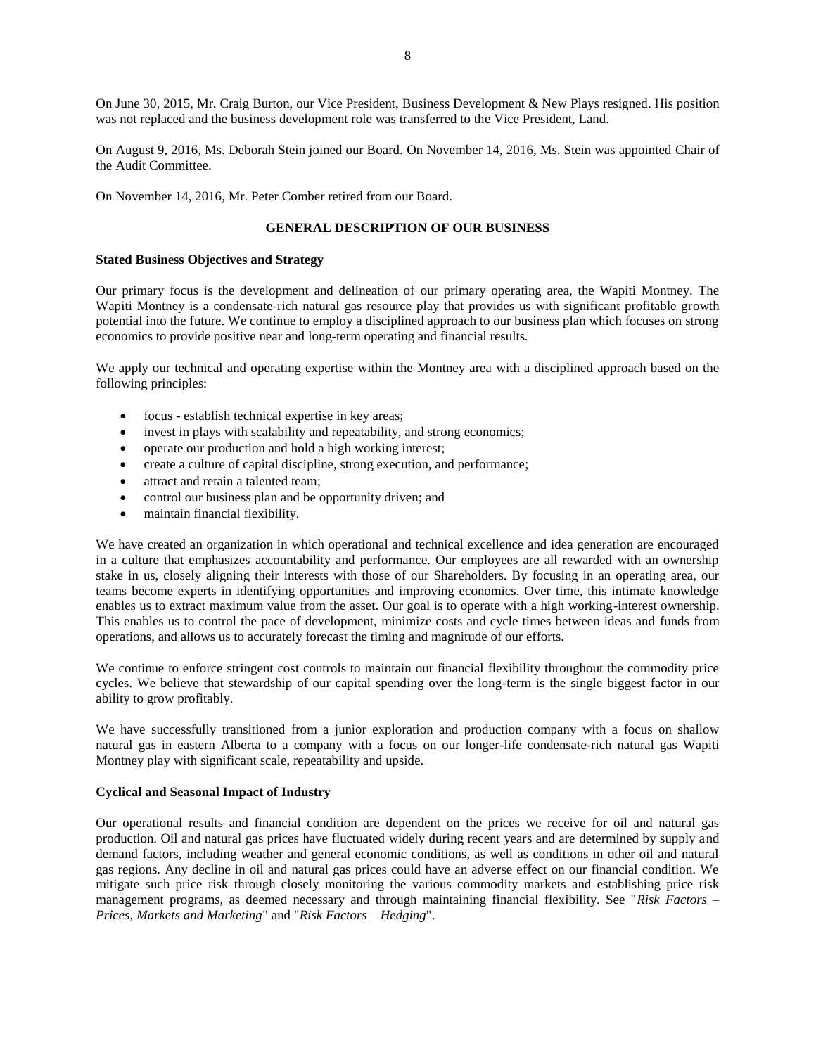On June 30, 2015, Mr. Craig Burton, our Vice President, Business Development & New Plays resigned. His position was not replaced and the business development role was transferred to the Vice President, Land.

On August 9, 2016, Ms. Deborah Stein joined our Board. On November 14, 2016, Ms. Stein was appointed Chair of the Audit Committee.

On November 14, 2016, Mr. Peter Comber retired from our Board.

## GENERAL DESCRIPTION OF OUR BUSINESS

### Stated Business Objectives and Strategy

Our primary focus is the development and delineation of our primary operating area, the Wapiti Montney. The Wapiti Montney is a condensate-rich natural gas resource play that provides us with significant profitable growth potential into the future. We continue to employ a disciplined approach to our business plan which focuses on strong economics to provide positive near and long-term operating and financial results.

We apply our technical and operating expertise within the Montney area with a disciplined approach based on the following principles:

- focus - establish technical expertise in key areas;
- invest in plays with scalability and repeatability, and strong economics;
- operate our production and hold a high working interest;
- create a culture of capital discipline, strong execution, and performance;
- attract and retain a talented team;
- control our business plan and be opportunity driven; and
- maintain financial flexibility.

We have created an organization in which operational and technical excellence and idea generation are encouraged in a culture that emphasizes accountability and performance. Our employees are all rewarded with an ownership stake in us, closely aligning their interests with those of our Shareholders. By focusing in an operating area, our teams become experts in identifying opportunities and improving economics. Over time, this intimate knowledge enables us to extract maximum value from the asset. Our goal is to operate with a high working-interest ownership. This enables us to control the pace of development, minimize costs and cycle times between ideas and funds from operations, and allows us to accurately forecast the timing and magnitude of our efforts.

We continue to enforce stringent cost controls to maintain our financial flexibility throughout the commodity price cycles. We believe that stewardship of our capital spending over the long-term is the single biggest factor in our ability to grow profitably.

We have successfully transitioned from a junior exploration and production company with a focus on shallow natural gas in eastern Alberta to a company with a focus on our longer-life condensate-rich natural gas Wapiti Montney play with significant scale, repeatability and upside.

### Cyclical and Seasonal Impact of Industry

Our operational results and financial condition are dependent on the prices we receive for oil and natural gas production. Oil and natural gas prices have fluctuated widely during recent years and are determined by supply and demand factors, including weather and general economic conditions, as well as conditions in other oil and natural gas regions. Any decline in oil and natural gas prices could have an adverse effect on our financial condition. We mitigate such price risk through closely monitoring the various commodity markets and establishing price risk management programs, as deemed necessary and through maintaining financial flexibility. See "*Risk Factors – Prices, Markets and Marketing*" and "*Risk Factors – Hedging*".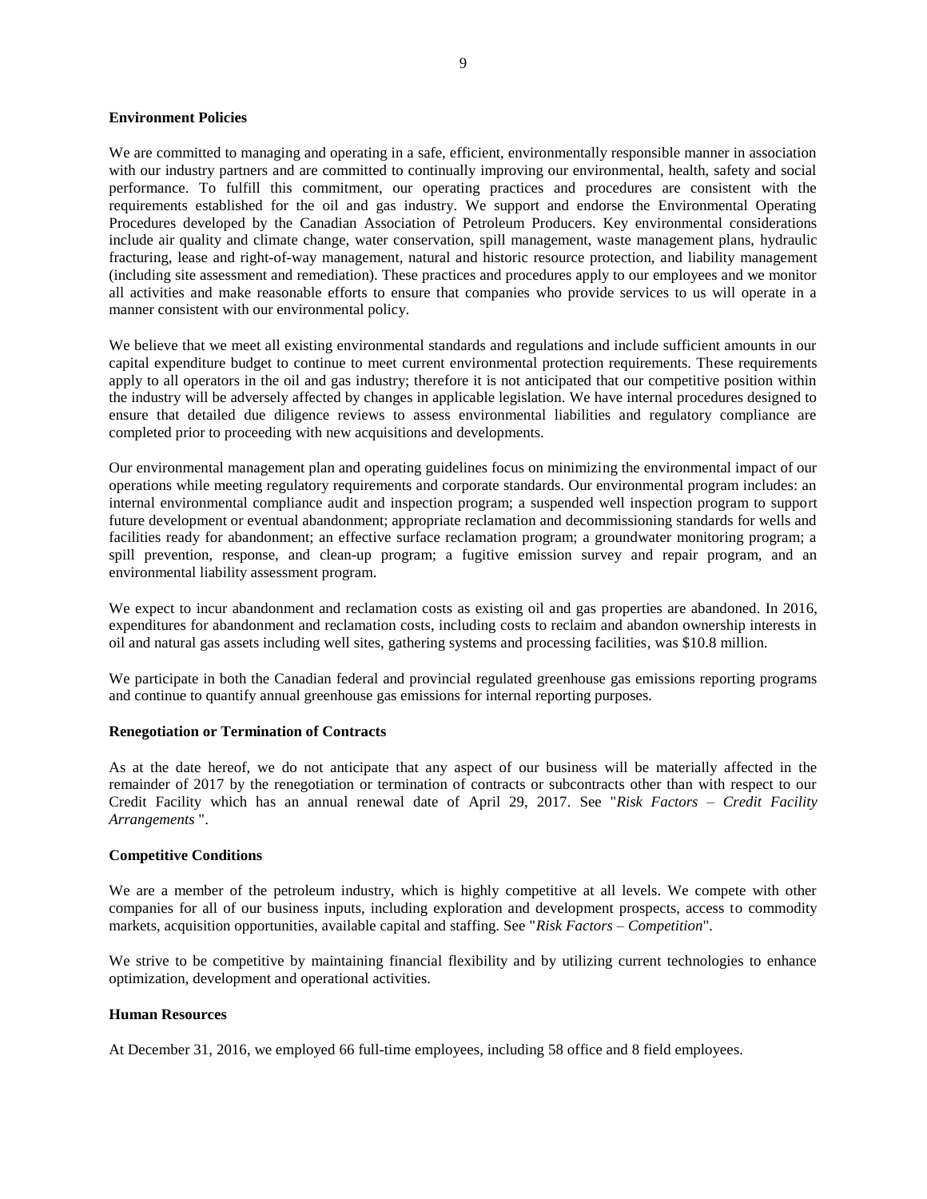**Environment Policies**

We are committed to managing and operating in a safe, efficient, environmentally responsible manner in association with our industry partners and are committed to continually improving our environmental, health, safety and social performance. To fulfill this commitment, our operating practices and procedures are consistent with the requirements established for the oil and gas industry. We support and endorse the Environmental Operating Procedures developed by the Canadian Association of Petroleum Producers. Key environmental considerations include air quality and climate change, water conservation, spill management, waste management plans, hydraulic fracturing, lease and right-of-way management, natural and historic resource protection, and liability management (including site assessment and remediation). These practices and procedures apply to our employees and we monitor all activities and make reasonable efforts to ensure that companies who provide services to us will operate in a manner consistent with our environmental policy.

We believe that we meet all existing environmental standards and regulations and include sufficient amounts in our capital expenditure budget to continue to meet current environmental protection requirements. These requirements apply to all operators in the oil and gas industry; therefore it is not anticipated that our competitive position within the industry will be adversely affected by changes in applicable legislation. We have internal procedures designed to ensure that detailed due diligence reviews to assess environmental liabilities and regulatory compliance are completed prior to proceeding with new acquisitions and developments.

Our environmental management plan and operating guidelines focus on minimizing the environmental impact of our operations while meeting regulatory requirements and corporate standards. Our environmental program includes: an internal environmental compliance audit and inspection program; a suspended well inspection program to support future development or eventual abandonment; appropriate reclamation and decommissioning standards for wells and facilities ready for abandonment; an effective surface reclamation program; a groundwater monitoring program; a spill prevention, response, and clean-up program; a fugitive emission survey and repair program, and an environmental liability assessment program.

We expect to incur abandonment and reclamation costs as existing oil and gas properties are abandoned. In 2016, expenditures for abandonment and reclamation costs, including costs to reclaim and abandon ownership interests in oil and natural gas assets including well sites, gathering systems and processing facilities, was $10.8 million.

We participate in both the Canadian federal and provincial regulated greenhouse gas emissions reporting programs and continue to quantify annual greenhouse gas emissions for internal reporting purposes.

**Renegotiation or Termination of Contracts**

As at the date hereof, we do not anticipate that any aspect of our business will be materially affected in the remainder of 2017 by the renegotiation or termination of contracts or subcontracts other than with respect to our Credit Facility which has an annual renewal date of April 29, 2017. See "*Risk Factors – Credit Facility Arrangements* ".

**Competitive Conditions**

We are a member of the petroleum industry, which is highly competitive at all levels. We compete with other companies for all of our business inputs, including exploration and development prospects, access to commodity markets, acquisition opportunities, available capital and staffing. See "*Risk Factors – Competition*".

We strive to be competitive by maintaining financial flexibility and by utilizing current technologies to enhance optimization, development and operational activities.

**Human Resources**

At December 31, 2016, we employed 66 full-time employees, including 58 office and 8 field employees.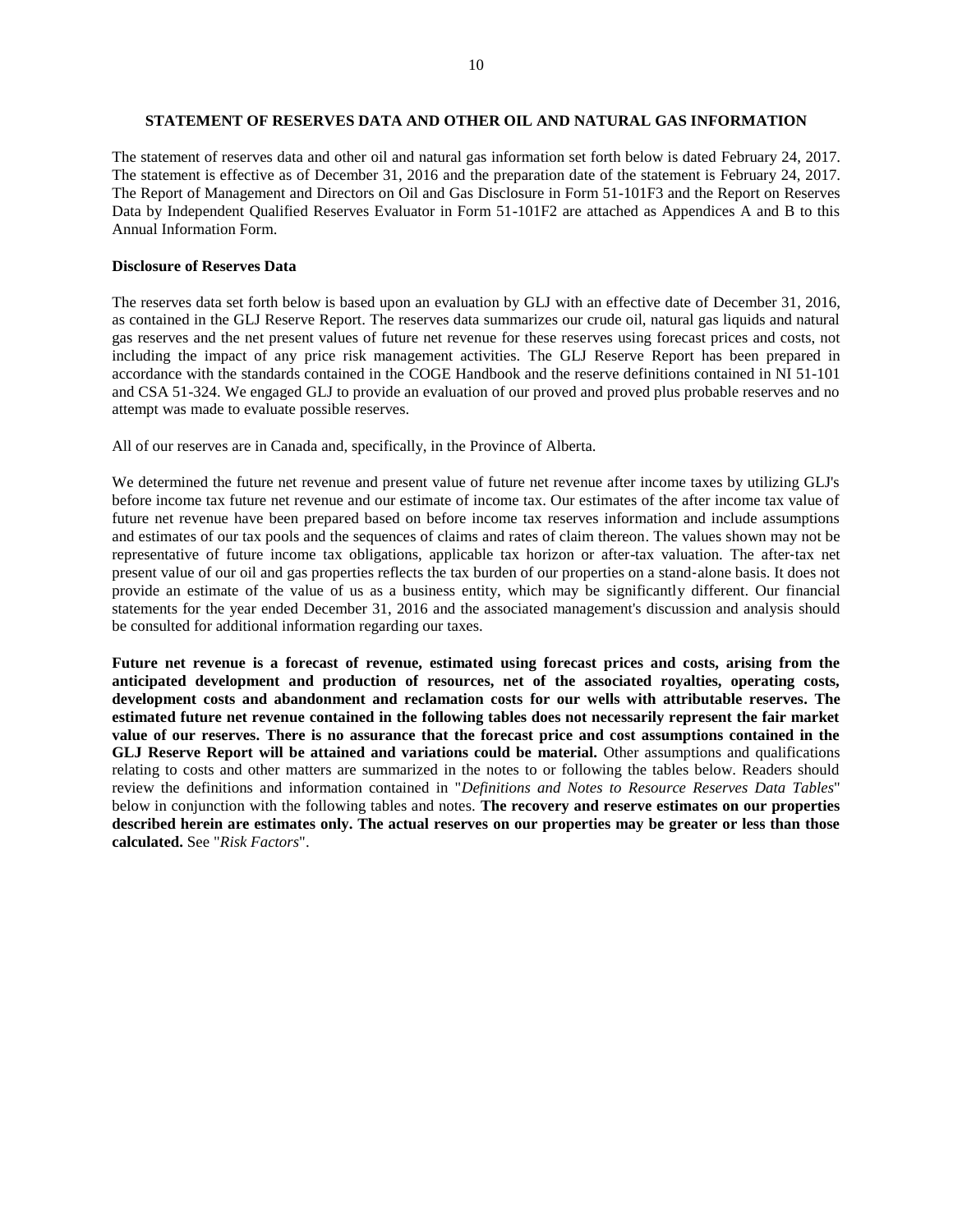## STATEMENT OF RESERVES DATA AND OTHER OIL AND NATURAL GAS INFORMATION

The statement of reserves data and other oil and natural gas information set forth below is dated February 24, 2017. The statement is effective as of December 31, 2016 and the preparation date of the statement is February 24, 2017. The Report of Management and Directors on Oil and Gas Disclosure in Form 51-101F3 and the Report on Reserves Data by Independent Qualified Reserves Evaluator in Form 51-101F2 are attached as Appendices A and B to this Annual Information Form.

### Disclosure of Reserves Data

The reserves data set forth below is based upon an evaluation by GLJ with an effective date of December 31, 2016, as contained in the GLJ Reserve Report. The reserves data summarizes our crude oil, natural gas liquids and natural gas reserves and the net present values of future net revenue for these reserves using forecast prices and costs, not including the impact of any price risk management activities. The GLJ Reserve Report has been prepared in accordance with the standards contained in the COGE Handbook and the reserve definitions contained in NI 51-101 and CSA 51-324. We engaged GLJ to provide an evaluation of our proved and proved plus probable reserves and no attempt was made to evaluate possible reserves.

All of our reserves are in Canada and, specifically, in the Province of Alberta.

We determined the future net revenue and present value of future net revenue after income taxes by utilizing GLJ's before income tax future net revenue and our estimate of income tax. Our estimates of the after income tax value of future net revenue have been prepared based on before income tax reserves information and include assumptions and estimates of our tax pools and the sequences of claims and rates of claim thereon. The values shown may not be representative of future income tax obligations, applicable tax horizon or after-tax valuation. The after-tax net present value of our oil and gas properties reflects the tax burden of our properties on a stand-alone basis. It does not provide an estimate of the value of us as a business entity, which may be significantly different. Our financial statements for the year ended December 31, 2016 and the associated management's discussion and analysis should be consulted for additional information regarding our taxes.

**Future net revenue is a forecast of revenue, estimated using forecast prices and costs, arising from the anticipated development and production of resources, net of the associated royalties, operating costs, development costs and abandonment and reclamation costs for our wells with attributable reserves. The estimated future net revenue contained in the following tables does not necessarily represent the fair market value of our reserves. There is no assurance that the forecast price and cost assumptions contained in the GLJ Reserve Report will be attained and variations could be material.** Other assumptions and qualifications relating to costs and other matters are summarized in the notes to or following the tables below. Readers should review the definitions and information contained in "*Definitions and Notes to Resource Reserves Data Tables*" below in conjunction with the following tables and notes. **The recovery and reserve estimates on our properties described herein are estimates only. The actual reserves on our properties may be greater or less than those calculated.** See "*Risk Factors*".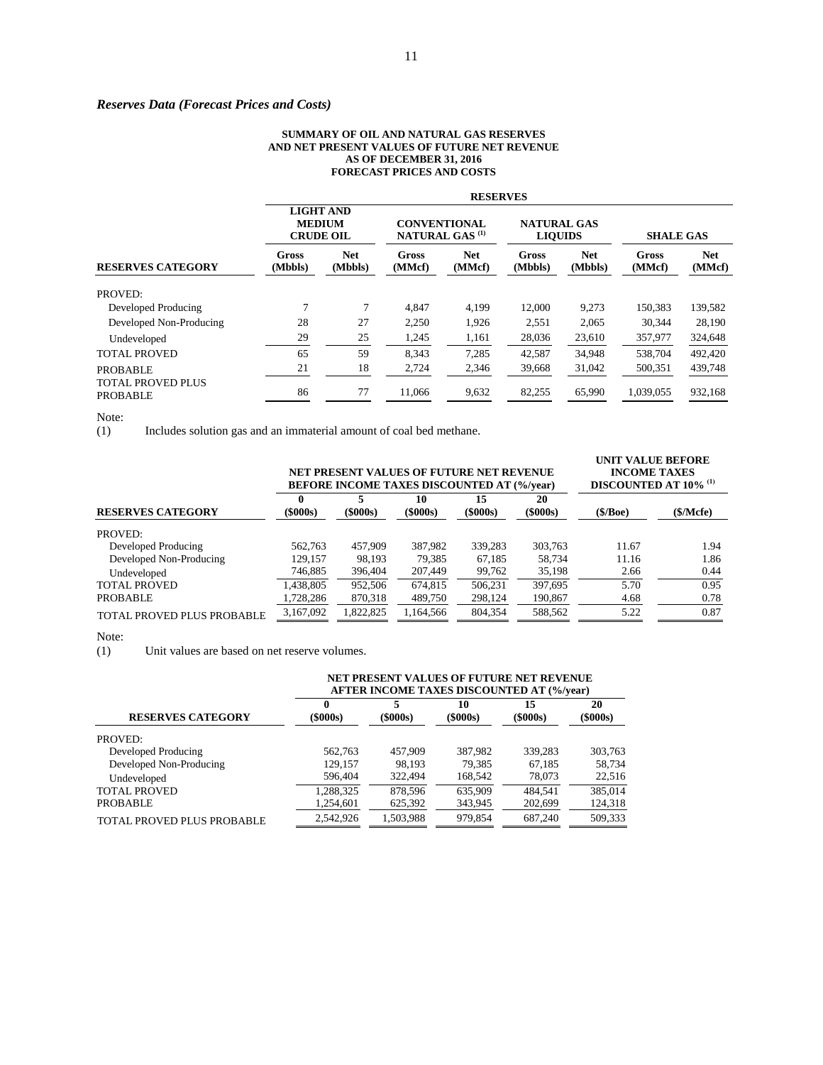## *Reserves Data (Forecast Prices and Costs)*

**SUMMARY OF OIL AND NATURAL GAS RESERVES AND NET PRESENT VALUES OF FUTURE NET REVENUE AS OF DECEMBER 31, 2016 FORECAST PRICES AND COSTS**

| | RESERVES | | | | | | | |
|---|---|---|---|---|---|---|---|---|
| | LIGHT AND MEDIUM CRUDE OIL | | CONVENTIONAL NATURAL GAS [(1)] | | NATURAL GAS LIQUIDS | | SHALE GAS | |
| **RESERVES CATEGORY** | Gross (Mbbls) | Net (Mbbls) | Gross (MMcf) | Net (MMcf) | Gross (Mbbls) | Net (Mbbls) | Gross (MMcf) | Net (MMcf) |
| PROVED: | | | | | | | | |
| Developed Producing | 7 | 7 | 4,847 | 4,199 | 12,000 | 9,273 | 150,383 | 139,582 |
| Developed Non-Producing | 28 | 27 | 2,250 | 1,926 | 2,551 | 2,065 | 30,344 | 28,190 |
| Undeveloped | 29 | 25 | 1,245 | 1,161 | 28,036 | 23,610 | 357,977 | 324,648 |
| TOTAL PROVED | 65 | 59 | 8,343 | 7,285 | 42,587 | 34,948 | 538,704 | 492,420 |
| PROBABLE | 21 | 18 | 2,724 | 2,346 | 39,668 | 31,042 | 500,351 | 439,748 |
| TOTAL PROVED PLUS PROBABLE | 86 | 77 | 11,066 | 9,632 | 82,255 | 65,990 | 1,039,055 | 932,168 |

Note:
(1) Includes solution gas and an immaterial amount of coal bed methane.

| | NET PRESENT VALUES OF FUTURE NET REVENUE BEFORE INCOME TAXES DISCOUNTED AT (%/year) | | | | | UNIT VALUE BEFORE INCOME TAXES DISCOUNTED AT 10% [(1)] | |
|---|---|---|---|---|---|---|---|
| **RESERVES CATEGORY** | 0 ($000s) | 5 ($000s) | 10 ($000s) | 15 ($000s) | 20 ($000s) | ($/Boe) | ($/Mcfe) |
| PROVED: | | | | | | | |
| Developed Producing | 562,763 | 457,909 | 387,982 | 339,283 | 303,763 | 11.67 | 1.94 |
| Developed Non-Producing | 129,157 | 98,193 | 79,385 | 67,185 | 58,734 | 11.16 | 1.86 |
| Undeveloped | 746,885 | 396,404 | 207,449 | 99,762 | 35,198 | 2.66 | 0.44 |
| TOTAL PROVED | 1,438,805 | 952,506 | 674,815 | 506,231 | 397,695 | 5.70 | 0.95 |
| PROBABLE | 1,728,286 | 870,318 | 489,750 | 298,124 | 190,867 | 4.68 | 0.78 |
| TOTAL PROVED PLUS PROBABLE | 3,167,092 | 1,822,825 | 1,164,566 | 804,354 | 588,562 | 5.22 | 0.87 |

Note:
(1) Unit values are based on net reserve volumes.

| | NET PRESENT VALUES OF FUTURE NET REVENUE AFTER INCOME TAXES DISCOUNTED AT (%/year) | | | | |
|---|---|---|---|---|---|
| **RESERVES CATEGORY** | 0 ($000s) | 5 ($000s) | 10 ($000s) | 15 ($000s) | 20 ($000s) |
| PROVED: | | | | | |
| Developed Producing | 562,763 | 457,909 | 387,982 | 339,283 | 303,763 |
| Developed Non-Producing | 129,157 | 98,193 | 79,385 | 67,185 | 58,734 |
| Undeveloped | 596,404 | 322,494 | 168,542 | 78,073 | 22,516 |
| TOTAL PROVED | 1,288,325 | 878,596 | 635,909 | 484,541 | 385,014 |
| PROBABLE | 1,254,601 | 625,392 | 343,945 | 202,699 | 124,318 |
| TOTAL PROVED PLUS PROBABLE | 2,542,926 | 1,503,988 | 979,854 | 687,240 | 509,333 |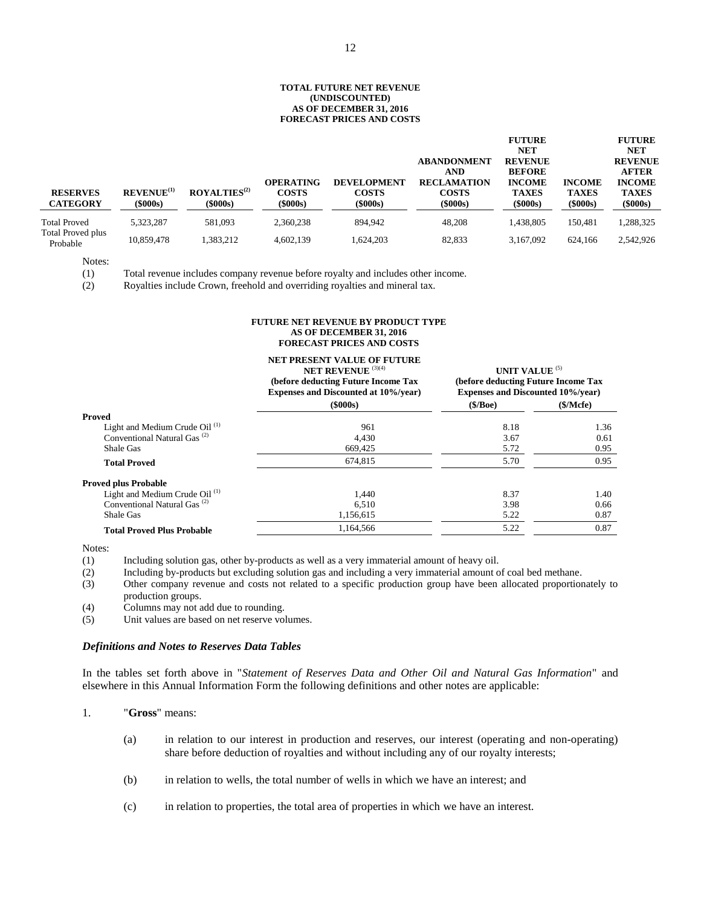**TOTAL FUTURE NET REVENUE (UNDISCOUNTED) AS OF DECEMBER 31, 2016 FORECAST PRICES AND COSTS**

| RESERVES CATEGORY | REVENUE[(1)] ($000s) | ROYALTIES[(2)] ($000s) | OPERATING COSTS ($000s) | DEVELOPMENT COSTS ($000s) | ABANDONMENT AND RECLAMATION COSTS ($000s) | FUTURE NET REVENUE BEFORE INCOME TAXES ($000s) | INCOME TAXES ($000s) | FUTURE NET REVENUE AFTER INCOME TAXES ($000s) |
|---|---|---|---|---|---|---|---|---|
| Total Proved | 5,323,287 | 581,093 | 2,360,238 | 894,942 | 48,208 | 1,438,805 | 150,481 | 1,288,325 |
| Total Proved plus Probable | 10,859,478 | 1,383,212 | 4,602,139 | 1,624,203 | 82,833 | 3,167,092 | 624,166 | 2,542,926 |

Notes:

(1) Total revenue includes company revenue before royalty and includes other income.

(2) Royalties include Crown, freehold and overriding royalties and mineral tax.

**FUTURE NET REVENUE BY PRODUCT TYPE AS OF DECEMBER 31, 2016 FORECAST PRICES AND COSTS**

| | NET PRESENT VALUE OF FUTURE NET REVENUE [(3)(4)] (before deducting Future Income Tax Expenses and Discounted at 10%/year) | UNIT VALUE [(5)] (before deducting Future Income Tax Expenses and Discounted 10%/year) | |
|---|---|---|---|
| | ($000s) | ($/Boe) | ($/Mcfe) |
| **Proved** | | | |
| Light and Medium Crude Oil [(1)] | 961 | 8.18 | 1.36 |
| Conventional Natural Gas [(2)] | 4,430 | 3.67 | 0.61 |
| Shale Gas | 669,425 | 5.72 | 0.95 |
| **Total Proved** | 674,815 | 5.70 | 0.95 |
| **Proved plus Probable** | | | |
| Light and Medium Crude Oil [(1)] | 1,440 | 8.37 | 1.40 |
| Conventional Natural Gas [(2)] | 6,510 | 3.98 | 0.66 |
| Shale Gas | 1,156,615 | 5.22 | 0.87 |
| **Total Proved Plus Probable** | 1,164,566 | 5.22 | 0.87 |

Notes:

(1) Including solution gas, other by-products as well as a very immaterial amount of heavy oil.

(2) Including by-products but excluding solution gas and including a very immaterial amount of coal bed methane.

(3) Other company revenue and costs not related to a specific production group have been allocated proportionately to production groups.

(4) Columns may not add due to rounding.

(5) Unit values are based on net reserve volumes.

### *Definitions and Notes to Reserves Data Tables*

In the tables set forth above in "*Statement of Reserves Data and Other Oil and Natural Gas Information*" and elsewhere in this Annual Information Form the following definitions and other notes are applicable:

1. "**Gross**" means:

   (a) in relation to our interest in production and reserves, our interest (operating and non-operating) share before deduction of royalties and without including any of our royalty interests;

   (b) in relation to wells, the total number of wells in which we have an interest; and

   (c) in relation to properties, the total area of properties in which we have an interest.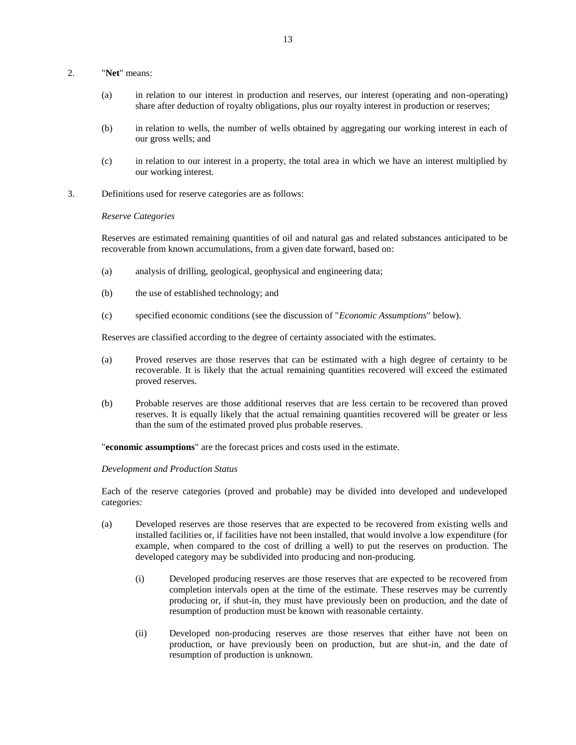2. "**Net**" means:

   (a) in relation to our interest in production and reserves, our interest (operating and non-operating) share after deduction of royalty obligations, plus our royalty interest in production or reserves;

   (b) in relation to wells, the number of wells obtained by aggregating our working interest in each of our gross wells; and

   (c) in relation to our interest in a property, the total area in which we have an interest multiplied by our working interest.

3. Definitions used for reserve categories are as follows:

   *Reserve Categories*

   Reserves are estimated remaining quantities of oil and natural gas and related substances anticipated to be recoverable from known accumulations, from a given date forward, based on:

   (a) analysis of drilling, geological, geophysical and engineering data;

   (b) the use of established technology; and

   (c) specified economic conditions (see the discussion of "*Economic Assumptions*" below).

   Reserves are classified according to the degree of certainty associated with the estimates.

   (a) Proved reserves are those reserves that can be estimated with a high degree of certainty to be recoverable. It is likely that the actual remaining quantities recovered will exceed the estimated proved reserves.

   (b) Probable reserves are those additional reserves that are less certain to be recovered than proved reserves. It is equally likely that the actual remaining quantities recovered will be greater or less than the sum of the estimated proved plus probable reserves.

   "**economic assumptions**" are the forecast prices and costs used in the estimate.

   *Development and Production Status*

   Each of the reserve categories (proved and probable) may be divided into developed and undeveloped categories:

   (a) Developed reserves are those reserves that are expected to be recovered from existing wells and installed facilities or, if facilities have not been installed, that would involve a low expenditure (for example, when compared to the cost of drilling a well) to put the reserves on production. The developed category may be subdivided into producing and non-producing.

      (i) Developed producing reserves are those reserves that are expected to be recovered from completion intervals open at the time of the estimate. These reserves may be currently producing or, if shut-in, they must have previously been on production, and the date of resumption of production must be known with reasonable certainty.

      (ii) Developed non-producing reserves are those reserves that either have not been on production, or have previously been on production, but are shut-in, and the date of resumption of production is unknown.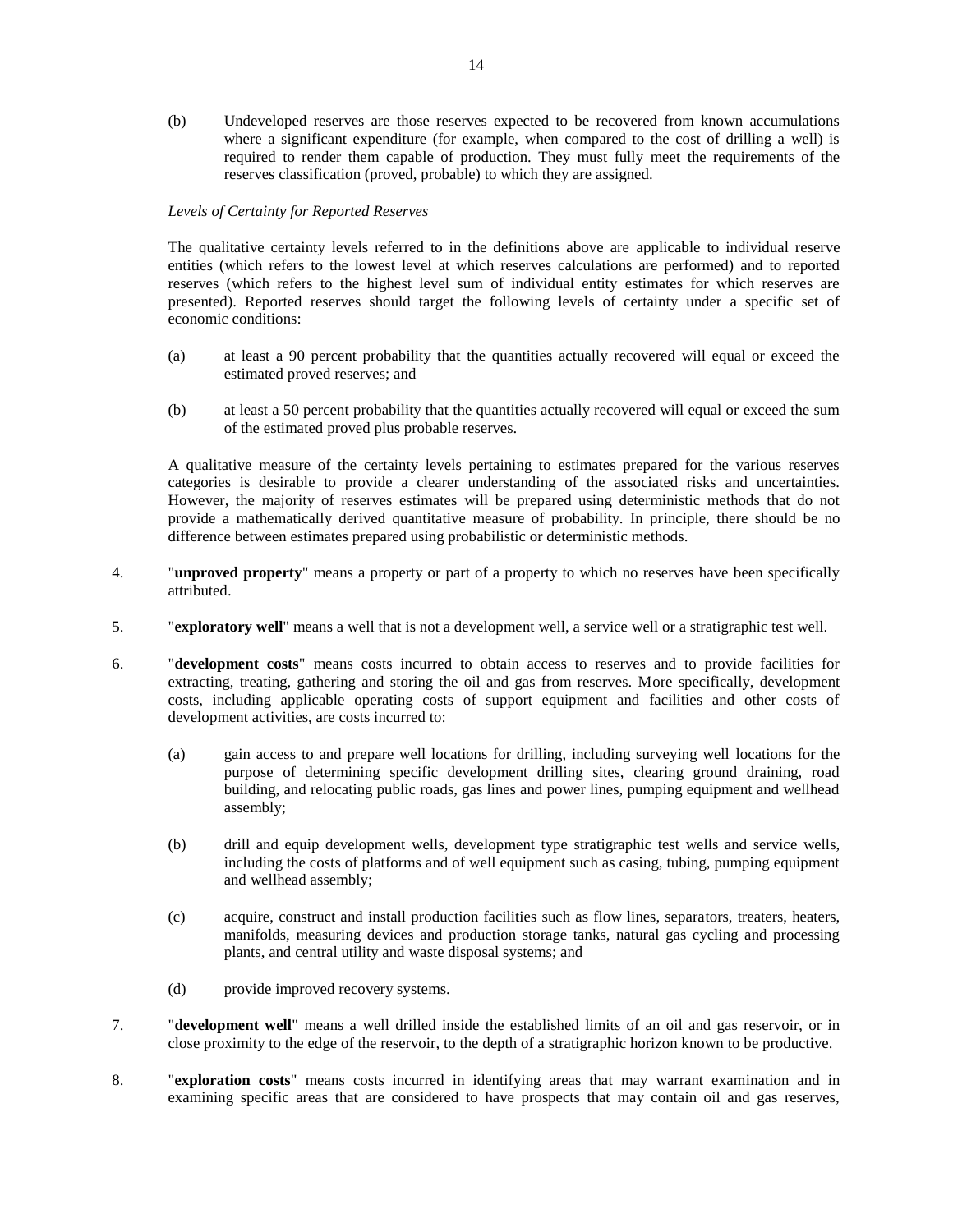(b) Undeveloped reserves are those reserves expected to be recovered from known accumulations where a significant expenditure (for example, when compared to the cost of drilling a well) is required to render them capable of production. They must fully meet the requirements of the reserves classification (proved, probable) to which they are assigned.

*Levels of Certainty for Reported Reserves*

The qualitative certainty levels referred to in the definitions above are applicable to individual reserve entities (which refers to the lowest level at which reserves calculations are performed) and to reported reserves (which refers to the highest level sum of individual entity estimates for which reserves are presented). Reported reserves should target the following levels of certainty under a specific set of economic conditions:

(a) at least a 90 percent probability that the quantities actually recovered will equal or exceed the estimated proved reserves; and

(b) at least a 50 percent probability that the quantities actually recovered will equal or exceed the sum of the estimated proved plus probable reserves.

A qualitative measure of the certainty levels pertaining to estimates prepared for the various reserves categories is desirable to provide a clearer understanding of the associated risks and uncertainties. However, the majority of reserves estimates will be prepared using deterministic methods that do not provide a mathematically derived quantitative measure of probability. In principle, there should be no difference between estimates prepared using probabilistic or deterministic methods.

4. "**unproved property**" means a property or part of a property to which no reserves have been specifically attributed.

5. "**exploratory well**" means a well that is not a development well, a service well or a stratigraphic test well.

6. "**development costs**" means costs incurred to obtain access to reserves and to provide facilities for extracting, treating, gathering and storing the oil and gas from reserves. More specifically, development costs, including applicable operating costs of support equipment and facilities and other costs of development activities, are costs incurred to:

   (a) gain access to and prepare well locations for drilling, including surveying well locations for the purpose of determining specific development drilling sites, clearing ground draining, road building, and relocating public roads, gas lines and power lines, pumping equipment and wellhead assembly;

   (b) drill and equip development wells, development type stratigraphic test wells and service wells, including the costs of platforms and of well equipment such as casing, tubing, pumping equipment and wellhead assembly;

   (c) acquire, construct and install production facilities such as flow lines, separators, treaters, heaters, manifolds, measuring devices and production storage tanks, natural gas cycling and processing plants, and central utility and waste disposal systems; and

   (d) provide improved recovery systems.

7. "**development well**" means a well drilled inside the established limits of an oil and gas reservoir, or in close proximity to the edge of the reservoir, to the depth of a stratigraphic horizon known to be productive.

8. "**exploration costs**" means costs incurred in identifying areas that may warrant examination and in examining specific areas that are considered to have prospects that may contain oil and gas reserves,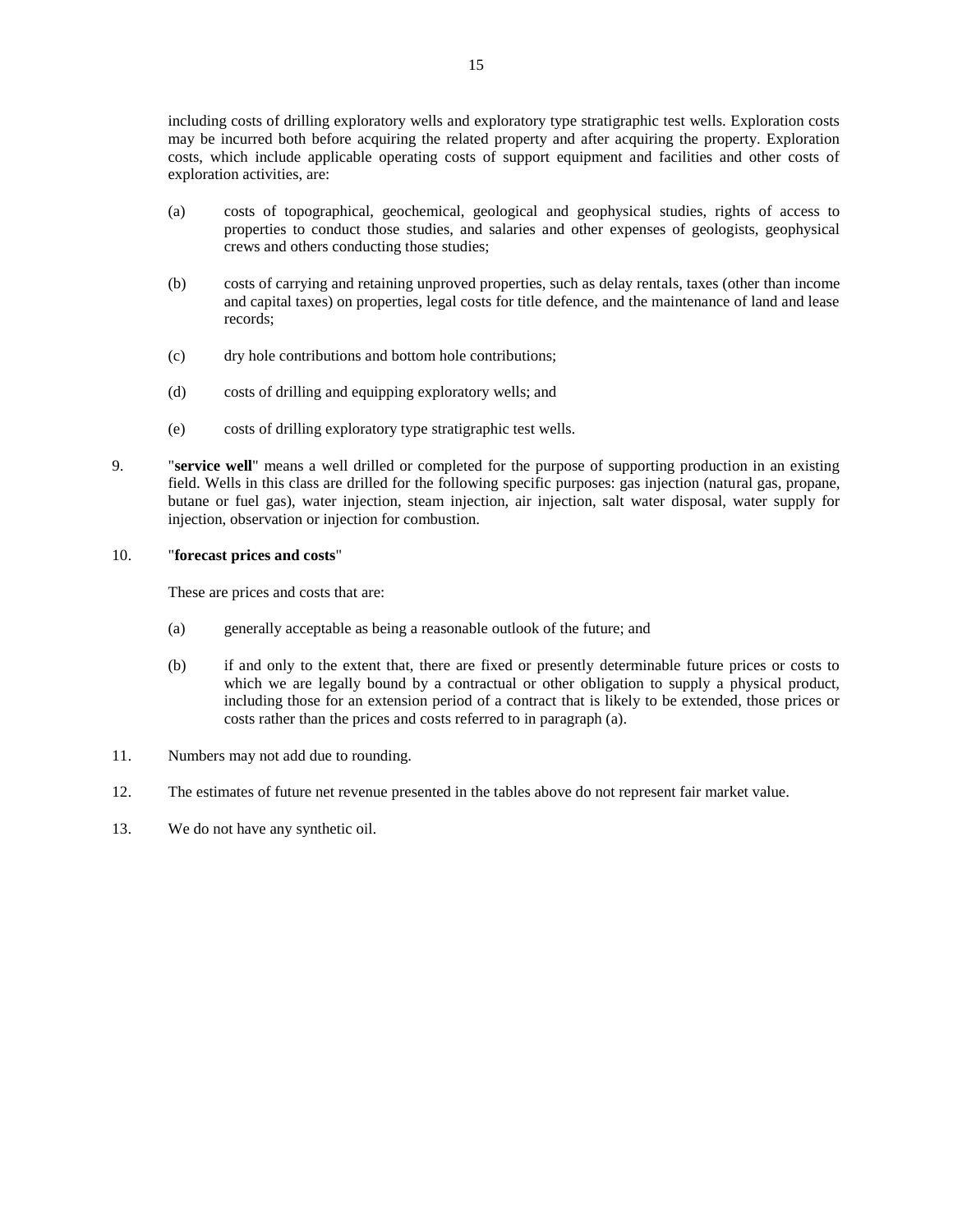including costs of drilling exploratory wells and exploratory type stratigraphic test wells. Exploration costs may be incurred both before acquiring the related property and after acquiring the property. Exploration costs, which include applicable operating costs of support equipment and facilities and other costs of exploration activities, are:

(a) costs of topographical, geochemical, geological and geophysical studies, rights of access to properties to conduct those studies, and salaries and other expenses of geologists, geophysical crews and others conducting those studies;

(b) costs of carrying and retaining unproved properties, such as delay rentals, taxes (other than income and capital taxes) on properties, legal costs for title defence, and the maintenance of land and lease records;

(c) dry hole contributions and bottom hole contributions;

(d) costs of drilling and equipping exploratory wells; and

(e) costs of drilling exploratory type stratigraphic test wells.

9. "**service well**" means a well drilled or completed for the purpose of supporting production in an existing field. Wells in this class are drilled for the following specific purposes: gas injection (natural gas, propane, butane or fuel gas), water injection, steam injection, air injection, salt water disposal, water supply for injection, observation or injection for combustion.

10. "**forecast prices and costs**"

These are prices and costs that are:

(a) generally acceptable as being a reasonable outlook of the future; and

(b) if and only to the extent that, there are fixed or presently determinable future prices or costs to which we are legally bound by a contractual or other obligation to supply a physical product, including those for an extension period of a contract that is likely to be extended, those prices or costs rather than the prices and costs referred to in paragraph (a).

11. Numbers may not add due to rounding.

12. The estimates of future net revenue presented in the tables above do not represent fair market value.

13. We do not have any synthetic oil.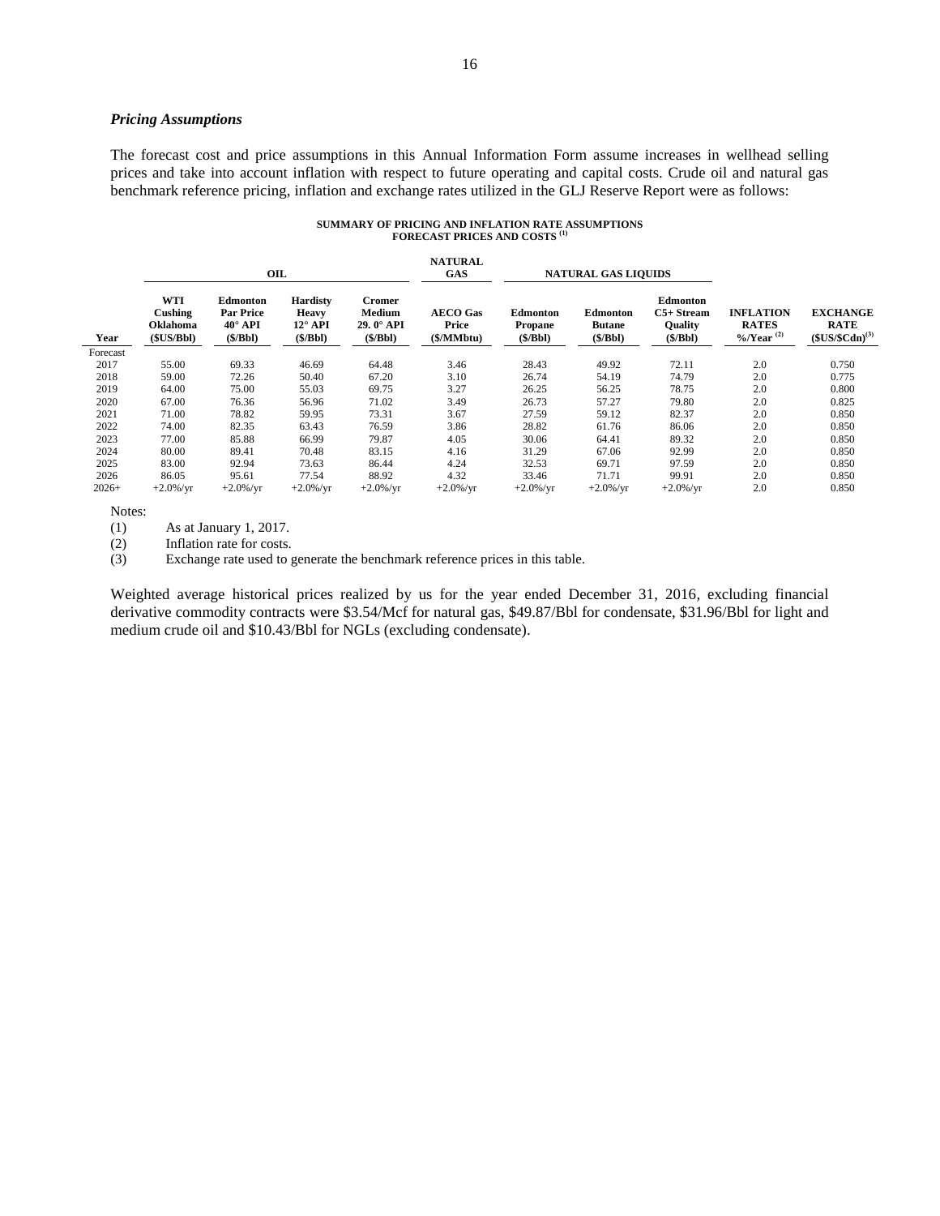### *Pricing Assumptions*

The forecast cost and price assumptions in this Annual Information Form assume increases in wellhead selling prices and take into account inflation with respect to future operating and capital costs. Crude oil and natural gas benchmark reference pricing, inflation and exchange rates utilized in the GLJ Reserve Report were as follows:

**SUMMARY OF PRICING AND INFLATION RATE ASSUMPTIONS FORECAST PRICES AND COSTS** [(1)]

| | OIL | | | | NATURAL GAS | NATURAL GAS LIQUIDS | | | | |
|---|---|---|---|---|---|---|---|---|---|---|
| Year | WTI Cushing Oklahoma ($US/Bbl) | Edmonton Par Price 40° API ($/Bbl) | Hardisty Heavy 12° API ($/Bbl) | Cromer Medium 29. 0° API ($/Bbl) | AECO Gas Price ($/MMbtu) | Edmonton Propane ($/Bbl) | Edmonton Butane ($/Bbl) | Edmonton C5+ Stream Quality ($/Bbl) | INFLATION RATES %/Year [(2)] | EXCHANGE RATE ($US/$Cdn)[(3)] |
| Forecast | | | | | | | | | | |
| 2017 | 55.00 | 69.33 | 46.69 | 64.48 | 3.46 | 28.43 | 49.92 | 72.11 | 2.0 | 0.750 |
| 2018 | 59.00 | 72.26 | 50.40 | 67.20 | 3.10 | 26.74 | 54.19 | 74.79 | 2.0 | 0.775 |
| 2019 | 64.00 | 75.00 | 55.03 | 69.75 | 3.27 | 26.25 | 56.25 | 78.75 | 2.0 | 0.800 |
| 2020 | 67.00 | 76.36 | 56.96 | 71.02 | 3.49 | 26.73 | 57.27 | 79.80 | 2.0 | 0.825 |
| 2021 | 71.00 | 78.82 | 59.95 | 73.31 | 3.67 | 27.59 | 59.12 | 82.37 | 2.0 | 0.850 |
| 2022 | 74.00 | 82.35 | 63.43 | 76.59 | 3.86 | 28.82 | 61.76 | 86.06 | 2.0 | 0.850 |
| 2023 | 77.00 | 85.88 | 66.99 | 79.87 | 4.05 | 30.06 | 64.41 | 89.32 | 2.0 | 0.850 |
| 2024 | 80.00 | 89.41 | 70.48 | 83.15 | 4.16 | 31.29 | 67.06 | 92.99 | 2.0 | 0.850 |
| 2025 | 83.00 | 92.94 | 73.63 | 86.44 | 4.24 | 32.53 | 69.71 | 97.59 | 2.0 | 0.850 |
| 2026 | 86.05 | 95.61 | 77.54 | 88.92 | 4.32 | 33.46 | 71.71 | 99.91 | 2.0 | 0.850 |
| 2026+ | +2.0%/yr | +2.0%/yr | +2.0%/yr | +2.0%/yr | +2.0%/yr | +2.0%/yr | +2.0%/yr | +2.0%/yr | 2.0 | 0.850 |

Notes:

(1) As at January 1, 2017.

(2) Inflation rate for costs.

(3) Exchange rate used to generate the benchmark reference prices in this table.

Weighted average historical prices realized by us for the year ended December 31, 2016, excluding financial derivative commodity contracts were $3.54/Mcf for natural gas, $49.87/Bbl for condensate, $31.96/Bbl for light and medium crude oil and $10.43/Bbl for NGLs (excluding condensate).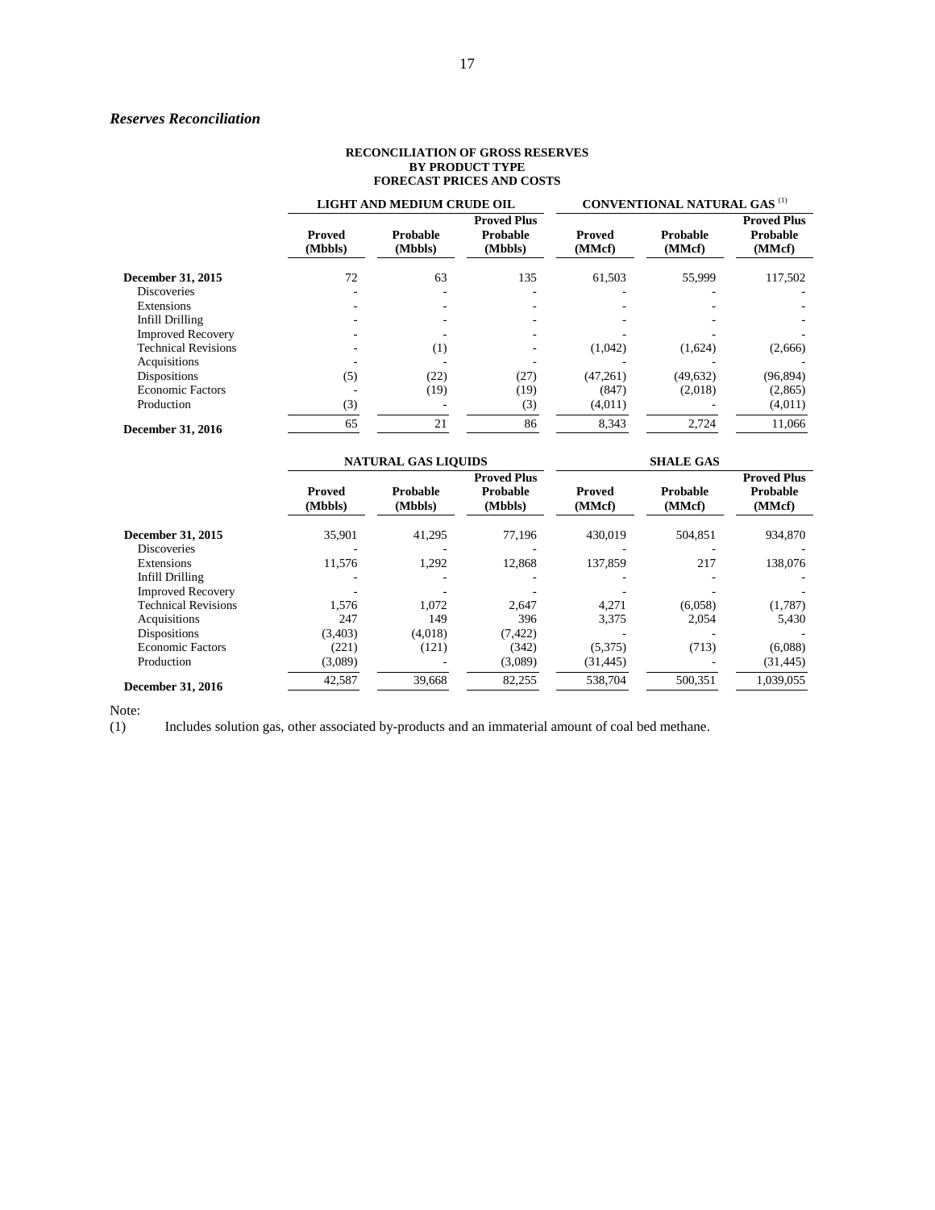### *Reserves Reconciliation*

**RECONCILIATION OF GROSS RESERVES
BY PRODUCT TYPE
FORECAST PRICES AND COSTS**

| | LIGHT AND MEDIUM CRUDE OIL | | | CONVENTIONAL NATURAL GAS [(1)] | | |
|---|---|---|---|---|---|---|
| | **Proved (Mbbls)** | **Probable (Mbbls)** | **Proved Plus Probable (Mbbls)** | **Proved (MMcf)** | **Probable (MMcf)** | **Proved Plus Probable (MMcf)** |
| **December 31, 2015** | 72 | 63 | 135 | 61,503 | 55,999 | 117,502 |
| Discoveries | - | - | - | - | - | - |
| Extensions | - | - | - | - | - | - |
| Infill Drilling | - | - | - | - | - | - |
| Improved Recovery | - | - | - | - | - | - |
| Technical Revisions | - | (1) | - | (1,042) | (1,624) | (2,666) |
| Acquisitions | - | - | - | - | - | - |
| Dispositions | (5) | (22) | (27) | (47,261) | (49,632) | (96,894) |
| Economic Factors | - | (19) | (19) | (847) | (2,018) | (2,865) |
| Production | (3) | - | (3) | (4,011) | - | (4,011) |
| **December 31, 2016** | 65 | 21 | 86 | 8,343 | 2,724 | 11,066 |

| | NATURAL GAS LIQUIDS | | | SHALE GAS | | |
|---|---|---|---|---|---|---|
| | **Proved (Mbbls)** | **Probable (Mbbls)** | **Proved Plus Probable (Mbbls)** | **Proved (MMcf)** | **Probable (MMcf)** | **Proved Plus Probable (MMcf)** |
| **December 31, 2015** | 35,901 | 41,295 | 77,196 | 430,019 | 504,851 | 934,870 |
| Discoveries | - | - | - | - | - | - |
| Extensions | 11,576 | 1,292 | 12,868 | 137,859 | 217 | 138,076 |
| Infill Drilling | - | - | - | - | - | - |
| Improved Recovery | - | - | - | - | - | - |
| Technical Revisions | 1,576 | 1,072 | 2,647 | 4,271 | (6,058) | (1,787) |
| Acquisitions | 247 | 149 | 396 | 3,375 | 2,054 | 5,430 |
| Dispositions | (3,403) | (4,018) | (7,422) | - | - | - |
| Economic Factors | (221) | (121) | (342) | (5,375) | (713) | (6,088) |
| Production | (3,089) | - | (3,089) | (31,445) | - | (31,445) |
| **December 31, 2016** | 42,587 | 39,668 | 82,255 | 538,704 | 500,351 | 1,039,055 |

Note:

(1) Includes solution gas, other associated by-products and an immaterial amount of coal bed methane.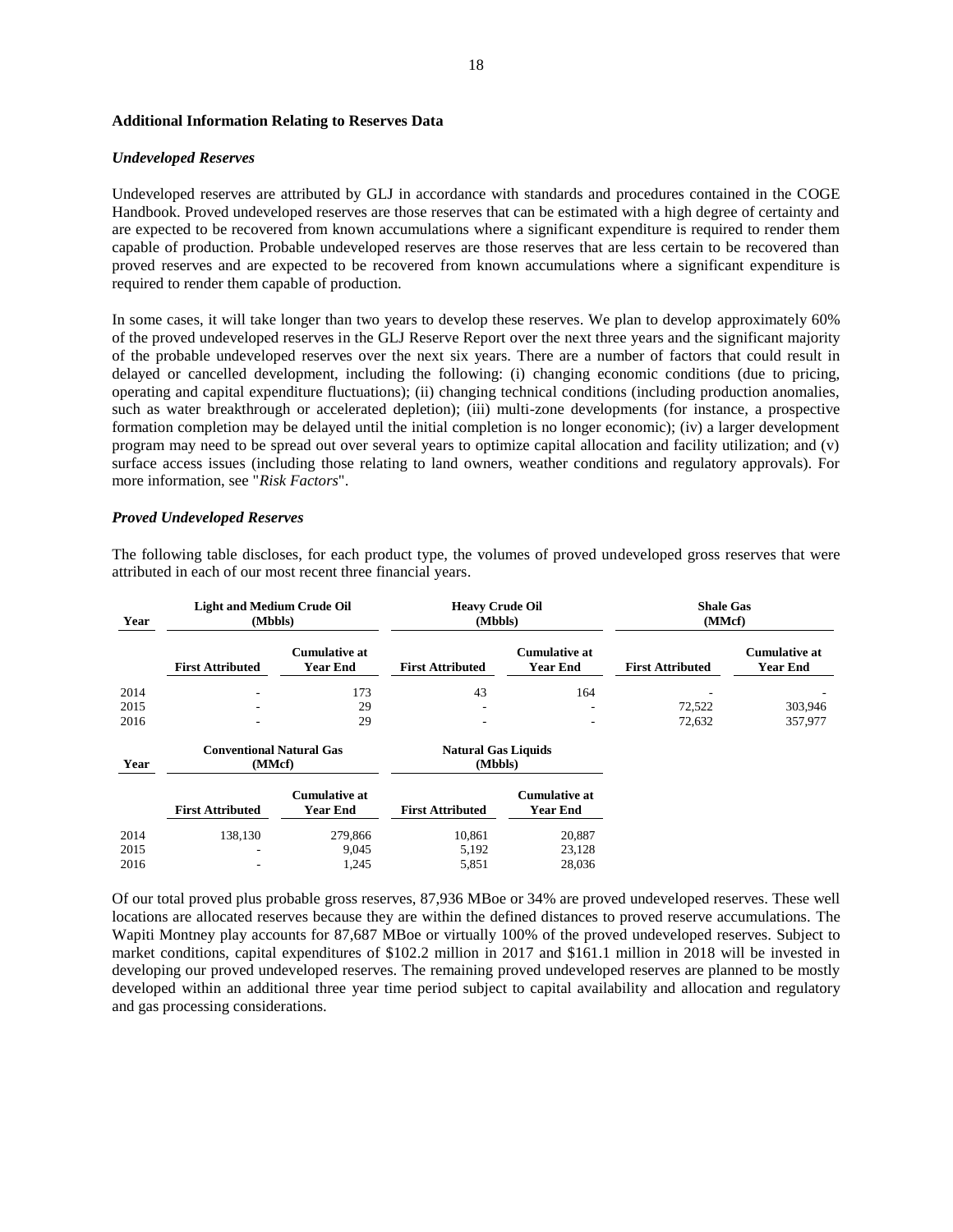### Additional Information Relating to Reserves Data

#### *Undeveloped Reserves*

Undeveloped reserves are attributed by GLJ in accordance with standards and procedures contained in the COGE Handbook. Proved undeveloped reserves are those reserves that can be estimated with a high degree of certainty and are expected to be recovered from known accumulations where a significant expenditure is required to render them capable of production. Probable undeveloped reserves are those reserves that are less certain to be recovered than proved reserves and are expected to be recovered from known accumulations where a significant expenditure is required to render them capable of production.

In some cases, it will take longer than two years to develop these reserves. We plan to develop approximately 60% of the proved undeveloped reserves in the GLJ Reserve Report over the next three years and the significant majority of the probable undeveloped reserves over the next six years. There are a number of factors that could result in delayed or cancelled development, including the following: (i) changing economic conditions (due to pricing, operating and capital expenditure fluctuations); (ii) changing technical conditions (including production anomalies, such as water breakthrough or accelerated depletion); (iii) multi-zone developments (for instance, a prospective formation completion may be delayed until the initial completion is no longer economic); (iv) a larger development program may need to be spread out over several years to optimize capital allocation and facility utilization; and (v) surface access issues (including those relating to land owners, weather conditions and regulatory approvals). For more information, see "*Risk Factors*".

#### *Proved Undeveloped Reserves*

The following table discloses, for each product type, the volumes of proved undeveloped gross reserves that were attributed in each of our most recent three financial years.

| Year | Light and Medium Crude Oil (Mbbls) | | Heavy Crude Oil (Mbbls) | | Shale Gas (MMcf) | |
|---|---|---|---|---|---|---|
| | First Attributed | Cumulative at Year End | First Attributed | Cumulative at Year End | First Attributed | Cumulative at Year End |
| 2014 | - | 173 | 43 | 164 | - | - |
| 2015 | - | 29 | - | - | 72,522 | 303,946 |
| 2016 | - | 29 | - | - | 72,632 | 357,977 |

| Year | Conventional Natural Gas (MMcf) | | Natural Gas Liquids (Mbbls) | |
|---|---|---|---|---|
| | First Attributed | Cumulative at Year End | First Attributed | Cumulative at Year End |
| 2014 | 138,130 | 279,866 | 10,861 | 20,887 |
| 2015 | - | 9,045 | 5,192 | 23,128 |
| 2016 | - | 1,245 | 5,851 | 28,036 |

Of our total proved plus probable gross reserves, 87,936 MBoe or 34% are proved undeveloped reserves. These well locations are allocated reserves because they are within the defined distances to proved reserve accumulations. The Wapiti Montney play accounts for 87,687 MBoe or virtually 100% of the proved undeveloped reserves. Subject to market conditions, capital expenditures of $102.2 million in 2017 and $161.1 million in 2018 will be invested in developing our proved undeveloped reserves. The remaining proved undeveloped reserves are planned to be mostly developed within an additional three year time period subject to capital availability and allocation and regulatory and gas processing considerations.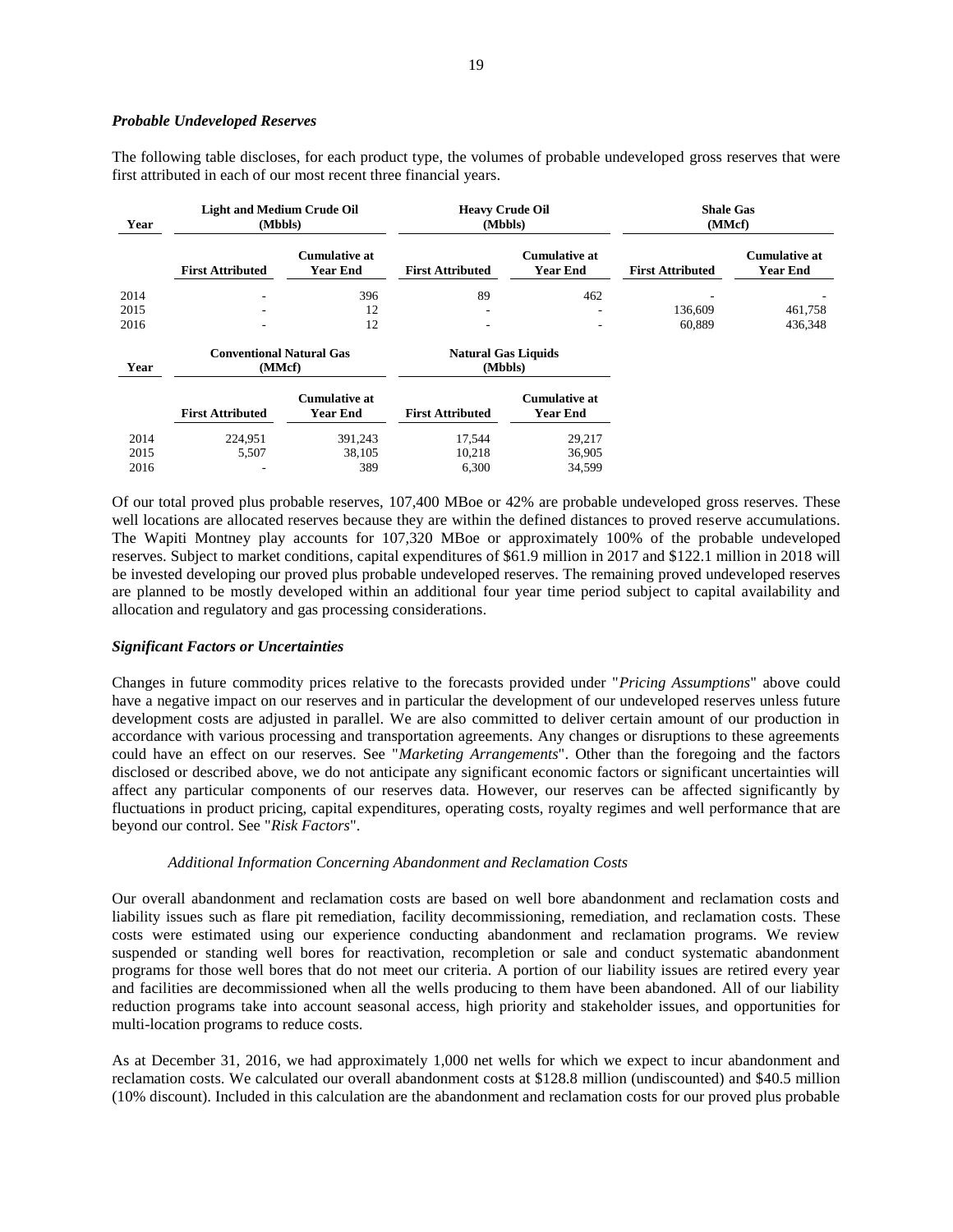### *Probable Undeveloped Reserves*

The following table discloses, for each product type, the volumes of probable undeveloped gross reserves that were first attributed in each of our most recent three financial years.

| Year | Light and Medium Crude Oil (Mbbls) | | Heavy Crude Oil (Mbbls) | | Shale Gas (MMcf) | |
|---|---|---|---|---|---|---|
| | **First Attributed** | **Cumulative at Year End** | **First Attributed** | **Cumulative at Year End** | **First Attributed** | **Cumulative at Year End** |
| 2014 | - | 396 | 89 | 462 | - | - |
| 2015 | - | 12 | - | - | 136,609 | 461,758 |
| 2016 | - | 12 | - | - | 60,889 | 436,348 |

| Year | Conventional Natural Gas (MMcf) | | Natural Gas Liquids (Mbbls) | |
|---|---|---|---|---|
| | **First Attributed** | **Cumulative at Year End** | **First Attributed** | **Cumulative at Year End** |
| 2014 | 224,951 | 391,243 | 17,544 | 29,217 |
| 2015 | 5,507 | 38,105 | 10,218 | 36,905 |
| 2016 | - | 389 | 6,300 | 34,599 |

Of our total proved plus probable reserves, 107,400 MBoe or 42% are probable undeveloped gross reserves. These well locations are allocated reserves because they are within the defined distances to proved reserve accumulations. The Wapiti Montney play accounts for 107,320 MBoe or approximately 100% of the probable undeveloped reserves. Subject to market conditions, capital expenditures of $61.9 million in 2017 and $122.1 million in 2018 will be invested developing our proved plus probable undeveloped reserves. The remaining proved undeveloped reserves are planned to be mostly developed within an additional four year time period subject to capital availability and allocation and regulatory and gas processing considerations.

### *Significant Factors or Uncertainties*

Changes in future commodity prices relative to the forecasts provided under "*Pricing Assumptions*" above could have a negative impact on our reserves and in particular the development of our undeveloped reserves unless future development costs are adjusted in parallel. We are also committed to deliver certain amount of our production in accordance with various processing and transportation agreements. Any changes or disruptions to these agreements could have an effect on our reserves. See "*Marketing Arrangements*". Other than the foregoing and the factors disclosed or described above, we do not anticipate any significant economic factors or significant uncertainties will affect any particular components of our reserves data. However, our reserves can be affected significantly by fluctuations in product pricing, capital expenditures, operating costs, royalty regimes and well performance that are beyond our control. See "*Risk Factors*".

#### *Additional Information Concerning Abandonment and Reclamation Costs*

Our overall abandonment and reclamation costs are based on well bore abandonment and reclamation costs and liability issues such as flare pit remediation, facility decommissioning, remediation, and reclamation costs. These costs were estimated using our experience conducting abandonment and reclamation programs. We review suspended or standing well bores for reactivation, recompletion or sale and conduct systematic abandonment programs for those well bores that do not meet our criteria. A portion of our liability issues are retired every year and facilities are decommissioned when all the wells producing to them have been abandoned. All of our liability reduction programs take into account seasonal access, high priority and stakeholder issues, and opportunities for multi-location programs to reduce costs.

As at December 31, 2016, we had approximately 1,000 net wells for which we expect to incur abandonment and reclamation costs. We calculated our overall abandonment costs at $128.8 million (undiscounted) and $40.5 million (10% discount). Included in this calculation are the abandonment and reclamation costs for our proved plus probable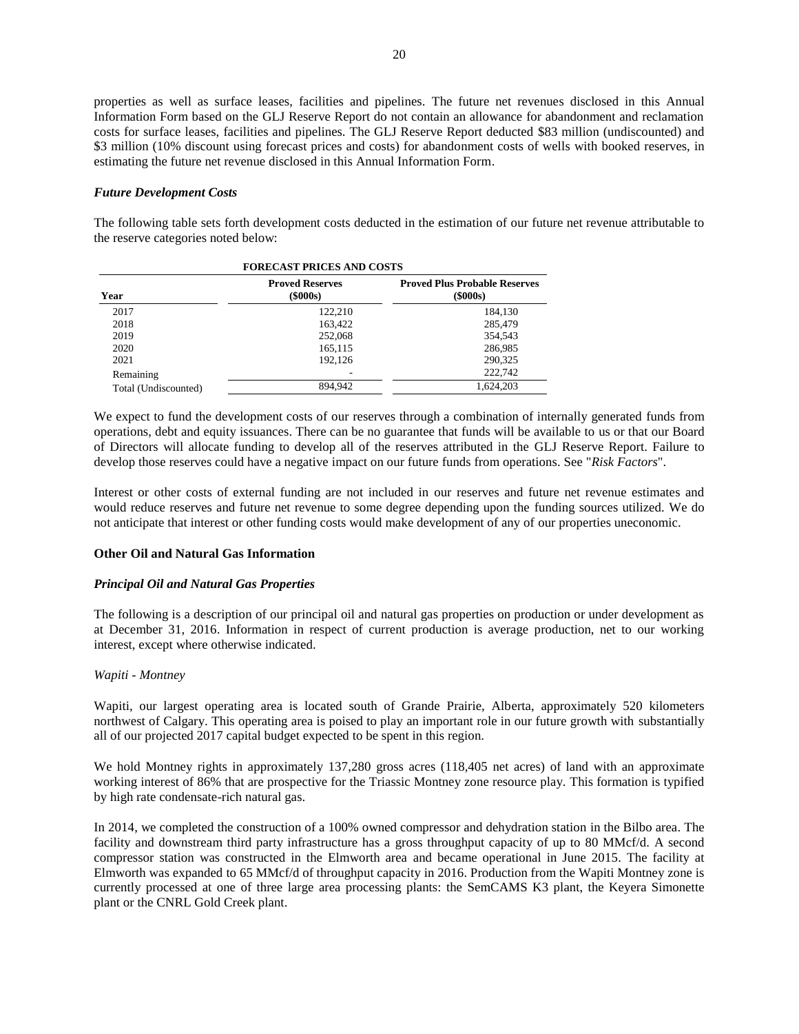properties as well as surface leases, facilities and pipelines. The future net revenues disclosed in this Annual Information Form based on the GLJ Reserve Report do not contain an allowance for abandonment and reclamation costs for surface leases, facilities and pipelines. The GLJ Reserve Report deducted \$83 million (undiscounted) and \$3 million (10% discount using forecast prices and costs) for abandonment costs of wells with booked reserves, in estimating the future net revenue disclosed in this Annual Information Form.

### *Future Development Costs*

The following table sets forth development costs deducted in the estimation of our future net revenue attributable to the reserve categories noted below:

| FORECAST PRICES AND COSTS | | |
|---|---|---|
| **Year** | **Proved Reserves (\$000s)** | **Proved Plus Probable Reserves (\$000s)** |
| 2017 | 122,210 | 184,130 |
| 2018 | 163,422 | 285,479 |
| 2019 | 252,068 | 354,543 |
| 2020 | 165,115 | 286,985 |
| 2021 | 192,126 | 290,325 |
| Remaining | - | 222,742 |
| Total (Undiscounted) | 894,942 | 1,624,203 |

We expect to fund the development costs of our reserves through a combination of internally generated funds from operations, debt and equity issuances. There can be no guarantee that funds will be available to us or that our Board of Directors will allocate funding to develop all of the reserves attributed in the GLJ Reserve Report. Failure to develop those reserves could have a negative impact on our future funds from operations. See "*Risk Factors*".

Interest or other costs of external funding are not included in our reserves and future net revenue estimates and would reduce reserves and future net revenue to some degree depending upon the funding sources utilized. We do not anticipate that interest or other funding costs would make development of any of our properties uneconomic.

## **Other Oil and Natural Gas Information**

### *Principal Oil and Natural Gas Properties*

The following is a description of our principal oil and natural gas properties on production or under development as at December 31, 2016. Information in respect of current production is average production, net to our working interest, except where otherwise indicated.

*Wapiti - Montney*

Wapiti, our largest operating area is located south of Grande Prairie, Alberta, approximately 520 kilometers northwest of Calgary. This operating area is poised to play an important role in our future growth with substantially all of our projected 2017 capital budget expected to be spent in this region.

We hold Montney rights in approximately 137,280 gross acres (118,405 net acres) of land with an approximate working interest of 86% that are prospective for the Triassic Montney zone resource play. This formation is typified by high rate condensate-rich natural gas.

In 2014, we completed the construction of a 100% owned compressor and dehydration station in the Bilbo area. The facility and downstream third party infrastructure has a gross throughput capacity of up to 80 MMcf/d. A second compressor station was constructed in the Elmworth area and became operational in June 2015. The facility at Elmworth was expanded to 65 MMcf/d of throughput capacity in 2016. Production from the Wapiti Montney zone is currently processed at one of three large area processing plants: the SemCAMS K3 plant, the Keyera Simonette plant or the CNRL Gold Creek plant.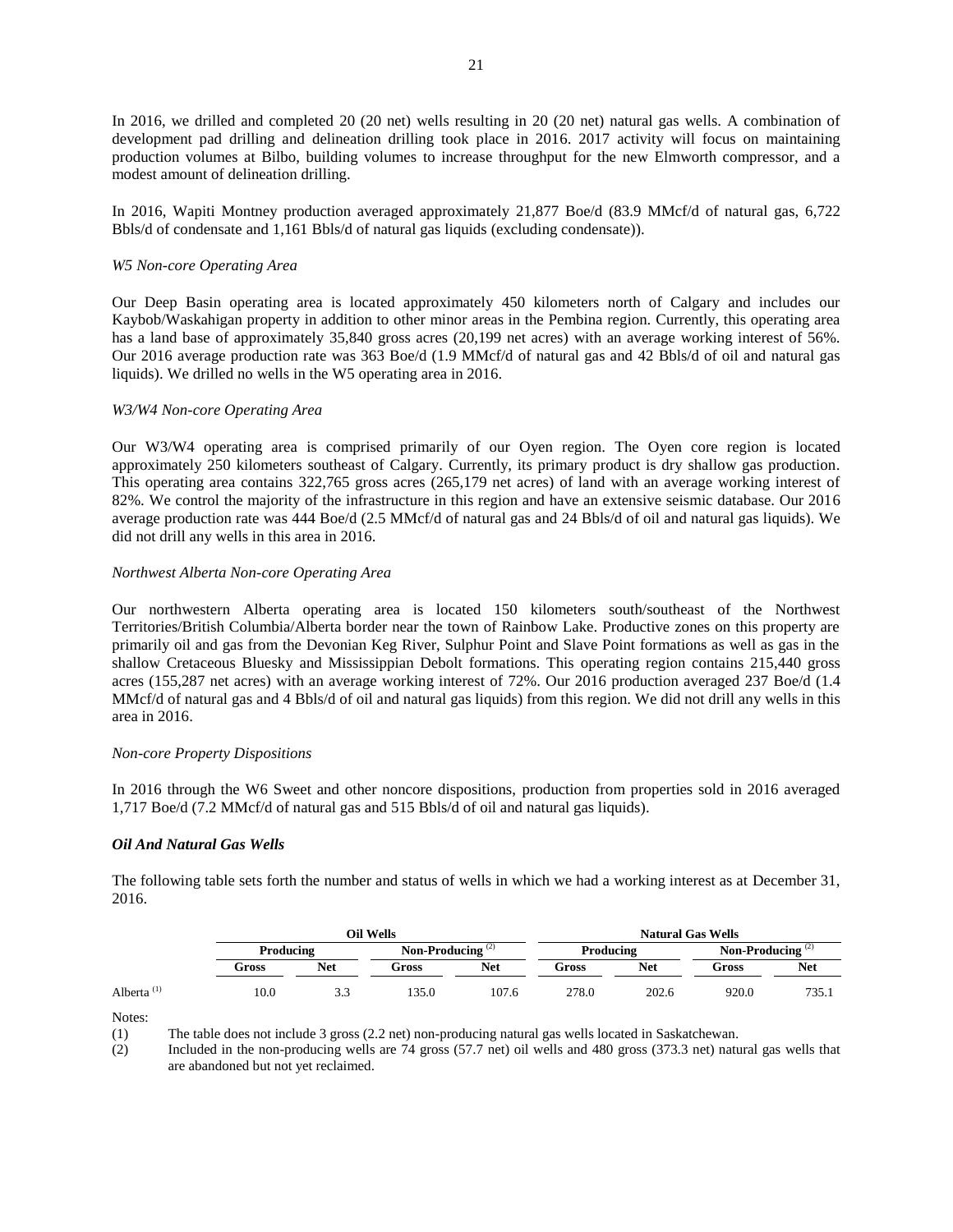In 2016, we drilled and completed 20 (20 net) wells resulting in 20 (20 net) natural gas wells. A combination of development pad drilling and delineation drilling took place in 2016. 2017 activity will focus on maintaining production volumes at Bilbo, building volumes to increase throughput for the new Elmworth compressor, and a modest amount of delineation drilling.

In 2016, Wapiti Montney production averaged approximately 21,877 Boe/d (83.9 MMcf/d of natural gas, 6,722 Bbls/d of condensate and 1,161 Bbls/d of natural gas liquids (excluding condensate)).

*W5 Non-core Operating Area*

Our Deep Basin operating area is located approximately 450 kilometers north of Calgary and includes our Kaybob/Waskahigan property in addition to other minor areas in the Pembina region. Currently, this operating area has a land base of approximately 35,840 gross acres (20,199 net acres) with an average working interest of 56%. Our 2016 average production rate was 363 Boe/d (1.9 MMcf/d of natural gas and 42 Bbls/d of oil and natural gas liquids). We drilled no wells in the W5 operating area in 2016.

*W3/W4 Non-core Operating Area*

Our W3/W4 operating area is comprised primarily of our Oyen region. The Oyen core region is located approximately 250 kilometers southeast of Calgary. Currently, its primary product is dry shallow gas production. This operating area contains 322,765 gross acres (265,179 net acres) of land with an average working interest of 82%. We control the majority of the infrastructure in this region and have an extensive seismic database. Our 2016 average production rate was 444 Boe/d (2.5 MMcf/d of natural gas and 24 Bbls/d of oil and natural gas liquids). We did not drill any wells in this area in 2016.

*Northwest Alberta Non-core Operating Area*

Our northwestern Alberta operating area is located 150 kilometers south/southeast of the Northwest Territories/British Columbia/Alberta border near the town of Rainbow Lake. Productive zones on this property are primarily oil and gas from the Devonian Keg River, Sulphur Point and Slave Point formations as well as gas in the shallow Cretaceous Bluesky and Mississippian Debolt formations. This operating region contains 215,440 gross acres (155,287 net acres) with an average working interest of 72%. Our 2016 production averaged 237 Boe/d (1.4 MMcf/d of natural gas and 4 Bbls/d of oil and natural gas liquids) from this region. We did not drill any wells in this area in 2016.

*Non-core Property Dispositions*

In 2016 through the W6 Sweet and other noncore dispositions, production from properties sold in 2016 averaged 1,717 Boe/d (7.2 MMcf/d of natural gas and 515 Bbls/d of oil and natural gas liquids).

### *Oil And Natural Gas Wells*

The following table sets forth the number and status of wells in which we had a working interest as at December 31, 2016.

| | **Oil Wells** | | | | **Natural Gas Wells** | | | |
|---|---|---|---|---|---|---|---|---|
| | **Producing** | | **Non-Producing** [(2)] | | **Producing** | | **Non-Producing** [(2)] | |
| | **Gross** | **Net** | **Gross** | **Net** | **Gross** | **Net** | **Gross** | **Net** |
| Alberta [(1)] | 10.0 | 3.3 | 135.0 | 107.6 | 278.0 | 202.6 | 920.0 | 735.1 |

Notes:

(1) The table does not include 3 gross (2.2 net) non-producing natural gas wells located in Saskatchewan.

(2) Included in the non-producing wells are 74 gross (57.7 net) oil wells and 480 gross (373.3 net) natural gas wells that are abandoned but not yet reclaimed.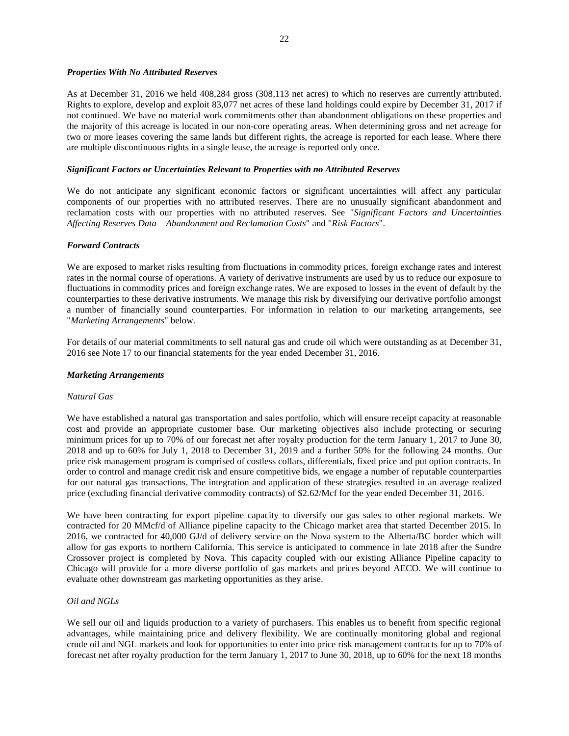### *Properties With No Attributed Reserves*

As at December 31, 2016 we held 408,284 gross (308,113 net acres) to which no reserves are currently attributed. Rights to explore, develop and exploit 83,077 net acres of these land holdings could expire by December 31, 2017 if not continued. We have no material work commitments other than abandonment obligations on these properties and the majority of this acreage is located in our non-core operating areas. When determining gross and net acreage for two or more leases covering the same lands but different rights, the acreage is reported for each lease. Where there are multiple discontinuous rights in a single lease, the acreage is reported only once.

### *Significant Factors or Uncertainties Relevant to Properties with no Attributed Reserves*

We do not anticipate any significant economic factors or significant uncertainties will affect any particular components of our properties with no attributed reserves. There are no unusually significant abandonment and reclamation costs with our properties with no attributed reserves. See "*Significant Factors and Uncertainties Affecting Reserves Data – Abandonment and Reclamation Costs*" and "*Risk Factors*".

### *Forward Contracts*

We are exposed to market risks resulting from fluctuations in commodity prices, foreign exchange rates and interest rates in the normal course of operations. A variety of derivative instruments are used by us to reduce our exposure to fluctuations in commodity prices and foreign exchange rates. We are exposed to losses in the event of default by the counterparties to these derivative instruments. We manage this risk by diversifying our derivative portfolio amongst a number of financially sound counterparties. For information in relation to our marketing arrangements, see "*Marketing Arrangements*" below.

For details of our material commitments to sell natural gas and crude oil which were outstanding as at December 31, 2016 see Note 17 to our financial statements for the year ended December 31, 2016.

### *Marketing Arrangements*

#### *Natural Gas*

We have established a natural gas transportation and sales portfolio, which will ensure receipt capacity at reasonable cost and provide an appropriate customer base. Our marketing objectives also include protecting or securing minimum prices for up to 70% of our forecast net after royalty production for the term January 1, 2017 to June 30, 2018 and up to 60% for July 1, 2018 to December 31, 2019 and a further 50% for the following 24 months. Our price risk management program is comprised of costless collars, differentials, fixed price and put option contracts. In order to control and manage credit risk and ensure competitive bids, we engage a number of reputable counterparties for our natural gas transactions. The integration and application of these strategies resulted in an average realized price (excluding financial derivative commodity contracts) of $2.62/Mcf for the year ended December 31, 2016.

We have been contracting for export pipeline capacity to diversify our gas sales to other regional markets. We contracted for 20 MMcf/d of Alliance pipeline capacity to the Chicago market area that started December 2015. In 2016, we contracted for 40,000 GJ/d of delivery service on the Nova system to the Alberta/BC border which will allow for gas exports to northern California. This service is anticipated to commence in late 2018 after the Sundre Crossover project is completed by Nova. This capacity coupled with our existing Alliance Pipeline capacity to Chicago will provide for a more diverse portfolio of gas markets and prices beyond AECO. We will continue to evaluate other downstream gas marketing opportunities as they arise.

#### *Oil and NGLs*

We sell our oil and liquids production to a variety of purchasers. This enables us to benefit from specific regional advantages, while maintaining price and delivery flexibility. We are continually monitoring global and regional crude oil and NGL markets and look for opportunities to enter into price risk management contracts for up to 70% of forecast net after royalty production for the term January 1, 2017 to June 30, 2018, up to 60% for the next 18 months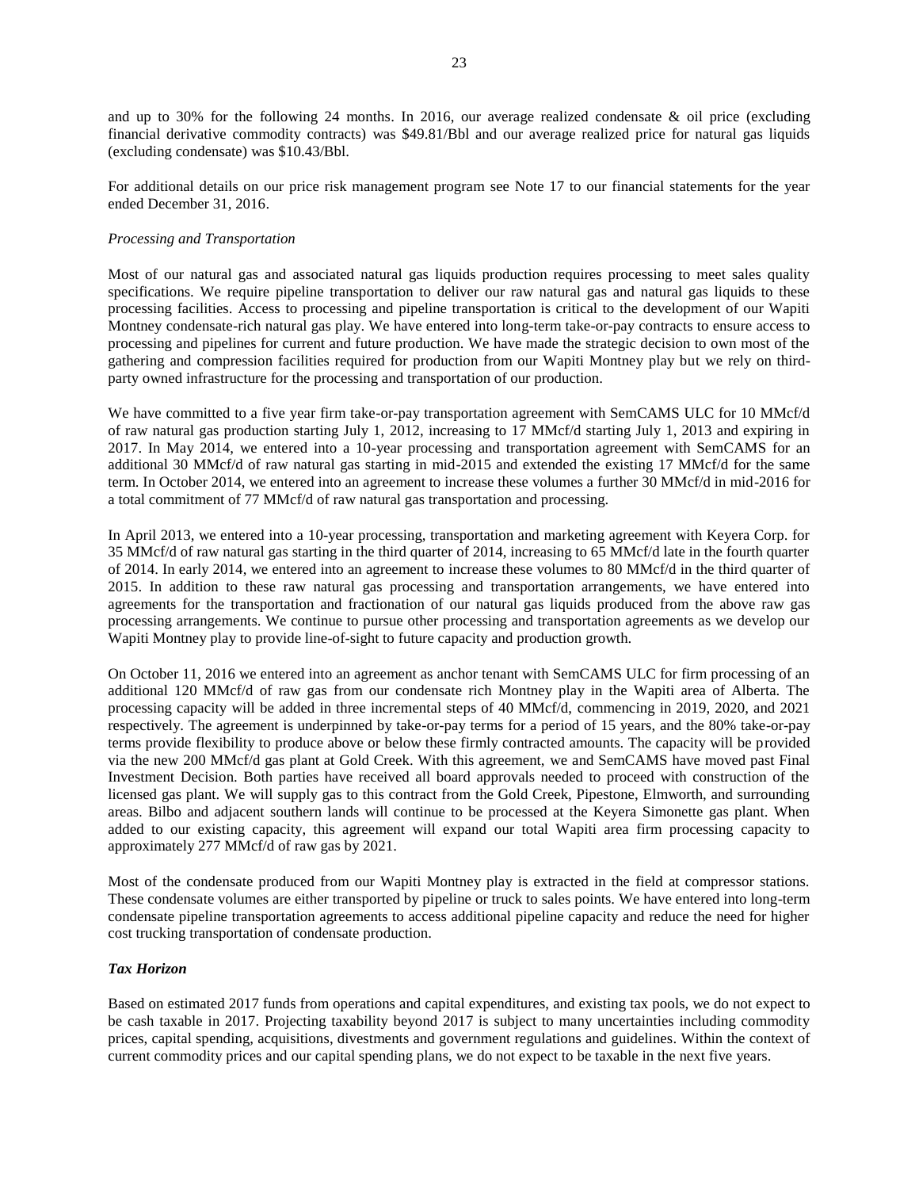and up to 30% for the following 24 months. In 2016, our average realized condensate & oil price (excluding financial derivative commodity contracts) was $49.81/Bbl and our average realized price for natural gas liquids (excluding condensate) was $10.43/Bbl.

For additional details on our price risk management program see Note 17 to our financial statements for the year ended December 31, 2016.

*Processing and Transportation*

Most of our natural gas and associated natural gas liquids production requires processing to meet sales quality specifications. We require pipeline transportation to deliver our raw natural gas and natural gas liquids to these processing facilities. Access to processing and pipeline transportation is critical to the development of our Wapiti Montney condensate-rich natural gas play. We have entered into long-term take-or-pay contracts to ensure access to processing and pipelines for current and future production. We have made the strategic decision to own most of the gathering and compression facilities required for production from our Wapiti Montney play but we rely on third-party owned infrastructure for the processing and transportation of our production.

We have committed to a five year firm take-or-pay transportation agreement with SemCAMS ULC for 10 MMcf/d of raw natural gas production starting July 1, 2012, increasing to 17 MMcf/d starting July 1, 2013 and expiring in 2017. In May 2014, we entered into a 10-year processing and transportation agreement with SemCAMS for an additional 30 MMcf/d of raw natural gas starting in mid-2015 and extended the existing 17 MMcf/d for the same term. In October 2014, we entered into an agreement to increase these volumes a further 30 MMcf/d in mid-2016 for a total commitment of 77 MMcf/d of raw natural gas transportation and processing.

In April 2013, we entered into a 10-year processing, transportation and marketing agreement with Keyera Corp. for 35 MMcf/d of raw natural gas starting in the third quarter of 2014, increasing to 65 MMcf/d late in the fourth quarter of 2014. In early 2014, we entered into an agreement to increase these volumes to 80 MMcf/d in the third quarter of 2015. In addition to these raw natural gas processing and transportation arrangements, we have entered into agreements for the transportation and fractionation of our natural gas liquids produced from the above raw gas processing arrangements. We continue to pursue other processing and transportation agreements as we develop our Wapiti Montney play to provide line-of-sight to future capacity and production growth.

On October 11, 2016 we entered into an agreement as anchor tenant with SemCAMS ULC for firm processing of an additional 120 MMcf/d of raw gas from our condensate rich Montney play in the Wapiti area of Alberta. The processing capacity will be added in three incremental steps of 40 MMcf/d, commencing in 2019, 2020, and 2021 respectively. The agreement is underpinned by take-or-pay terms for a period of 15 years, and the 80% take-or-pay terms provide flexibility to produce above or below these firmly contracted amounts. The capacity will be provided via the new 200 MMcf/d gas plant at Gold Creek. With this agreement, we and SemCAMS have moved past Final Investment Decision. Both parties have received all board approvals needed to proceed with construction of the licensed gas plant. We will supply gas to this contract from the Gold Creek, Pipestone, Elmworth, and surrounding areas. Bilbo and adjacent southern lands will continue to be processed at the Keyera Simonette gas plant. When added to our existing capacity, this agreement will expand our total Wapiti area firm processing capacity to approximately 277 MMcf/d of raw gas by 2021.

Most of the condensate produced from our Wapiti Montney play is extracted in the field at compressor stations. These condensate volumes are either transported by pipeline or truck to sales points. We have entered into long-term condensate pipeline transportation agreements to access additional pipeline capacity and reduce the need for higher cost trucking transportation of condensate production.

***Tax Horizon***

Based on estimated 2017 funds from operations and capital expenditures, and existing tax pools, we do not expect to be cash taxable in 2017. Projecting taxability beyond 2017 is subject to many uncertainties including commodity prices, capital spending, acquisitions, divestments and government regulations and guidelines. Within the context of current commodity prices and our capital spending plans, we do not expect to be taxable in the next five years.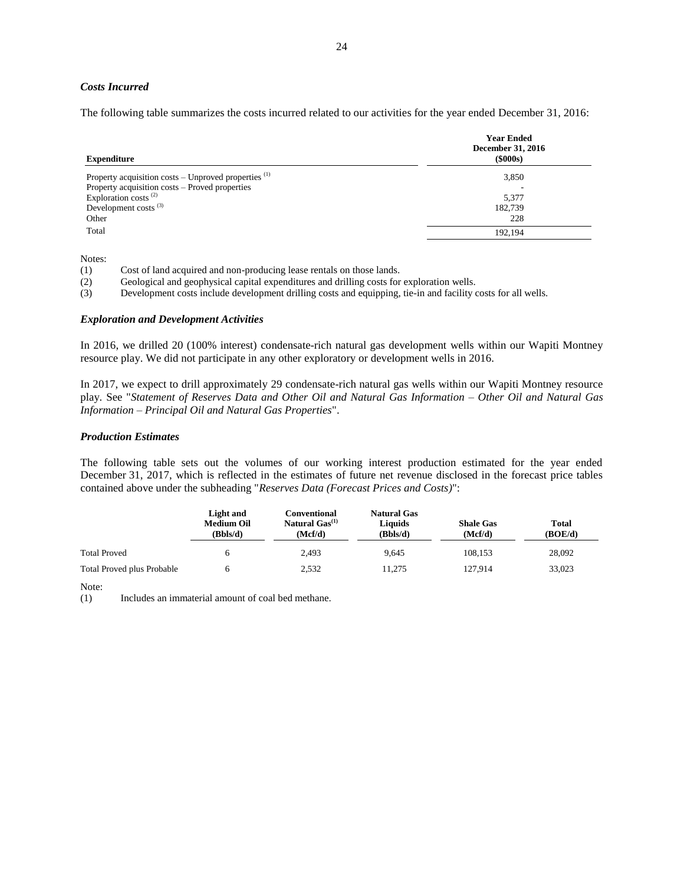### *Costs Incurred*

The following table summarizes the costs incurred related to our activities for the year ended December 31, 2016:

| Expenditure | Year Ended December 31, 2016 ($000s) |
|---|---|
| Property acquisition costs – Unproved properties [(1)] | 3,850 |
| Property acquisition costs – Proved properties | - |
| Exploration costs [(2)] | 5,377 |
| Development costs [(3)] | 182,739 |
| Other | 228 |
| Total | 192,194 |

Notes:

(1) Cost of land acquired and non-producing lease rentals on those lands.

(2) Geological and geophysical capital expenditures and drilling costs for exploration wells.

(3) Development costs include development drilling costs and equipping, tie-in and facility costs for all wells.

### *Exploration and Development Activities*

In 2016, we drilled 20 (100% interest) condensate-rich natural gas development wells within our Wapiti Montney resource play. We did not participate in any other exploratory or development wells in 2016.

In 2017, we expect to drill approximately 29 condensate-rich natural gas wells within our Wapiti Montney resource play. See "*Statement of Reserves Data and Other Oil and Natural Gas Information – Other Oil and Natural Gas Information – Principal Oil and Natural Gas Properties*".

### *Production Estimates*

The following table sets out the volumes of our working interest production estimated for the year ended December 31, 2017, which is reflected in the estimates of future net revenue disclosed in the forecast price tables contained above under the subheading "*Reserves Data (Forecast Prices and Costs)*":

| | Light and Medium Oil (Bbls/d) | Conventional Natural Gas[(1)] (Mcf/d) | Natural Gas Liquids (Bbls/d) | Shale Gas (Mcf/d) | Total (BOE/d) |
|---|---|---|---|---|---|
| Total Proved | 6 | 2,493 | 9,645 | 108,153 | 28,092 |
| Total Proved plus Probable | 6 | 2,532 | 11,275 | 127,914 | 33,023 |

Note:

(1) Includes an immaterial amount of coal bed methane.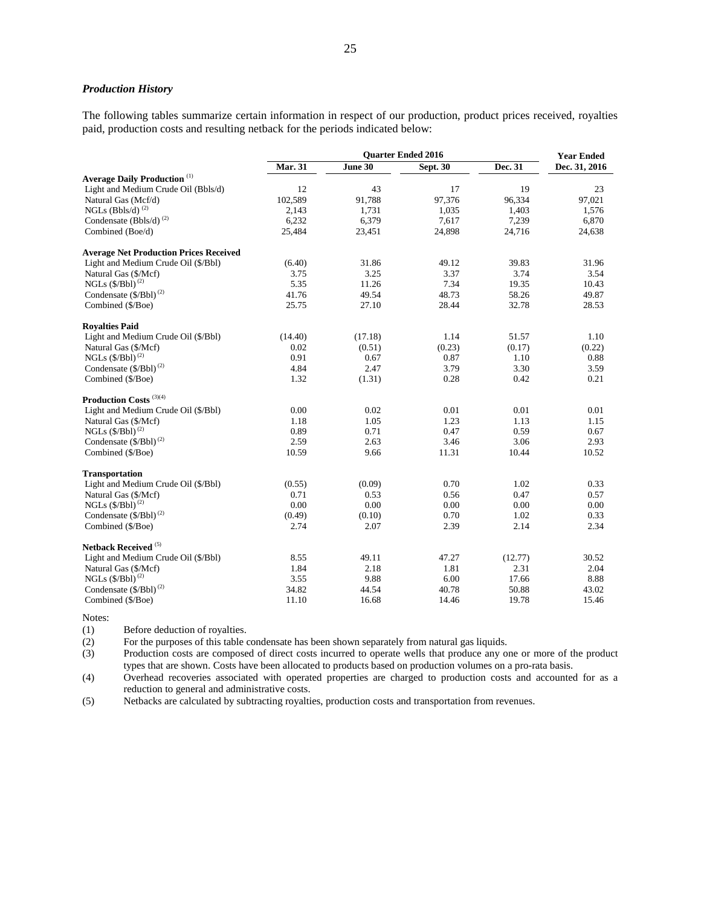### *Production History*

The following tables summarize certain information in respect of our production, product prices received, royalties paid, production costs and resulting netback for the periods indicated below:

| | Quarter Ended 2016 | | | | Year Ended |
|---|---|---|---|---|---|
| | Mar. 31 | June 30 | Sept. 30 | Dec. 31 | Dec. 31, 2016 |
| **Average Daily Production** [(1)] | | | | | |
| Light and Medium Crude Oil (Bbls/d) | 12 | 43 | 17 | 19 | 23 |
| Natural Gas (Mcf/d) | 102,589 | 91,788 | 97,376 | 96,334 | 97,021 |
| NGLs (Bbls/d) [(2)] | 2,143 | 1,731 | 1,035 | 1,403 | 1,576 |
| Condensate (Bbls/d) [(2)] | 6,232 | 6,379 | 7,617 | 7,239 | 6,870 |
| Combined (Boe/d) | 25,484 | 23,451 | 24,898 | 24,716 | 24,638 |
| **Average Net Production Prices Received** | | | | | |
| Light and Medium Crude Oil ($/Bbl) | (6.40) | 31.86 | 49.12 | 39.83 | 31.96 |
| Natural Gas ($/Mcf) | 3.75 | 3.25 | 3.37 | 3.74 | 3.54 |
| NGLs ($/Bbl) [(2)] | 5.35 | 11.26 | 7.34 | 19.35 | 10.43 |
| Condensate ($/Bbl) [(2)] | 41.76 | 49.54 | 48.73 | 58.26 | 49.87 |
| Combined ($/Boe) | 25.75 | 27.10 | 28.44 | 32.78 | 28.53 |
| **Royalties Paid** | | | | | |
| Light and Medium Crude Oil ($/Bbl) | (14.40) | (17.18) | 1.14 | 51.57 | 1.10 |
| Natural Gas ($/Mcf) | 0.02 | (0.51) | (0.23) | (0.17) | (0.22) |
| NGLs ($/Bbl) [(2)] | 0.91 | 0.67 | 0.87 | 1.10 | 0.88 |
| Condensate ($/Bbl) [(2)] | 4.84 | 2.47 | 3.79 | 3.30 | 3.59 |
| Combined ($/Boe) | 1.32 | (1.31) | 0.28 | 0.42 | 0.21 |
| **Production Costs** [(3)(4)] | | | | | |
| Light and Medium Crude Oil ($/Bbl) | 0.00 | 0.02 | 0.01 | 0.01 | 0.01 |
| Natural Gas ($/Mcf) | 1.18 | 1.05 | 1.23 | 1.13 | 1.15 |
| NGLs ($/Bbl) [(2)] | 0.89 | 0.71 | 0.47 | 0.59 | 0.67 |
| Condensate ($/Bbl) [(2)] | 2.59 | 2.63 | 3.46 | 3.06 | 2.93 |
| Combined ($/Boe) | 10.59 | 9.66 | 11.31 | 10.44 | 10.52 |
| **Transportation** | | | | | |
| Light and Medium Crude Oil ($/Bbl) | (0.55) | (0.09) | 0.70 | 1.02 | 0.33 |
| Natural Gas ($/Mcf) | 0.71 | 0.53 | 0.56 | 0.47 | 0.57 |
| NGLs ($/Bbl) [(2)] | 0.00 | 0.00 | 0.00 | 0.00 | 0.00 |
| Condensate ($/Bbl) [(2)] | (0.49) | (0.10) | 0.70 | 1.02 | 0.33 |
| Combined ($/Boe) | 2.74 | 2.07 | 2.39 | 2.14 | 2.34 |
| **Netback Received** [(5)] | | | | | |
| Light and Medium Crude Oil ($/Bbl) | 8.55 | 49.11 | 47.27 | (12.77) | 30.52 |
| Natural Gas ($/Mcf) | 1.84 | 2.18 | 1.81 | 2.31 | 2.04 |
| NGLs ($/Bbl) [(2)] | 3.55 | 9.88 | 6.00 | 17.66 | 8.88 |
| Condensate ($/Bbl) [(2)] | 34.82 | 44.54 | 40.78 | 50.88 | 43.02 |
| Combined ($/Boe) | 11.10 | 16.68 | 14.46 | 19.78 | 15.46 |

Notes:

(1) Before deduction of royalties.

(2) For the purposes of this table condensate has been shown separately from natural gas liquids.

(3) Production costs are composed of direct costs incurred to operate wells that produce any one or more of the product types that are shown. Costs have been allocated to products based on production volumes on a pro-rata basis.

(4) Overhead recoveries associated with operated properties are charged to production costs and accounted for as a reduction to general and administrative costs.

(5) Netbacks are calculated by subtracting royalties, production costs and transportation from revenues.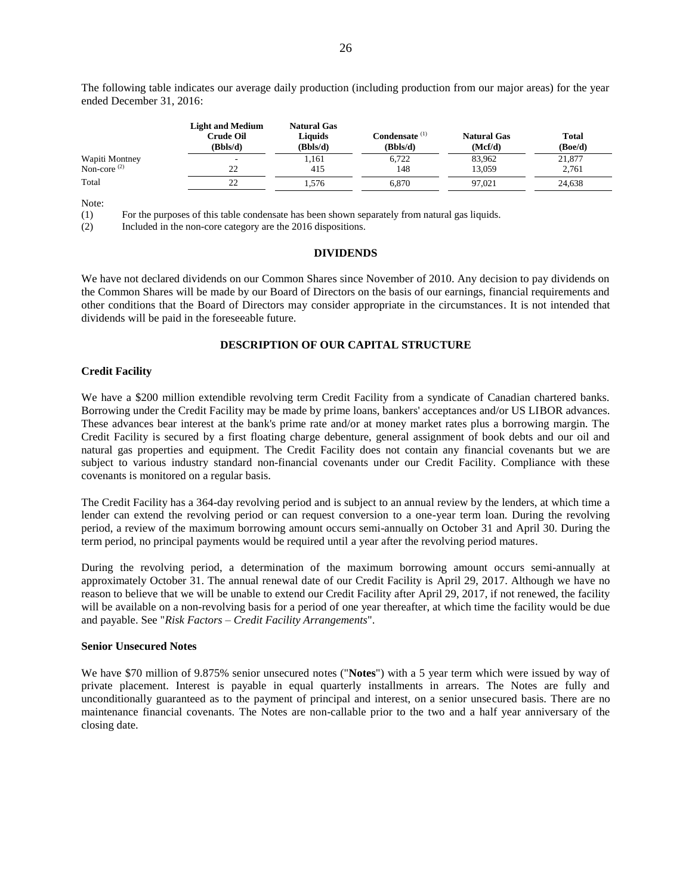The following table indicates our average daily production (including production from our major areas) for the year ended December 31, 2016:

| | Light and Medium Crude Oil (Bbls/d) | Natural Gas Liquids (Bbls/d) | Condensate [(1)] (Bbls/d) | Natural Gas (Mcf/d) | Total (Boe/d) |
|---|---|---|---|---|---|
| Wapiti Montney | - | 1,161 | 6,722 | 83,962 | 21,877 |
| Non-core [(2)] | 22 | 415 | 148 | 13,059 | 2,761 |
| Total | 22 | 1,576 | 6,870 | 97,021 | 24,638 |

Note:

(1) For the purposes of this table condensate has been shown separately from natural gas liquids.

(2) Included in the non-core category are the 2016 dispositions.

## DIVIDENDS

We have not declared dividends on our Common Shares since November of 2010. Any decision to pay dividends on the Common Shares will be made by our Board of Directors on the basis of our earnings, financial requirements and other conditions that the Board of Directors may consider appropriate in the circumstances. It is not intended that dividends will be paid in the foreseeable future.

## DESCRIPTION OF OUR CAPITAL STRUCTURE

### Credit Facility

We have a $200 million extendible revolving term Credit Facility from a syndicate of Canadian chartered banks. Borrowing under the Credit Facility may be made by prime loans, bankers' acceptances and/or US LIBOR advances. These advances bear interest at the bank's prime rate and/or at money market rates plus a borrowing margin. The Credit Facility is secured by a first floating charge debenture, general assignment of book debts and our oil and natural gas properties and equipment. The Credit Facility does not contain any financial covenants but we are subject to various industry standard non-financial covenants under our Credit Facility. Compliance with these covenants is monitored on a regular basis.

The Credit Facility has a 364-day revolving period and is subject to an annual review by the lenders, at which time a lender can extend the revolving period or can request conversion to a one-year term loan. During the revolving period, a review of the maximum borrowing amount occurs semi-annually on October 31 and April 30. During the term period, no principal payments would be required until a year after the revolving period matures.

During the revolving period, a determination of the maximum borrowing amount occurs semi-annually at approximately October 31. The annual renewal date of our Credit Facility is April 29, 2017. Although we have no reason to believe that we will be unable to extend our Credit Facility after April 29, 2017, if not renewed, the facility will be available on a non-revolving basis for a period of one year thereafter, at which time the facility would be due and payable. See "*Risk Factors – Credit Facility Arrangements*".

### Senior Unsecured Notes

We have $70 million of 9.875% senior unsecured notes ("**Notes**") with a 5 year term which were issued by way of private placement. Interest is payable in equal quarterly installments in arrears. The Notes are fully and unconditionally guaranteed as to the payment of principal and interest, on a senior unsecured basis. There are no maintenance financial covenants. The Notes are non-callable prior to the two and a half year anniversary of the closing date.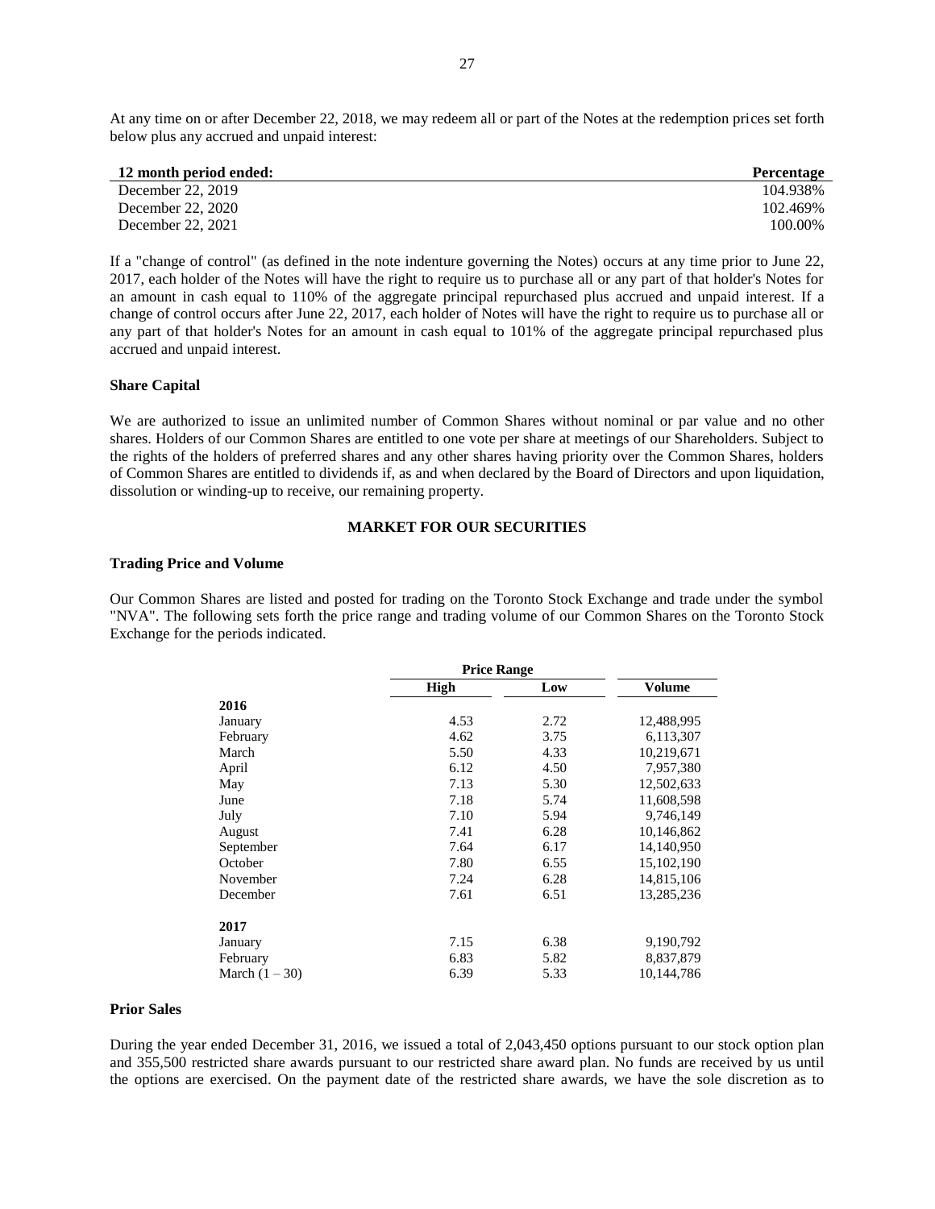At any time on or after December 22, 2018, we may redeem all or part of the Notes at the redemption prices set forth below plus any accrued and unpaid interest:

| 12 month period ended: | Percentage |
|---|---|
| December 22, 2019 | 104.938% |
| December 22, 2020 | 102.469% |
| December 22, 2021 | 100.00% |

If a "change of control" (as defined in the note indenture governing the Notes) occurs at any time prior to June 22, 2017, each holder of the Notes will have the right to require us to purchase all or any part of that holder's Notes for an amount in cash equal to 110% of the aggregate principal repurchased plus accrued and unpaid interest. If a change of control occurs after June 22, 2017, each holder of Notes will have the right to require us to purchase all or any part of that holder's Notes for an amount in cash equal to 101% of the aggregate principal repurchased plus accrued and unpaid interest.

### Share Capital

We are authorized to issue an unlimited number of Common Shares without nominal or par value and no other shares. Holders of our Common Shares are entitled to one vote per share at meetings of our Shareholders. Subject to the rights of the holders of preferred shares and any other shares having priority over the Common Shares, holders of Common Shares are entitled to dividends if, as and when declared by the Board of Directors and upon liquidation, dissolution or winding-up to receive, our remaining property.

## MARKET FOR OUR SECURITIES

### Trading Price and Volume

Our Common Shares are listed and posted for trading on the Toronto Stock Exchange and trade under the symbol "NVA". The following sets forth the price range and trading volume of our Common Shares on the Toronto Stock Exchange for the periods indicated.

| | Price Range | | |
|---|---|---|---|
| | High | Low | Volume |
| **2016** | | | |
| January | 4.53 | 2.72 | 12,488,995 |
| February | 4.62 | 3.75 | 6,113,307 |
| March | 5.50 | 4.33 | 10,219,671 |
| April | 6.12 | 4.50 | 7,957,380 |
| May | 7.13 | 5.30 | 12,502,633 |
| June | 7.18 | 5.74 | 11,608,598 |
| July | 7.10 | 5.94 | 9,746,149 |
| August | 7.41 | 6.28 | 10,146,862 |
| September | 7.64 | 6.17 | 14,140,950 |
| October | 7.80 | 6.55 | 15,102,190 |
| November | 7.24 | 6.28 | 14,815,106 |
| December | 7.61 | 6.51 | 13,285,236 |
| **2017** | | | |
| January | 7.15 | 6.38 | 9,190,792 |
| February | 6.83 | 5.82 | 8,837,879 |
| March (1 – 30) | 6.39 | 5.33 | 10,144,786 |

### Prior Sales

During the year ended December 31, 2016, we issued a total of 2,043,450 options pursuant to our stock option plan and 355,500 restricted share awards pursuant to our restricted share award plan. No funds are received by us until the options are exercised. On the payment date of the restricted share awards, we have the sole discretion as to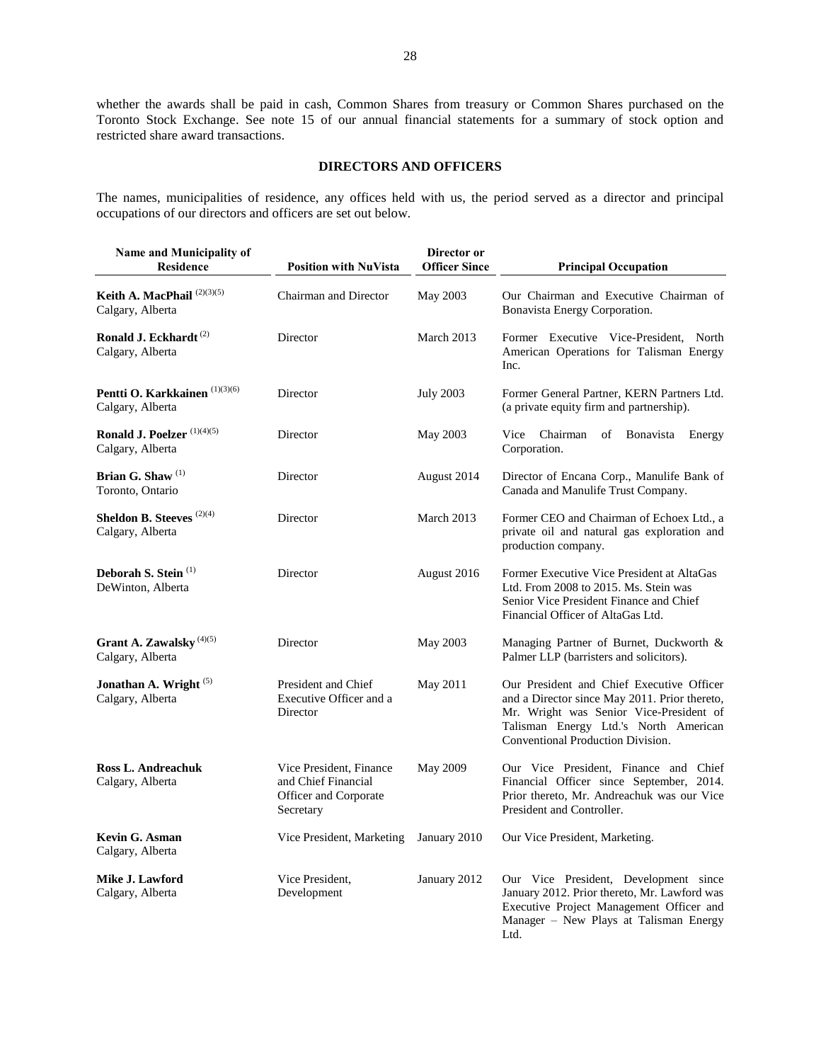whether the awards shall be paid in cash, Common Shares from treasury or Common Shares purchased on the Toronto Stock Exchange. See note 15 of our annual financial statements for a summary of stock option and restricted share award transactions.

## DIRECTORS AND OFFICERS

The names, municipalities of residence, any offices held with us, the period served as a director and principal occupations of our directors and officers are set out below.

| Name and Municipality of Residence | Position with NuVista | Director or Officer Since | Principal Occupation |
|---|---|---|---|
| **Keith A. MacPhail** (2)(3)(5)<br>Calgary, Alberta | Chairman and Director | May 2003 | Our Chairman and Executive Chairman of Bonavista Energy Corporation. |
| **Ronald J. Eckhardt** (2)<br>Calgary, Alberta | Director | March 2013 | Former Executive Vice-President, North American Operations for Talisman Energy Inc. |
| **Pentti O. Karkkainen** (1)(3)(6)<br>Calgary, Alberta | Director | July 2003 | Former General Partner, KERN Partners Ltd. (a private equity firm and partnership). |
| **Ronald J. Poelzer** (1)(4)(5)<br>Calgary, Alberta | Director | May 2003 | Vice Chairman of Bonavista Energy Corporation. |
| **Brian G. Shaw** (1)<br>Toronto, Ontario | Director | August 2014 | Director of Encana Corp., Manulife Bank of Canada and Manulife Trust Company. |
| **Sheldon B. Steeves** (2)(4)<br>Calgary, Alberta | Director | March 2013 | Former CEO and Chairman of Echoex Ltd., a private oil and natural gas exploration and production company. |
| **Deborah S. Stein** (1)<br>DeWinton, Alberta | Director | August 2016 | Former Executive Vice President at AltaGas Ltd. From 2008 to 2015. Ms. Stein was Senior Vice President Finance and Chief Financial Officer of AltaGas Ltd. |
| **Grant A. Zawalsky** (4)(5)<br>Calgary, Alberta | Director | May 2003 | Managing Partner of Burnet, Duckworth & Palmer LLP (barristers and solicitors). |
| **Jonathan A. Wright** (5)<br>Calgary, Alberta | President and Chief Executive Officer and a Director | May 2011 | Our President and Chief Executive Officer and a Director since May 2011. Prior thereto, Mr. Wright was Senior Vice-President of Talisman Energy Ltd.'s North American Conventional Production Division. |
| **Ross L. Andreachuk**<br>Calgary, Alberta | Vice President, Finance and Chief Financial Officer and Corporate Secretary | May 2009 | Our Vice President, Finance and Chief Financial Officer since September, 2014. Prior thereto, Mr. Andreachuk was our Vice President and Controller. |
| **Kevin G. Asman**<br>Calgary, Alberta | Vice President, Marketing | January 2010 | Our Vice President, Marketing. |
| **Mike J. Lawford**<br>Calgary, Alberta | Vice President, Development | January 2012 | Our Vice President, Development since January 2012. Prior thereto, Mr. Lawford was Executive Project Management Officer and Manager – New Plays at Talisman Energy Ltd. |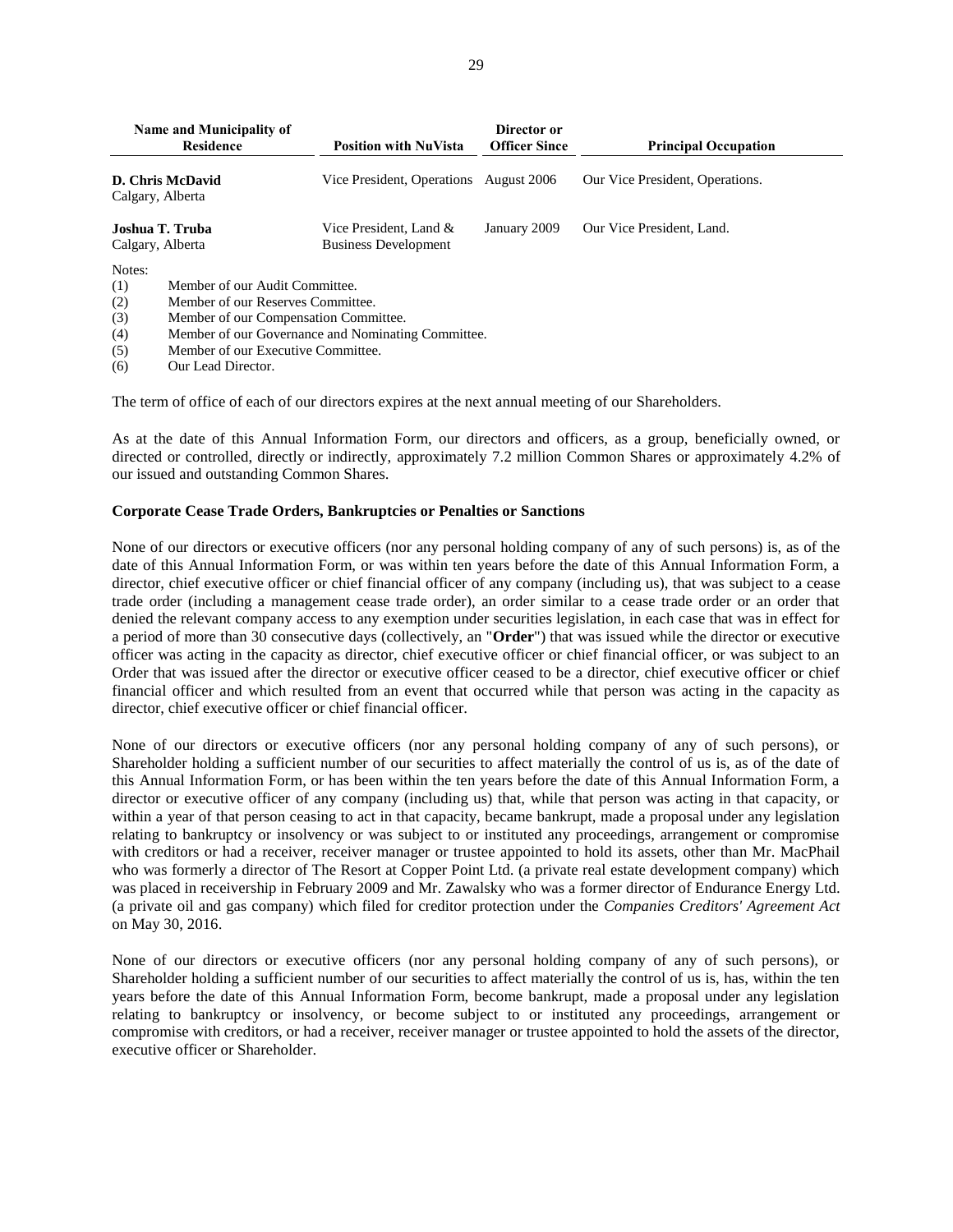| Name and Municipality of Residence | Position with NuVista | Director or Officer Since | Principal Occupation |
| --- | --- | --- | --- |
| **D. Chris McDavid**<br>Calgary, Alberta | Vice President, Operations | August 2006 | Our Vice President, Operations. |
| **Joshua T. Truba**<br>Calgary, Alberta | Vice President, Land & Business Development | January 2009 | Our Vice President, Land. |

Notes:

(1) Member of our Audit Committee.
(2) Member of our Reserves Committee.
(3) Member of our Compensation Committee.
(4) Member of our Governance and Nominating Committee.
(5) Member of our Executive Committee.
(6) Our Lead Director.

The term of office of each of our directors expires at the next annual meeting of our Shareholders.

As at the date of this Annual Information Form, our directors and officers, as a group, beneficially owned, or directed or controlled, directly or indirectly, approximately 7.2 million Common Shares or approximately 4.2% of our issued and outstanding Common Shares.

### Corporate Cease Trade Orders, Bankruptcies or Penalties or Sanctions

None of our directors or executive officers (nor any personal holding company of any of such persons) is, as of the date of this Annual Information Form, or was within ten years before the date of this Annual Information Form, a director, chief executive officer or chief financial officer of any company (including us), that was subject to a cease trade order (including a management cease trade order), an order similar to a cease trade order or an order that denied the relevant company access to any exemption under securities legislation, in each case that was in effect for a period of more than 30 consecutive days (collectively, an "**Order**") that was issued while the director or executive officer was acting in the capacity as director, chief executive officer or chief financial officer, or was subject to an Order that was issued after the director or executive officer ceased to be a director, chief executive officer or chief financial officer and which resulted from an event that occurred while that person was acting in the capacity as director, chief executive officer or chief financial officer.

None of our directors or executive officers (nor any personal holding company of any of such persons), or Shareholder holding a sufficient number of our securities to affect materially the control of us is, as of the date of this Annual Information Form, or has been within the ten years before the date of this Annual Information Form, a director or executive officer of any company (including us) that, while that person was acting in that capacity, or within a year of that person ceasing to act in that capacity, became bankrupt, made a proposal under any legislation relating to bankruptcy or insolvency or was subject to or instituted any proceedings, arrangement or compromise with creditors or had a receiver, receiver manager or trustee appointed to hold its assets, other than Mr. MacPhail who was formerly a director of The Resort at Copper Point Ltd. (a private real estate development company) which was placed in receivership in February 2009 and Mr. Zawalsky who was a former director of Endurance Energy Ltd. (a private oil and gas company) which filed for creditor protection under the *Companies Creditors' Agreement Act* on May 30, 2016.

None of our directors or executive officers (nor any personal holding company of any of such persons), or Shareholder holding a sufficient number of our securities to affect materially the control of us is, has, within the ten years before the date of this Annual Information Form, become bankrupt, made a proposal under any legislation relating to bankruptcy or insolvency, or become subject to or instituted any proceedings, arrangement or compromise with creditors, or had a receiver, receiver manager or trustee appointed to hold the assets of the director, executive officer or Shareholder.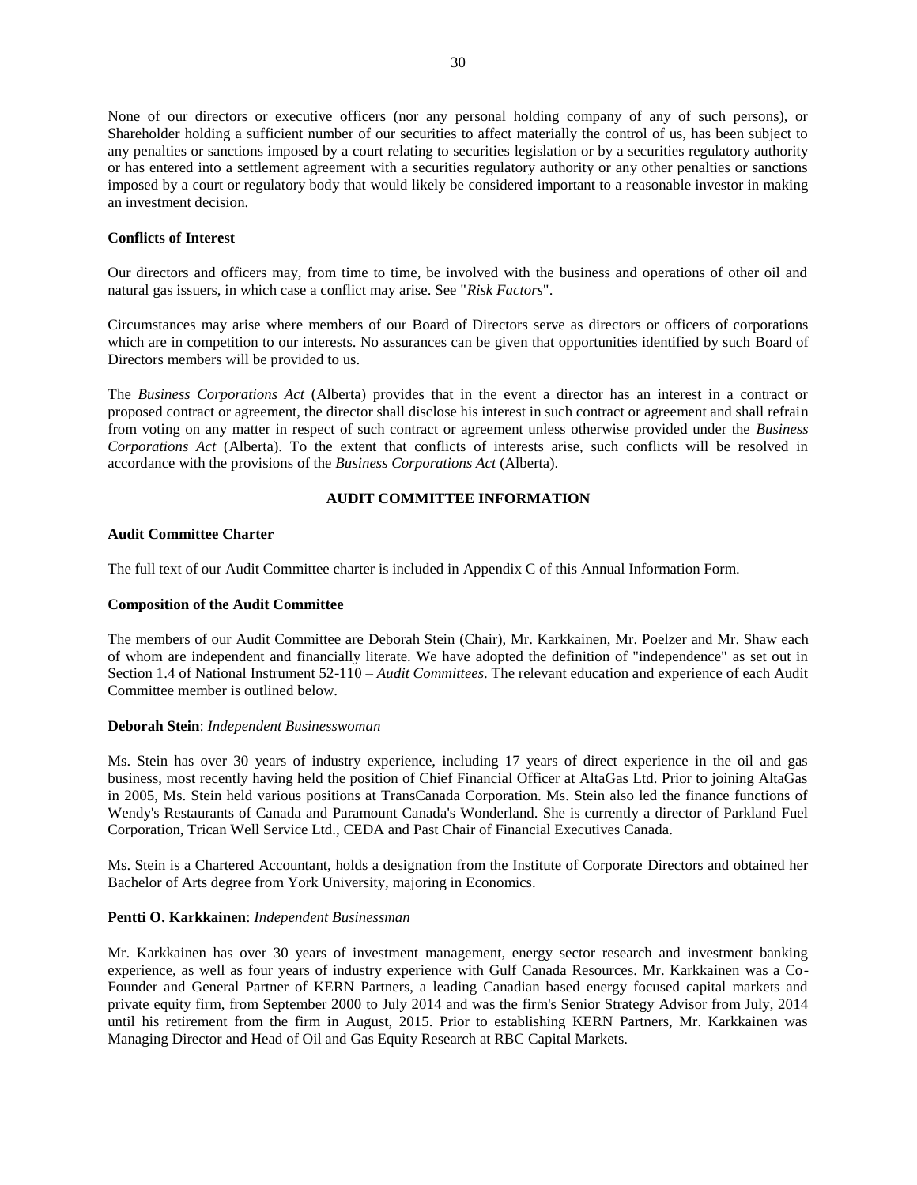None of our directors or executive officers (nor any personal holding company of any of such persons), or Shareholder holding a sufficient number of our securities to affect materially the control of us, has been subject to any penalties or sanctions imposed by a court relating to securities legislation or by a securities regulatory authority or has entered into a settlement agreement with a securities regulatory authority or any other penalties or sanctions imposed by a court or regulatory body that would likely be considered important to a reasonable investor in making an investment decision.

**Conflicts of Interest**

Our directors and officers may, from time to time, be involved with the business and operations of other oil and natural gas issuers, in which case a conflict may arise. See "*Risk Factors*".

Circumstances may arise where members of our Board of Directors serve as directors or officers of corporations which are in competition to our interests. No assurances can be given that opportunities identified by such Board of Directors members will be provided to us.

The *Business Corporations Act* (Alberta) provides that in the event a director has an interest in a contract or proposed contract or agreement, the director shall disclose his interest in such contract or agreement and shall refrain from voting on any matter in respect of such contract or agreement unless otherwise provided under the *Business Corporations Act* (Alberta). To the extent that conflicts of interests arise, such conflicts will be resolved in accordance with the provisions of the *Business Corporations Act* (Alberta).

## AUDIT COMMITTEE INFORMATION

**Audit Committee Charter**

The full text of our Audit Committee charter is included in Appendix C of this Annual Information Form.

**Composition of the Audit Committee**

The members of our Audit Committee are Deborah Stein (Chair), Mr. Karkkainen, Mr. Poelzer and Mr. Shaw each of whom are independent and financially literate. We have adopted the definition of "independence" as set out in Section 1.4 of National Instrument 52-110 – *Audit Committees*. The relevant education and experience of each Audit Committee member is outlined below.

**Deborah Stein**: *Independent Businesswoman*

Ms. Stein has over 30 years of industry experience, including 17 years of direct experience in the oil and gas business, most recently having held the position of Chief Financial Officer at AltaGas Ltd. Prior to joining AltaGas in 2005, Ms. Stein held various positions at TransCanada Corporation. Ms. Stein also led the finance functions of Wendy's Restaurants of Canada and Paramount Canada's Wonderland. She is currently a director of Parkland Fuel Corporation, Trican Well Service Ltd., CEDA and Past Chair of Financial Executives Canada.

Ms. Stein is a Chartered Accountant, holds a designation from the Institute of Corporate Directors and obtained her Bachelor of Arts degree from York University, majoring in Economics.

**Pentti O. Karkkainen**: *Independent Businessman*

Mr. Karkkainen has over 30 years of investment management, energy sector research and investment banking experience, as well as four years of industry experience with Gulf Canada Resources. Mr. Karkkainen was a Co-Founder and General Partner of KERN Partners, a leading Canadian based energy focused capital markets and private equity firm, from September 2000 to July 2014 and was the firm's Senior Strategy Advisor from July, 2014 until his retirement from the firm in August, 2015. Prior to establishing KERN Partners, Mr. Karkkainen was Managing Director and Head of Oil and Gas Equity Research at RBC Capital Markets.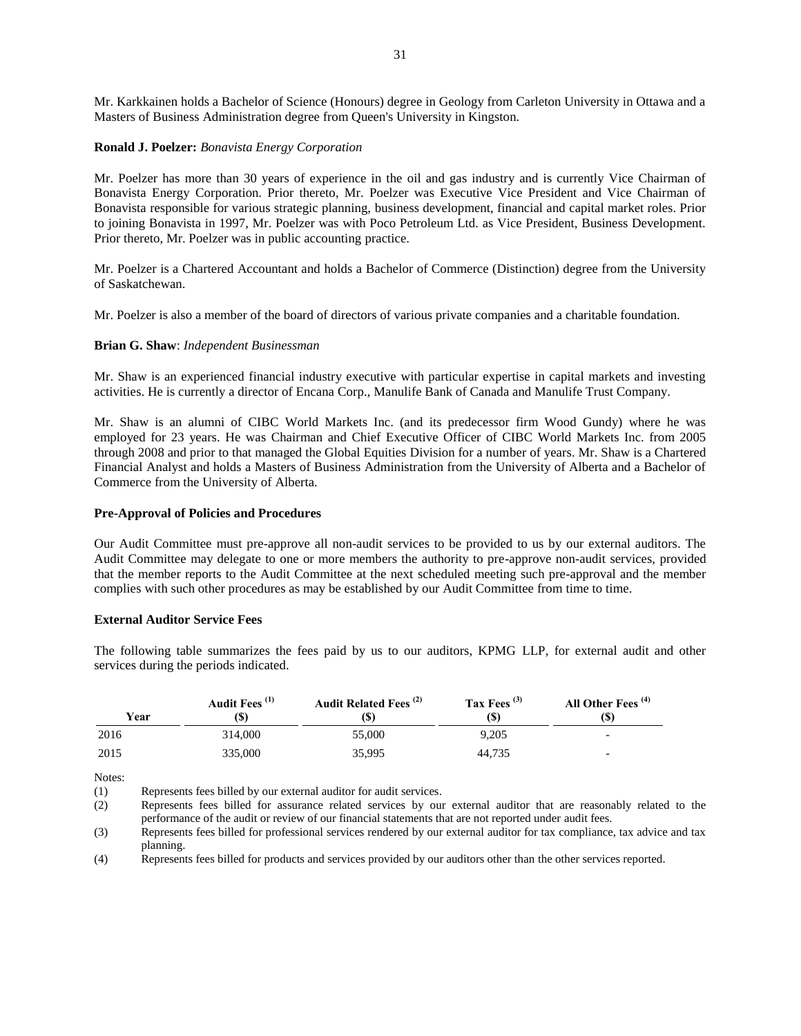Mr. Karkkainen holds a Bachelor of Science (Honours) degree in Geology from Carleton University in Ottawa and a Masters of Business Administration degree from Queen's University in Kingston.

**Ronald J. Poelzer:** *Bonavista Energy Corporation*

Mr. Poelzer has more than 30 years of experience in the oil and gas industry and is currently Vice Chairman of Bonavista Energy Corporation. Prior thereto, Mr. Poelzer was Executive Vice President and Vice Chairman of Bonavista responsible for various strategic planning, business development, financial and capital market roles. Prior to joining Bonavista in 1997, Mr. Poelzer was with Poco Petroleum Ltd. as Vice President, Business Development. Prior thereto, Mr. Poelzer was in public accounting practice.

Mr. Poelzer is a Chartered Accountant and holds a Bachelor of Commerce (Distinction) degree from the University of Saskatchewan.

Mr. Poelzer is also a member of the board of directors of various private companies and a charitable foundation.

**Brian G. Shaw**: *Independent Businessman*

Mr. Shaw is an experienced financial industry executive with particular expertise in capital markets and investing activities. He is currently a director of Encana Corp., Manulife Bank of Canada and Manulife Trust Company.

Mr. Shaw is an alumni of CIBC World Markets Inc. (and its predecessor firm Wood Gundy) where he was employed for 23 years. He was Chairman and Chief Executive Officer of CIBC World Markets Inc. from 2005 through 2008 and prior to that managed the Global Equities Division for a number of years. Mr. Shaw is a Chartered Financial Analyst and holds a Masters of Business Administration from the University of Alberta and a Bachelor of Commerce from the University of Alberta.

**Pre-Approval of Policies and Procedures**

Our Audit Committee must pre-approve all non-audit services to be provided to us by our external auditors. The Audit Committee may delegate to one or more members the authority to pre-approve non-audit services, provided that the member reports to the Audit Committee at the next scheduled meeting such pre-approval and the member complies with such other procedures as may be established by our Audit Committee from time to time.

**External Auditor Service Fees**

The following table summarizes the fees paid by us to our auditors, KPMG LLP, for external audit and other services during the periods indicated.

| Year | Audit Fees (1) ($) | Audit Related Fees (2) ($) | Tax Fees (3) ($) | All Other Fees (4) ($) |
|---|---|---|---|---|
| 2016 | 314,000 | 55,000 | 9,205 | - |
| 2015 | 335,000 | 35,995 | 44,735 | - |

Notes:

(1) Represents fees billed by our external auditor for audit services.

(2) Represents fees billed for assurance related services by our external auditor that are reasonably related to the performance of the audit or review of our financial statements that are not reported under audit fees.

(3) Represents fees billed for professional services rendered by our external auditor for tax compliance, tax advice and tax planning.

(4) Represents fees billed for products and services provided by our auditors other than the other services reported.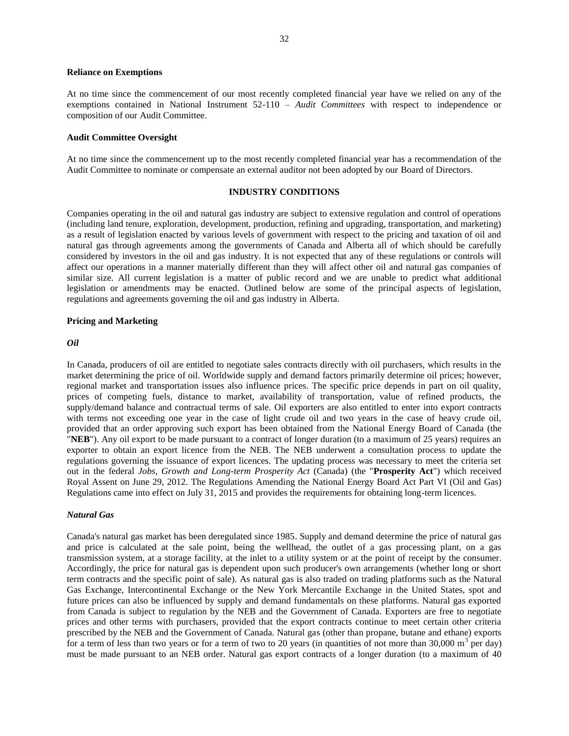**Reliance on Exemptions**

At no time since the commencement of our most recently completed financial year have we relied on any of the exemptions contained in National Instrument 52-110 – *Audit Committees* with respect to independence or composition of our Audit Committee.

**Audit Committee Oversight**

At no time since the commencement up to the most recently completed financial year has a recommendation of the Audit Committee to nominate or compensate an external auditor not been adopted by our Board of Directors.

## INDUSTRY CONDITIONS

Companies operating in the oil and natural gas industry are subject to extensive regulation and control of operations (including land tenure, exploration, development, production, refining and upgrading, transportation, and marketing) as a result of legislation enacted by various levels of government with respect to the pricing and taxation of oil and natural gas through agreements among the governments of Canada and Alberta all of which should be carefully considered by investors in the oil and gas industry. It is not expected that any of these regulations or controls will affect our operations in a manner materially different than they will affect other oil and natural gas companies of similar size. All current legislation is a matter of public record and we are unable to predict what additional legislation or amendments may be enacted. Outlined below are some of the principal aspects of legislation, regulations and agreements governing the oil and gas industry in Alberta.

**Pricing and Marketing**

***Oil***

In Canada, producers of oil are entitled to negotiate sales contracts directly with oil purchasers, which results in the market determining the price of oil. Worldwide supply and demand factors primarily determine oil prices; however, regional market and transportation issues also influence prices. The specific price depends in part on oil quality, prices of competing fuels, distance to market, availability of transportation, value of refined products, the supply/demand balance and contractual terms of sale. Oil exporters are also entitled to enter into export contracts with terms not exceeding one year in the case of light crude oil and two years in the case of heavy crude oil, provided that an order approving such export has been obtained from the National Energy Board of Canada (the "**NEB**"). Any oil export to be made pursuant to a contract of longer duration (to a maximum of 25 years) requires an exporter to obtain an export licence from the NEB. The NEB underwent a consultation process to update the regulations governing the issuance of export licences. The updating process was necessary to meet the criteria set out in the federal *Jobs, Growth and Long-term Prosperity Act* (Canada) (the "**Prosperity Act**") which received Royal Assent on June 29, 2012. The Regulations Amending the National Energy Board Act Part VI (Oil and Gas) Regulations came into effect on July 31, 2015 and provides the requirements for obtaining long-term licences.

***Natural Gas***

Canada's natural gas market has been deregulated since 1985. Supply and demand determine the price of natural gas and price is calculated at the sale point, being the wellhead, the outlet of a gas processing plant, on a gas transmission system, at a storage facility, at the inlet to a utility system or at the point of receipt by the consumer. Accordingly, the price for natural gas is dependent upon such producer's own arrangements (whether long or short term contracts and the specific point of sale). As natural gas is also traded on trading platforms such as the Natural Gas Exchange, Intercontinental Exchange or the New York Mercantile Exchange in the United States, spot and future prices can also be influenced by supply and demand fundamentals on these platforms. Natural gas exported from Canada is subject to regulation by the NEB and the Government of Canada. Exporters are free to negotiate prices and other terms with purchasers, provided that the export contracts continue to meet certain other criteria prescribed by the NEB and the Government of Canada. Natural gas (other than propane, butane and ethane) exports for a term of less than two years or for a term of two to 20 years (in quantities of not more than 30,000 $m^3$ per day) must be made pursuant to an NEB order. Natural gas export contracts of a longer duration (to a maximum of 40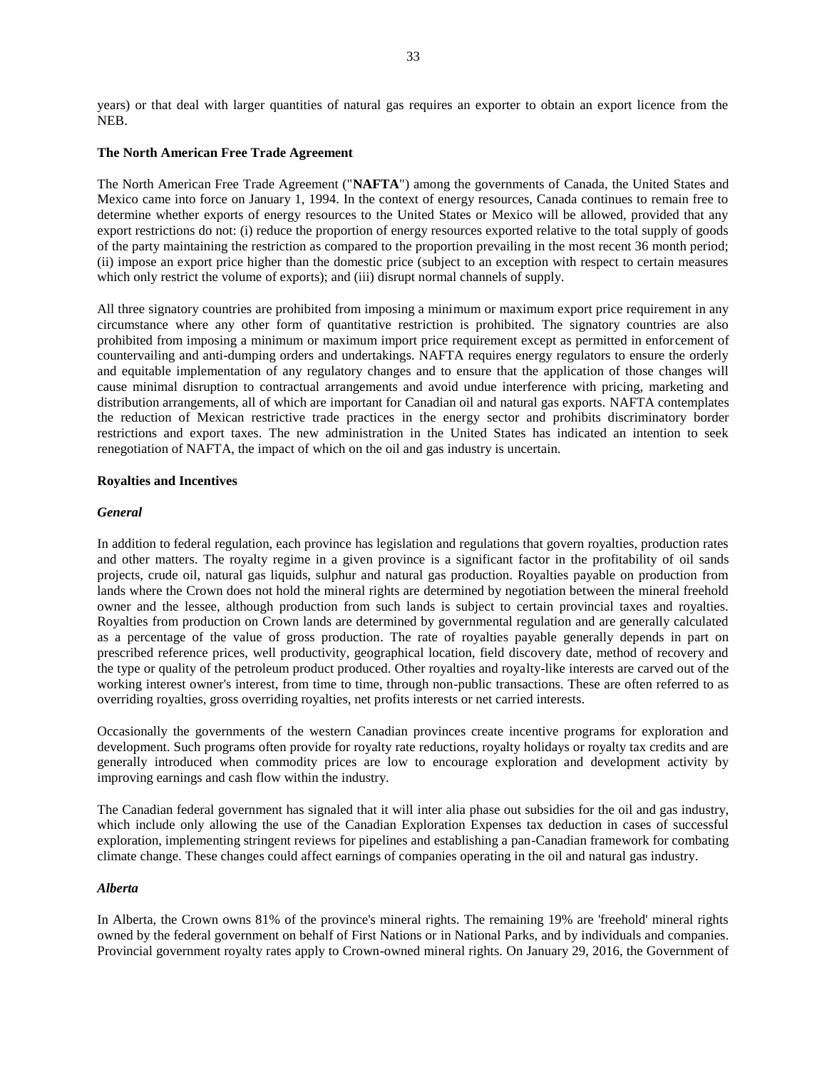years) or that deal with larger quantities of natural gas requires an exporter to obtain an export licence from the NEB.

**The North American Free Trade Agreement**

The North American Free Trade Agreement ("**NAFTA**") among the governments of Canada, the United States and Mexico came into force on January 1, 1994. In the context of energy resources, Canada continues to remain free to determine whether exports of energy resources to the United States or Mexico will be allowed, provided that any export restrictions do not: (i) reduce the proportion of energy resources exported relative to the total supply of goods of the party maintaining the restriction as compared to the proportion prevailing in the most recent 36 month period; (ii) impose an export price higher than the domestic price (subject to an exception with respect to certain measures which only restrict the volume of exports); and (iii) disrupt normal channels of supply.

All three signatory countries are prohibited from imposing a minimum or maximum export price requirement in any circumstance where any other form of quantitative restriction is prohibited. The signatory countries are also prohibited from imposing a minimum or maximum import price requirement except as permitted in enforcement of countervailing and anti-dumping orders and undertakings. NAFTA requires energy regulators to ensure the orderly and equitable implementation of any regulatory changes and to ensure that the application of those changes will cause minimal disruption to contractual arrangements and avoid undue interference with pricing, marketing and distribution arrangements, all of which are important for Canadian oil and natural gas exports. NAFTA contemplates the reduction of Mexican restrictive trade practices in the energy sector and prohibits discriminatory border restrictions and export taxes. The new administration in the United States has indicated an intention to seek renegotiation of NAFTA, the impact of which on the oil and gas industry is uncertain.

**Royalties and Incentives**

***General***

In addition to federal regulation, each province has legislation and regulations that govern royalties, production rates and other matters. The royalty regime in a given province is a significant factor in the profitability of oil sands projects, crude oil, natural gas liquids, sulphur and natural gas production. Royalties payable on production from lands where the Crown does not hold the mineral rights are determined by negotiation between the mineral freehold owner and the lessee, although production from such lands is subject to certain provincial taxes and royalties. Royalties from production on Crown lands are determined by governmental regulation and are generally calculated as a percentage of the value of gross production. The rate of royalties payable generally depends in part on prescribed reference prices, well productivity, geographical location, field discovery date, method of recovery and the type or quality of the petroleum product produced. Other royalties and royalty-like interests are carved out of the working interest owner's interest, from time to time, through non-public transactions. These are often referred to as overriding royalties, gross overriding royalties, net profits interests or net carried interests.

Occasionally the governments of the western Canadian provinces create incentive programs for exploration and development. Such programs often provide for royalty rate reductions, royalty holidays or royalty tax credits and are generally introduced when commodity prices are low to encourage exploration and development activity by improving earnings and cash flow within the industry.

The Canadian federal government has signaled that it will inter alia phase out subsidies for the oil and gas industry, which include only allowing the use of the Canadian Exploration Expenses tax deduction in cases of successful exploration, implementing stringent reviews for pipelines and establishing a pan-Canadian framework for combating climate change. These changes could affect earnings of companies operating in the oil and natural gas industry.

***Alberta***

In Alberta, the Crown owns 81% of the province's mineral rights. The remaining 19% are 'freehold' mineral rights owned by the federal government on behalf of First Nations or in National Parks, and by individuals and companies. Provincial government royalty rates apply to Crown-owned mineral rights. On January 29, 2016, the Government of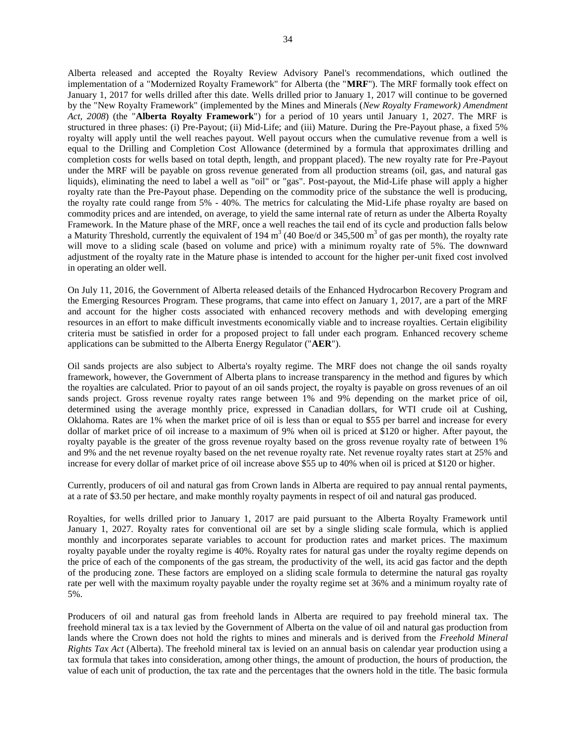Alberta released and accepted the Royalty Review Advisory Panel's recommendations, which outlined the implementation of a "Modernized Royalty Framework" for Alberta (the "**MRF**"). The MRF formally took effect on January 1, 2017 for wells drilled after this date. Wells drilled prior to January 1, 2017 will continue to be governed by the "New Royalty Framework" (implemented by the Mines and Minerals (*New Royalty Framework) Amendment Act, 2008*) (the "**Alberta Royalty Framework**") for a period of 10 years until January 1, 2027. The MRF is structured in three phases: (i) Pre-Payout; (ii) Mid-Life; and (iii) Mature. During the Pre-Payout phase, a fixed 5% royalty will apply until the well reaches payout. Well payout occurs when the cumulative revenue from a well is equal to the Drilling and Completion Cost Allowance (determined by a formula that approximates drilling and completion costs for wells based on total depth, length, and proppant placed). The new royalty rate for Pre-Payout under the MRF will be payable on gross revenue generated from all production streams (oil, gas, and natural gas liquids), eliminating the need to label a well as "oil" or "gas". Post-payout, the Mid-Life phase will apply a higher royalty rate than the Pre-Payout phase. Depending on the commodity price of the substance the well is producing, the royalty rate could range from 5% - 40%. The metrics for calculating the Mid-Life phase royalty are based on commodity prices and are intended, on average, to yield the same internal rate of return as under the Alberta Royalty Framework. In the Mature phase of the MRF, once a well reaches the tail end of its cycle and production falls below a Maturity Threshold, currently the equivalent of 194 $m^3$ (40 Boe/d or 345,500 $m^3$ of gas per month), the royalty rate will move to a sliding scale (based on volume and price) with a minimum royalty rate of 5%. The downward adjustment of the royalty rate in the Mature phase is intended to account for the higher per-unit fixed cost involved in operating an older well.

On July 11, 2016, the Government of Alberta released details of the Enhanced Hydrocarbon Recovery Program and the Emerging Resources Program. These programs, that came into effect on January 1, 2017, are a part of the MRF and account for the higher costs associated with enhanced recovery methods and with developing emerging resources in an effort to make difficult investments economically viable and to increase royalties. Certain eligibility criteria must be satisfied in order for a proposed project to fall under each program. Enhanced recovery scheme applications can be submitted to the Alberta Energy Regulator ("**AER**").

Oil sands projects are also subject to Alberta's royalty regime. The MRF does not change the oil sands royalty framework, however, the Government of Alberta plans to increase transparency in the method and figures by which the royalties are calculated. Prior to payout of an oil sands project, the royalty is payable on gross revenues of an oil sands project. Gross revenue royalty rates range between 1% and 9% depending on the market price of oil, determined using the average monthly price, expressed in Canadian dollars, for WTI crude oil at Cushing, Oklahoma. Rates are 1% when the market price of oil is less than or equal to $55 per barrel and increase for every dollar of market price of oil increase to a maximum of 9% when oil is priced at $120 or higher. After payout, the royalty payable is the greater of the gross revenue royalty based on the gross revenue royalty rate of between 1% and 9% and the net revenue royalty based on the net revenue royalty rate. Net revenue royalty rates start at 25% and increase for every dollar of market price of oil increase above $55 up to 40% when oil is priced at $120 or higher.

Currently, producers of oil and natural gas from Crown lands in Alberta are required to pay annual rental payments, at a rate of $3.50 per hectare, and make monthly royalty payments in respect of oil and natural gas produced.

Royalties, for wells drilled prior to January 1, 2017 are paid pursuant to the Alberta Royalty Framework until January 1, 2027. Royalty rates for conventional oil are set by a single sliding scale formula, which is applied monthly and incorporates separate variables to account for production rates and market prices. The maximum royalty payable under the royalty regime is 40%. Royalty rates for natural gas under the royalty regime depends on the price of each of the components of the gas stream, the productivity of the well, its acid gas factor and the depth of the producing zone. These factors are employed on a sliding scale formula to determine the natural gas royalty rate per well with the maximum royalty payable under the royalty regime set at 36% and a minimum royalty rate of 5%.

Producers of oil and natural gas from freehold lands in Alberta are required to pay freehold mineral tax. The freehold mineral tax is a tax levied by the Government of Alberta on the value of oil and natural gas production from lands where the Crown does not hold the rights to mines and minerals and is derived from the *Freehold Mineral Rights Tax Act* (Alberta). The freehold mineral tax is levied on an annual basis on calendar year production using a tax formula that takes into consideration, among other things, the amount of production, the hours of production, the value of each unit of production, the tax rate and the percentages that the owners hold in the title. The basic formula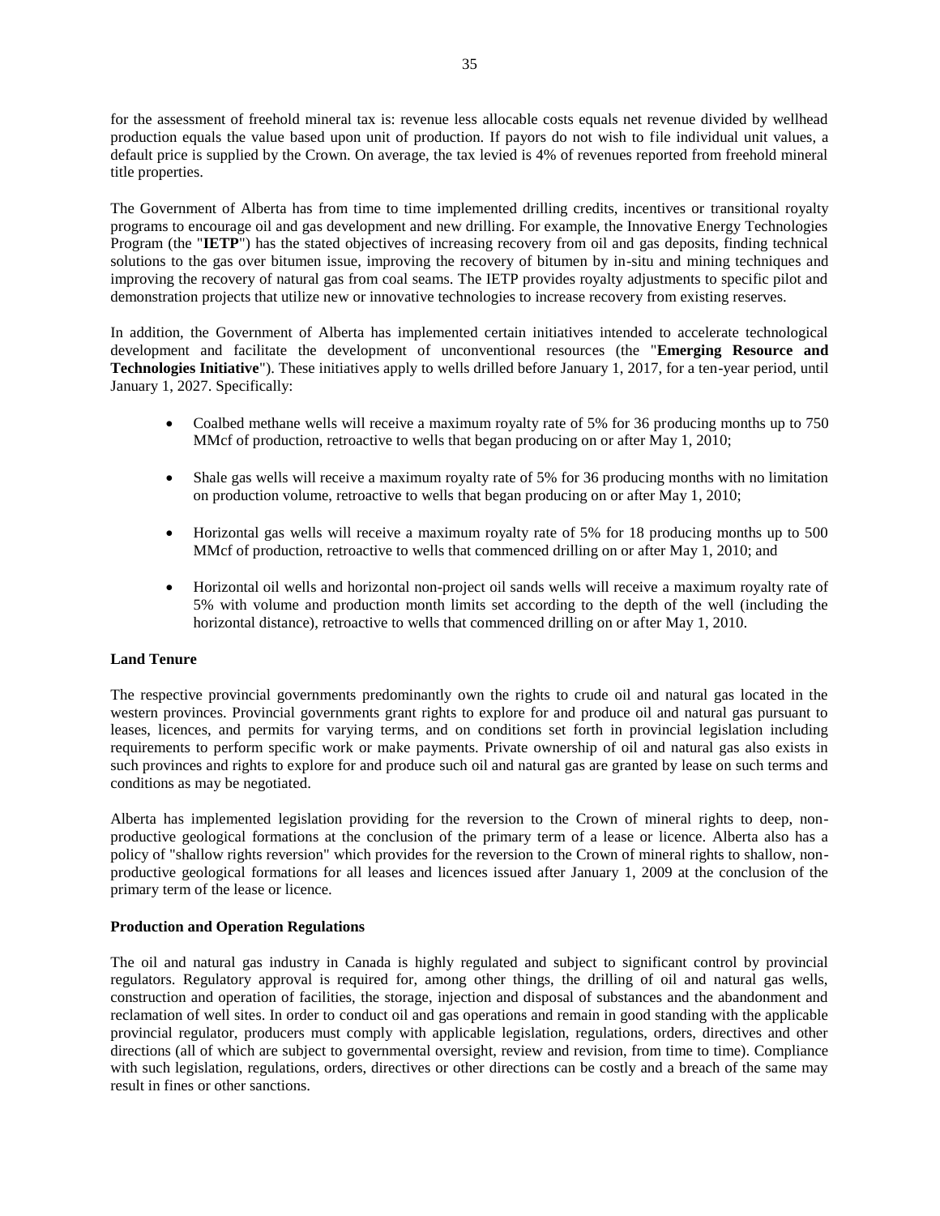for the assessment of freehold mineral tax is: revenue less allocable costs equals net revenue divided by wellhead production equals the value based upon unit of production. If payors do not wish to file individual unit values, a default price is supplied by the Crown. On average, the tax levied is 4% of revenues reported from freehold mineral title properties.

The Government of Alberta has from time to time implemented drilling credits, incentives or transitional royalty programs to encourage oil and gas development and new drilling. For example, the Innovative Energy Technologies Program (the "**IETP**") has the stated objectives of increasing recovery from oil and gas deposits, finding technical solutions to the gas over bitumen issue, improving the recovery of bitumen by in-situ and mining techniques and improving the recovery of natural gas from coal seams. The IETP provides royalty adjustments to specific pilot and demonstration projects that utilize new or innovative technologies to increase recovery from existing reserves.

In addition, the Government of Alberta has implemented certain initiatives intended to accelerate technological development and facilitate the development of unconventional resources (the "**Emerging Resource and Technologies Initiative**"). These initiatives apply to wells drilled before January 1, 2017, for a ten-year period, until January 1, 2027. Specifically:

- Coalbed methane wells will receive a maximum royalty rate of 5% for 36 producing months up to 750 MMcf of production, retroactive to wells that began producing on or after May 1, 2010;
- Shale gas wells will receive a maximum royalty rate of 5% for 36 producing months with no limitation on production volume, retroactive to wells that began producing on or after May 1, 2010;
- Horizontal gas wells will receive a maximum royalty rate of 5% for 18 producing months up to 500 MMcf of production, retroactive to wells that commenced drilling on or after May 1, 2010; and
- Horizontal oil wells and horizontal non-project oil sands wells will receive a maximum royalty rate of 5% with volume and production month limits set according to the depth of the well (including the horizontal distance), retroactive to wells that commenced drilling on or after May 1, 2010.

**Land Tenure**

The respective provincial governments predominantly own the rights to crude oil and natural gas located in the western provinces. Provincial governments grant rights to explore for and produce oil and natural gas pursuant to leases, licences, and permits for varying terms, and on conditions set forth in provincial legislation including requirements to perform specific work or make payments. Private ownership of oil and natural gas also exists in such provinces and rights to explore for and produce such oil and natural gas are granted by lease on such terms and conditions as may be negotiated.

Alberta has implemented legislation providing for the reversion to the Crown of mineral rights to deep, non-productive geological formations at the conclusion of the primary term of a lease or licence. Alberta also has a policy of "shallow rights reversion" which provides for the reversion to the Crown of mineral rights to shallow, non-productive geological formations for all leases and licences issued after January 1, 2009 at the conclusion of the primary term of the lease or licence.

**Production and Operation Regulations**

The oil and natural gas industry in Canada is highly regulated and subject to significant control by provincial regulators. Regulatory approval is required for, among other things, the drilling of oil and natural gas wells, construction and operation of facilities, the storage, injection and disposal of substances and the abandonment and reclamation of well sites. In order to conduct oil and gas operations and remain in good standing with the applicable provincial regulator, producers must comply with applicable legislation, regulations, orders, directives and other directions (all of which are subject to governmental oversight, review and revision, from time to time). Compliance with such legislation, regulations, orders, directives or other directions can be costly and a breach of the same may result in fines or other sanctions.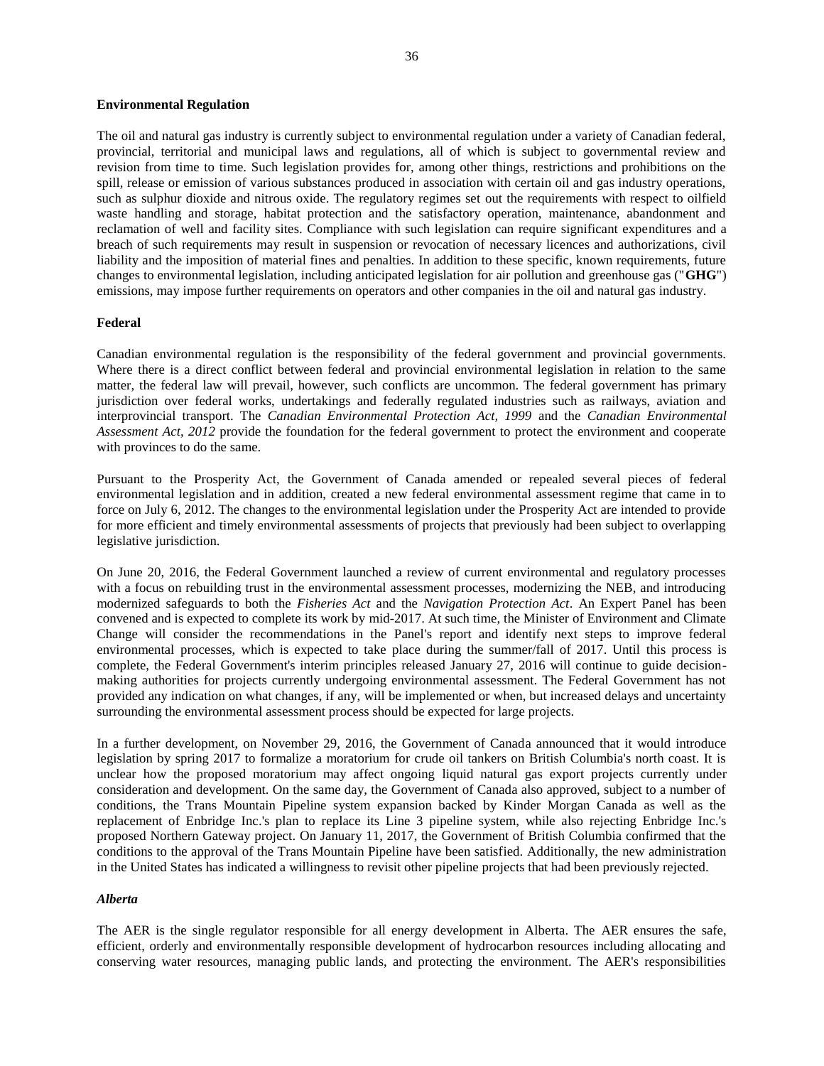## Environmental Regulation

The oil and natural gas industry is currently subject to environmental regulation under a variety of Canadian federal, provincial, territorial and municipal laws and regulations, all of which is subject to governmental review and revision from time to time. Such legislation provides for, among other things, restrictions and prohibitions on the spill, release or emission of various substances produced in association with certain oil and gas industry operations, such as sulphur dioxide and nitrous oxide. The regulatory regimes set out the requirements with respect to oilfield waste handling and storage, habitat protection and the satisfactory operation, maintenance, abandonment and reclamation of well and facility sites. Compliance with such legislation can require significant expenditures and a breach of such requirements may result in suspension or revocation of necessary licences and authorizations, civil liability and the imposition of material fines and penalties. In addition to these specific, known requirements, future changes to environmental legislation, including anticipated legislation for air pollution and greenhouse gas ("**GHG**") emissions, may impose further requirements on operators and other companies in the oil and natural gas industry.

### Federal

Canadian environmental regulation is the responsibility of the federal government and provincial governments. Where there is a direct conflict between federal and provincial environmental legislation in relation to the same matter, the federal law will prevail, however, such conflicts are uncommon. The federal government has primary jurisdiction over federal works, undertakings and federally regulated industries such as railways, aviation and interprovincial transport. The *Canadian Environmental Protection Act, 1999* and the *Canadian Environmental Assessment Act, 2012* provide the foundation for the federal government to protect the environment and cooperate with provinces to do the same.

Pursuant to the Prosperity Act, the Government of Canada amended or repealed several pieces of federal environmental legislation and in addition, created a new federal environmental assessment regime that came in to force on July 6, 2012. The changes to the environmental legislation under the Prosperity Act are intended to provide for more efficient and timely environmental assessments of projects that previously had been subject to overlapping legislative jurisdiction.

On June 20, 2016, the Federal Government launched a review of current environmental and regulatory processes with a focus on rebuilding trust in the environmental assessment processes, modernizing the NEB, and introducing modernized safeguards to both the *Fisheries Act* and the *Navigation Protection Act*. An Expert Panel has been convened and is expected to complete its work by mid-2017. At such time, the Minister of Environment and Climate Change will consider the recommendations in the Panel's report and identify next steps to improve federal environmental processes, which is expected to take place during the summer/fall of 2017. Until this process is complete, the Federal Government's interim principles released January 27, 2016 will continue to guide decision-making authorities for projects currently undergoing environmental assessment. The Federal Government has not provided any indication on what changes, if any, will be implemented or when, but increased delays and uncertainty surrounding the environmental assessment process should be expected for large projects.

In a further development, on November 29, 2016, the Government of Canada announced that it would introduce legislation by spring 2017 to formalize a moratorium for crude oil tankers on British Columbia's north coast. It is unclear how the proposed moratorium may affect ongoing liquid natural gas export projects currently under consideration and development. On the same day, the Government of Canada also approved, subject to a number of conditions, the Trans Mountain Pipeline system expansion backed by Kinder Morgan Canada as well as the replacement of Enbridge Inc.'s plan to replace its Line 3 pipeline system, while also rejecting Enbridge Inc.'s proposed Northern Gateway project. On January 11, 2017, the Government of British Columbia confirmed that the conditions to the approval of the Trans Mountain Pipeline have been satisfied. Additionally, the new administration in the United States has indicated a willingness to revisit other pipeline projects that had been previously rejected.

#### *Alberta*

The AER is the single regulator responsible for all energy development in Alberta. The AER ensures the safe, efficient, orderly and environmentally responsible development of hydrocarbon resources including allocating and conserving water resources, managing public lands, and protecting the environment. The AER's responsibilities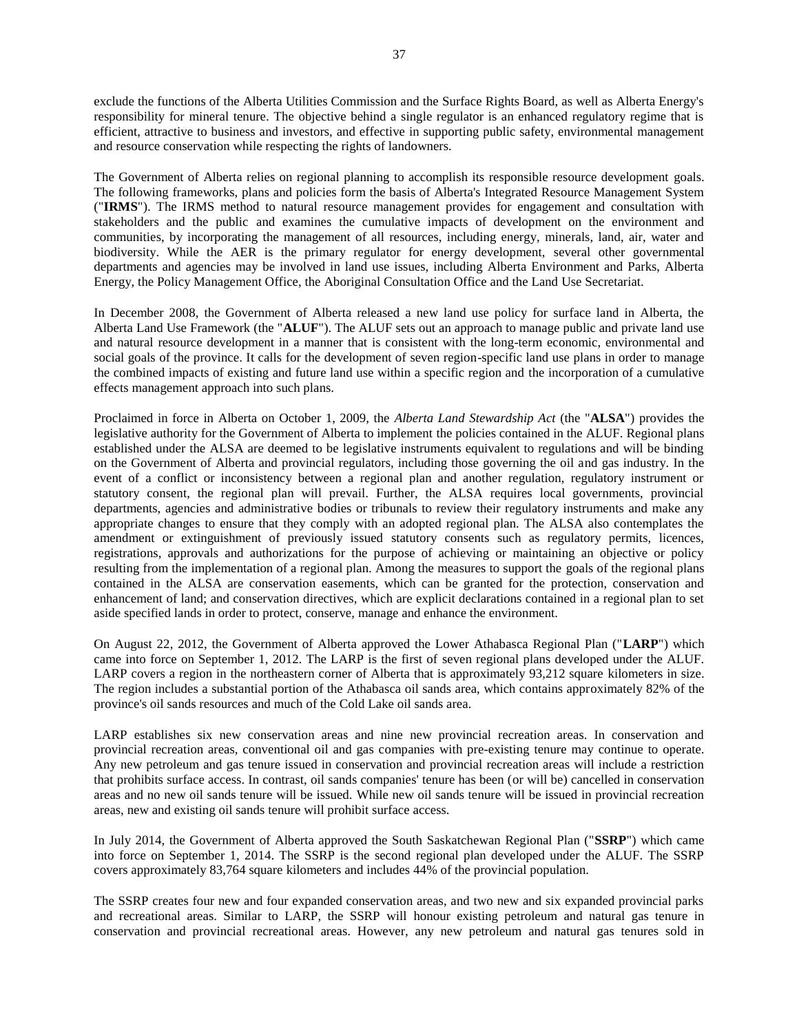exclude the functions of the Alberta Utilities Commission and the Surface Rights Board, as well as Alberta Energy's responsibility for mineral tenure. The objective behind a single regulator is an enhanced regulatory regime that is efficient, attractive to business and investors, and effective in supporting public safety, environmental management and resource conservation while respecting the rights of landowners.

The Government of Alberta relies on regional planning to accomplish its responsible resource development goals. The following frameworks, plans and policies form the basis of Alberta's Integrated Resource Management System ("**IRMS**"). The IRMS method to natural resource management provides for engagement and consultation with stakeholders and the public and examines the cumulative impacts of development on the environment and communities, by incorporating the management of all resources, including energy, minerals, land, air, water and biodiversity. While the AER is the primary regulator for energy development, several other governmental departments and agencies may be involved in land use issues, including Alberta Environment and Parks, Alberta Energy, the Policy Management Office, the Aboriginal Consultation Office and the Land Use Secretariat.

In December 2008, the Government of Alberta released a new land use policy for surface land in Alberta, the Alberta Land Use Framework (the "**ALUF**"). The ALUF sets out an approach to manage public and private land use and natural resource development in a manner that is consistent with the long-term economic, environmental and social goals of the province. It calls for the development of seven region-specific land use plans in order to manage the combined impacts of existing and future land use within a specific region and the incorporation of a cumulative effects management approach into such plans.

Proclaimed in force in Alberta on October 1, 2009, the *Alberta Land Stewardship Act* (the "**ALSA**") provides the legislative authority for the Government of Alberta to implement the policies contained in the ALUF. Regional plans established under the ALSA are deemed to be legislative instruments equivalent to regulations and will be binding on the Government of Alberta and provincial regulators, including those governing the oil and gas industry. In the event of a conflict or inconsistency between a regional plan and another regulation, regulatory instrument or statutory consent, the regional plan will prevail. Further, the ALSA requires local governments, provincial departments, agencies and administrative bodies or tribunals to review their regulatory instruments and make any appropriate changes to ensure that they comply with an adopted regional plan. The ALSA also contemplates the amendment or extinguishment of previously issued statutory consents such as regulatory permits, licences, registrations, approvals and authorizations for the purpose of achieving or maintaining an objective or policy resulting from the implementation of a regional plan. Among the measures to support the goals of the regional plans contained in the ALSA are conservation easements, which can be granted for the protection, conservation and enhancement of land; and conservation directives, which are explicit declarations contained in a regional plan to set aside specified lands in order to protect, conserve, manage and enhance the environment.

On August 22, 2012, the Government of Alberta approved the Lower Athabasca Regional Plan ("**LARP**") which came into force on September 1, 2012. The LARP is the first of seven regional plans developed under the ALUF. LARP covers a region in the northeastern corner of Alberta that is approximately 93,212 square kilometers in size. The region includes a substantial portion of the Athabasca oil sands area, which contains approximately 82% of the province's oil sands resources and much of the Cold Lake oil sands area.

LARP establishes six new conservation areas and nine new provincial recreation areas. In conservation and provincial recreation areas, conventional oil and gas companies with pre-existing tenure may continue to operate. Any new petroleum and gas tenure issued in conservation and provincial recreation areas will include a restriction that prohibits surface access. In contrast, oil sands companies' tenure has been (or will be) cancelled in conservation areas and no new oil sands tenure will be issued. While new oil sands tenure will be issued in provincial recreation areas, new and existing oil sands tenure will prohibit surface access.

In July 2014, the Government of Alberta approved the South Saskatchewan Regional Plan ("**SSRP**") which came into force on September 1, 2014. The SSRP is the second regional plan developed under the ALUF. The SSRP covers approximately 83,764 square kilometers and includes 44% of the provincial population.

The SSRP creates four new and four expanded conservation areas, and two new and six expanded provincial parks and recreational areas. Similar to LARP, the SSRP will honour existing petroleum and natural gas tenure in conservation and provincial recreational areas. However, any new petroleum and natural gas tenures sold in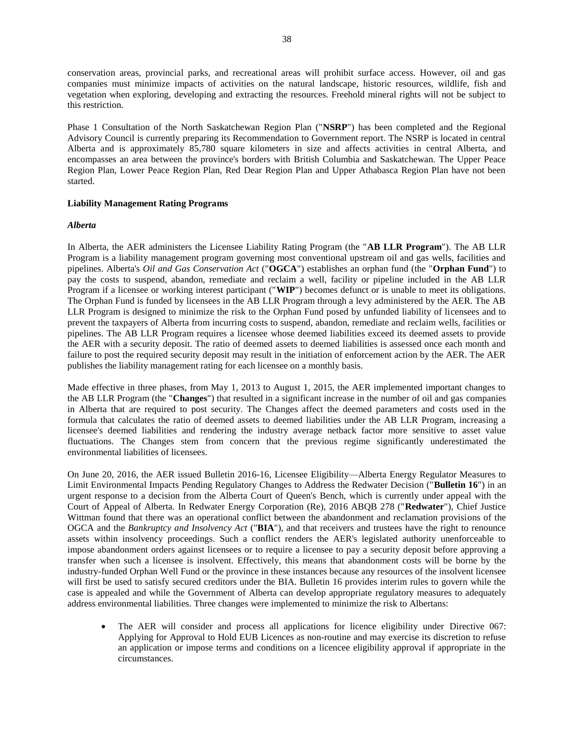conservation areas, provincial parks, and recreational areas will prohibit surface access. However, oil and gas companies must minimize impacts of activities on the natural landscape, historic resources, wildlife, fish and vegetation when exploring, developing and extracting the resources. Freehold mineral rights will not be subject to this restriction.

Phase 1 Consultation of the North Saskatchewan Region Plan ("**NSRP**") has been completed and the Regional Advisory Council is currently preparing its Recommendation to Government report. The NSRP is located in central Alberta and is approximately 85,780 square kilometers in size and affects activities in central Alberta, and encompasses an area between the province's borders with British Columbia and Saskatchewan. The Upper Peace Region Plan, Lower Peace Region Plan, Red Dear Region Plan and Upper Athabasca Region Plan have not been started.

**Liability Management Rating Programs**

***Alberta***

In Alberta, the AER administers the Licensee Liability Rating Program (the "**AB LLR Program**"). The AB LLR Program is a liability management program governing most conventional upstream oil and gas wells, facilities and pipelines. Alberta's *Oil and Gas Conservation Act* ("**OGCA**") establishes an orphan fund (the "**Orphan Fund**") to pay the costs to suspend, abandon, remediate and reclaim a well, facility or pipeline included in the AB LLR Program if a licensee or working interest participant ("**WIP**") becomes defunct or is unable to meet its obligations. The Orphan Fund is funded by licensees in the AB LLR Program through a levy administered by the AER. The AB LLR Program is designed to minimize the risk to the Orphan Fund posed by unfunded liability of licensees and to prevent the taxpayers of Alberta from incurring costs to suspend, abandon, remediate and reclaim wells, facilities or pipelines. The AB LLR Program requires a licensee whose deemed liabilities exceed its deemed assets to provide the AER with a security deposit. The ratio of deemed assets to deemed liabilities is assessed once each month and failure to post the required security deposit may result in the initiation of enforcement action by the AER. The AER publishes the liability management rating for each licensee on a monthly basis.

Made effective in three phases, from May 1, 2013 to August 1, 2015, the AER implemented important changes to the AB LLR Program (the "**Changes**") that resulted in a significant increase in the number of oil and gas companies in Alberta that are required to post security. The Changes affect the deemed parameters and costs used in the formula that calculates the ratio of deemed assets to deemed liabilities under the AB LLR Program, increasing a licensee's deemed liabilities and rendering the industry average netback factor more sensitive to asset value fluctuations. The Changes stem from concern that the previous regime significantly underestimated the environmental liabilities of licensees.

On June 20, 2016, the AER issued Bulletin 2016-16, Licensee Eligibility—Alberta Energy Regulator Measures to Limit Environmental Impacts Pending Regulatory Changes to Address the Redwater Decision ("**Bulletin 16**") in an urgent response to a decision from the Alberta Court of Queen's Bench, which is currently under appeal with the Court of Appeal of Alberta. In Redwater Energy Corporation (Re), 2016 ABQB 278 ("**Redwater**"), Chief Justice Wittman found that there was an operational conflict between the abandonment and reclamation provisions of the OGCA and the *Bankruptcy and Insolvency Act* ("**BIA**"), and that receivers and trustees have the right to renounce assets within insolvency proceedings. Such a conflict renders the AER's legislated authority unenforceable to impose abandonment orders against licensees or to require a licensee to pay a security deposit before approving a transfer when such a licensee is insolvent. Effectively, this means that abandonment costs will be borne by the industry-funded Orphan Well Fund or the province in these instances because any resources of the insolvent licensee will first be used to satisfy secured creditors under the BIA. Bulletin 16 provides interim rules to govern while the case is appealed and while the Government of Alberta can develop appropriate regulatory measures to adequately address environmental liabilities. Three changes were implemented to minimize the risk to Albertans:

- The AER will consider and process all applications for licence eligibility under Directive 067: Applying for Approval to Hold EUB Licences as non-routine and may exercise its discretion to refuse an application or impose terms and conditions on a licencee eligibility approval if appropriate in the circumstances.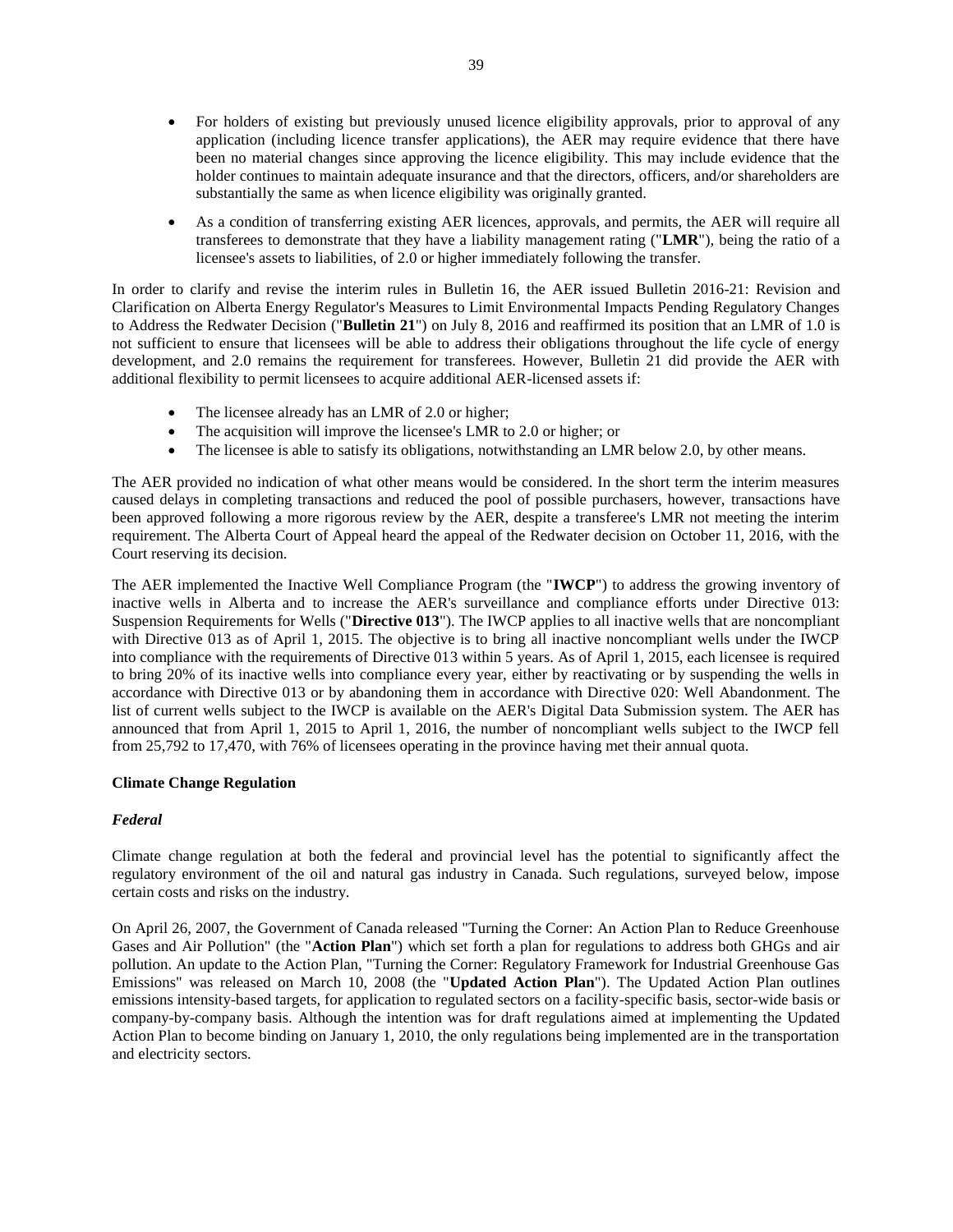- For holders of existing but previously unused licence eligibility approvals, prior to approval of any application (including licence transfer applications), the AER may require evidence that there have been no material changes since approving the licence eligibility. This may include evidence that the holder continues to maintain adequate insurance and that the directors, officers, and/or shareholders are substantially the same as when licence eligibility was originally granted.
- As a condition of transferring existing AER licences, approvals, and permits, the AER will require all transferees to demonstrate that they have a liability management rating ("**LMR**"), being the ratio of a licensee's assets to liabilities, of 2.0 or higher immediately following the transfer.

In order to clarify and revise the interim rules in Bulletin 16, the AER issued Bulletin 2016-21: Revision and Clarification on Alberta Energy Regulator's Measures to Limit Environmental Impacts Pending Regulatory Changes to Address the Redwater Decision ("**Bulletin 21**") on July 8, 2016 and reaffirmed its position that an LMR of 1.0 is not sufficient to ensure that licensees will be able to address their obligations throughout the life cycle of energy development, and 2.0 remains the requirement for transferees. However, Bulletin 21 did provide the AER with additional flexibility to permit licensees to acquire additional AER-licensed assets if:

- The licensee already has an LMR of 2.0 or higher;
- The acquisition will improve the licensee's LMR to 2.0 or higher; or
- The licensee is able to satisfy its obligations, notwithstanding an LMR below 2.0, by other means.

The AER provided no indication of what other means would be considered. In the short term the interim measures caused delays in completing transactions and reduced the pool of possible purchasers, however, transactions have been approved following a more rigorous review by the AER, despite a transferee's LMR not meeting the interim requirement. The Alberta Court of Appeal heard the appeal of the Redwater decision on October 11, 2016, with the Court reserving its decision.

The AER implemented the Inactive Well Compliance Program (the "**IWCP**") to address the growing inventory of inactive wells in Alberta and to increase the AER's surveillance and compliance efforts under Directive 013: Suspension Requirements for Wells ("**Directive 013**"). The IWCP applies to all inactive wells that are noncompliant with Directive 013 as of April 1, 2015. The objective is to bring all inactive noncompliant wells under the IWCP into compliance with the requirements of Directive 013 within 5 years. As of April 1, 2015, each licensee is required to bring 20% of its inactive wells into compliance every year, either by reactivating or by suspending the wells in accordance with Directive 013 or by abandoning them in accordance with Directive 020: Well Abandonment. The list of current wells subject to the IWCP is available on the AER's Digital Data Submission system. The AER has announced that from April 1, 2015 to April 1, 2016, the number of noncompliant wells subject to the IWCP fell from 25,792 to 17,470, with 76% of licensees operating in the province having met their annual quota.

**Climate Change Regulation**

***Federal***

Climate change regulation at both the federal and provincial level has the potential to significantly affect the regulatory environment of the oil and natural gas industry in Canada. Such regulations, surveyed below, impose certain costs and risks on the industry.

On April 26, 2007, the Government of Canada released "Turning the Corner: An Action Plan to Reduce Greenhouse Gases and Air Pollution" (the "**Action Plan**") which set forth a plan for regulations to address both GHGs and air pollution. An update to the Action Plan, "Turning the Corner: Regulatory Framework for Industrial Greenhouse Gas Emissions" was released on March 10, 2008 (the "**Updated Action Plan**"). The Updated Action Plan outlines emissions intensity-based targets, for application to regulated sectors on a facility-specific basis, sector-wide basis or company-by-company basis. Although the intention was for draft regulations aimed at implementing the Updated Action Plan to become binding on January 1, 2010, the only regulations being implemented are in the transportation and electricity sectors.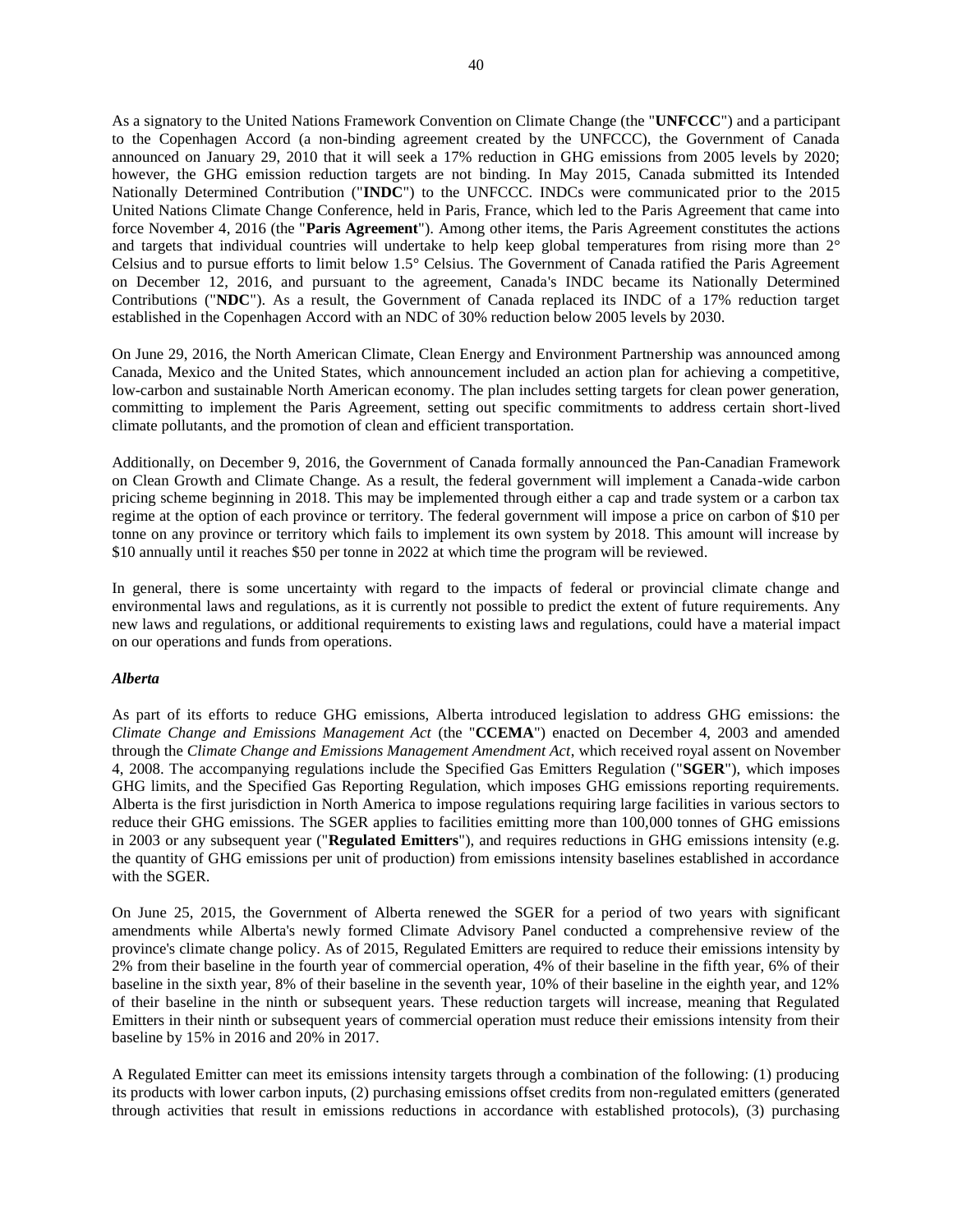As a signatory to the United Nations Framework Convention on Climate Change (the "**UNFCCC**") and a participant to the Copenhagen Accord (a non-binding agreement created by the UNFCCC), the Government of Canada announced on January 29, 2010 that it will seek a 17% reduction in GHG emissions from 2005 levels by 2020; however, the GHG emission reduction targets are not binding. In May 2015, Canada submitted its Intended Nationally Determined Contribution ("**INDC**") to the UNFCCC. INDCs were communicated prior to the 2015 United Nations Climate Change Conference, held in Paris, France, which led to the Paris Agreement that came into force November 4, 2016 (the "**Paris Agreement**"). Among other items, the Paris Agreement constitutes the actions and targets that individual countries will undertake to help keep global temperatures from rising more than 2° Celsius and to pursue efforts to limit below 1.5° Celsius. The Government of Canada ratified the Paris Agreement on December 12, 2016, and pursuant to the agreement, Canada's INDC became its Nationally Determined Contributions ("**NDC**"). As a result, the Government of Canada replaced its INDC of a 17% reduction target established in the Copenhagen Accord with an NDC of 30% reduction below 2005 levels by 2030.

On June 29, 2016, the North American Climate, Clean Energy and Environment Partnership was announced among Canada, Mexico and the United States, which announcement included an action plan for achieving a competitive, low-carbon and sustainable North American economy. The plan includes setting targets for clean power generation, committing to implement the Paris Agreement, setting out specific commitments to address certain short-lived climate pollutants, and the promotion of clean and efficient transportation.

Additionally, on December 9, 2016, the Government of Canada formally announced the Pan-Canadian Framework on Clean Growth and Climate Change. As a result, the federal government will implement a Canada-wide carbon pricing scheme beginning in 2018. This may be implemented through either a cap and trade system or a carbon tax regime at the option of each province or territory. The federal government will impose a price on carbon of $10 per tonne on any province or territory which fails to implement its own system by 2018. This amount will increase by $10 annually until it reaches $50 per tonne in 2022 at which time the program will be reviewed.

In general, there is some uncertainty with regard to the impacts of federal or provincial climate change and environmental laws and regulations, as it is currently not possible to predict the extent of future requirements. Any new laws and regulations, or additional requirements to existing laws and regulations, could have a material impact on our operations and funds from operations.

***Alberta***

As part of its efforts to reduce GHG emissions, Alberta introduced legislation to address GHG emissions: the *Climate Change and Emissions Management Act* (the "**CCEMA**") enacted on December 4, 2003 and amended through the *Climate Change and Emissions Management Amendment Act*, which received royal assent on November 4, 2008. The accompanying regulations include the Specified Gas Emitters Regulation ("**SGER**"), which imposes GHG limits, and the Specified Gas Reporting Regulation, which imposes GHG emissions reporting requirements. Alberta is the first jurisdiction in North America to impose regulations requiring large facilities in various sectors to reduce their GHG emissions. The SGER applies to facilities emitting more than 100,000 tonnes of GHG emissions in 2003 or any subsequent year ("**Regulated Emitters**"), and requires reductions in GHG emissions intensity (e.g. the quantity of GHG emissions per unit of production) from emissions intensity baselines established in accordance with the SGER.

On June 25, 2015, the Government of Alberta renewed the SGER for a period of two years with significant amendments while Alberta's newly formed Climate Advisory Panel conducted a comprehensive review of the province's climate change policy. As of 2015, Regulated Emitters are required to reduce their emissions intensity by 2% from their baseline in the fourth year of commercial operation, 4% of their baseline in the fifth year, 6% of their baseline in the sixth year, 8% of their baseline in the seventh year, 10% of their baseline in the eighth year, and 12% of their baseline in the ninth or subsequent years. These reduction targets will increase, meaning that Regulated Emitters in their ninth or subsequent years of commercial operation must reduce their emissions intensity from their baseline by 15% in 2016 and 20% in 2017.

A Regulated Emitter can meet its emissions intensity targets through a combination of the following: (1) producing its products with lower carbon inputs, (2) purchasing emissions offset credits from non-regulated emitters (generated through activities that result in emissions reductions in accordance with established protocols), (3) purchasing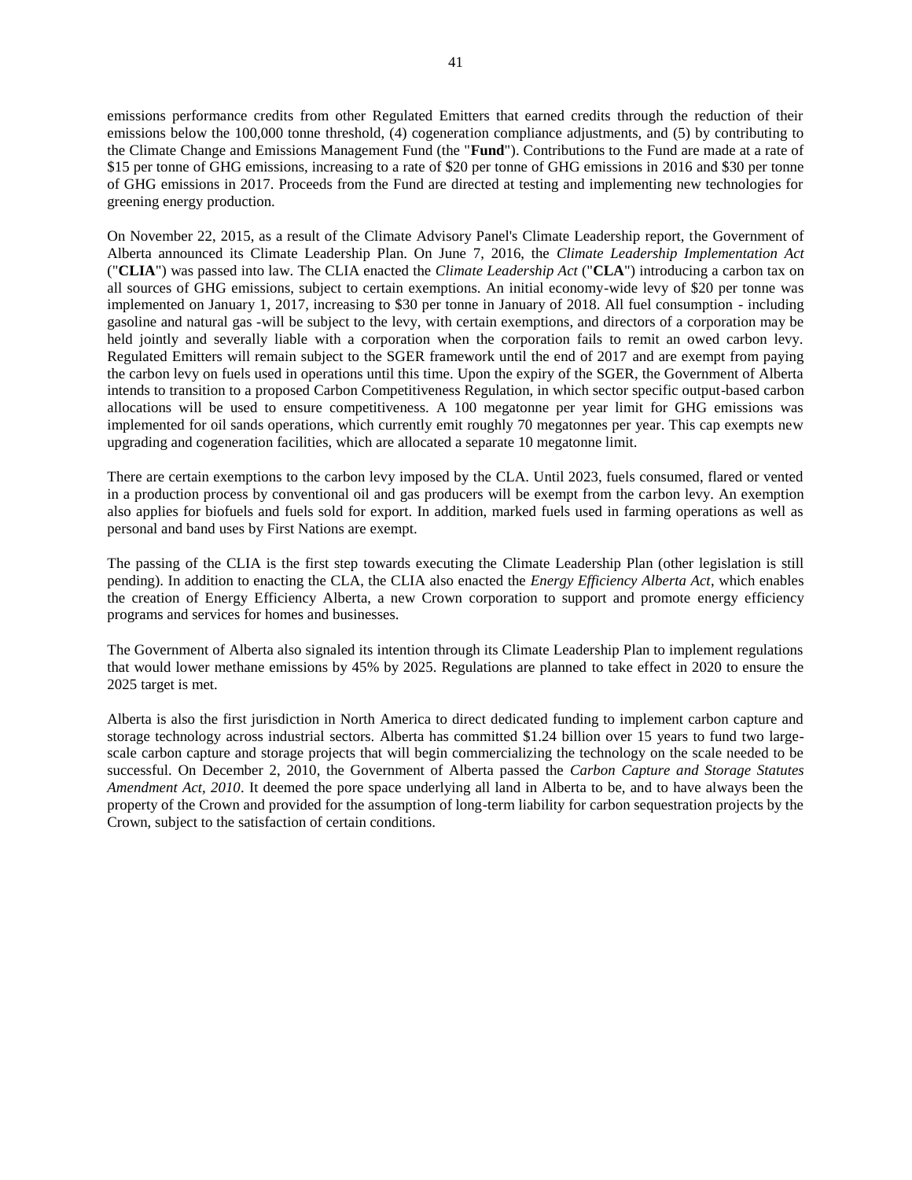emissions performance credits from other Regulated Emitters that earned credits through the reduction of their emissions below the 100,000 tonne threshold, (4) cogeneration compliance adjustments, and (5) by contributing to the Climate Change and Emissions Management Fund (the "**Fund**"). Contributions to the Fund are made at a rate of $15 per tonne of GHG emissions, increasing to a rate of $20 per tonne of GHG emissions in 2016 and $30 per tonne of GHG emissions in 2017. Proceeds from the Fund are directed at testing and implementing new technologies for greening energy production.

On November 22, 2015, as a result of the Climate Advisory Panel's Climate Leadership report, the Government of Alberta announced its Climate Leadership Plan. On June 7, 2016, the *Climate Leadership Implementation Act* ("**CLIA**") was passed into law. The CLIA enacted the *Climate Leadership Act* ("**CLA**") introducing a carbon tax on all sources of GHG emissions, subject to certain exemptions. An initial economy-wide levy of $20 per tonne was implemented on January 1, 2017, increasing to $30 per tonne in January of 2018. All fuel consumption - including gasoline and natural gas -will be subject to the levy, with certain exemptions, and directors of a corporation may be held jointly and severally liable with a corporation when the corporation fails to remit an owed carbon levy. Regulated Emitters will remain subject to the SGER framework until the end of 2017 and are exempt from paying the carbon levy on fuels used in operations until this time. Upon the expiry of the SGER, the Government of Alberta intends to transition to a proposed Carbon Competitiveness Regulation, in which sector specific output-based carbon allocations will be used to ensure competitiveness. A 100 megatonne per year limit for GHG emissions was implemented for oil sands operations, which currently emit roughly 70 megatonnes per year. This cap exempts new upgrading and cogeneration facilities, which are allocated a separate 10 megatonne limit.

There are certain exemptions to the carbon levy imposed by the CLA. Until 2023, fuels consumed, flared or vented in a production process by conventional oil and gas producers will be exempt from the carbon levy. An exemption also applies for biofuels and fuels sold for export. In addition, marked fuels used in farming operations as well as personal and band uses by First Nations are exempt.

The passing of the CLIA is the first step towards executing the Climate Leadership Plan (other legislation is still pending). In addition to enacting the CLA, the CLIA also enacted the *Energy Efficiency Alberta Act*, which enables the creation of Energy Efficiency Alberta, a new Crown corporation to support and promote energy efficiency programs and services for homes and businesses.

The Government of Alberta also signaled its intention through its Climate Leadership Plan to implement regulations that would lower methane emissions by 45% by 2025. Regulations are planned to take effect in 2020 to ensure the 2025 target is met.

Alberta is also the first jurisdiction in North America to direct dedicated funding to implement carbon capture and storage technology across industrial sectors. Alberta has committed $1.24 billion over 15 years to fund two large-scale carbon capture and storage projects that will begin commercializing the technology on the scale needed to be successful. On December 2, 2010, the Government of Alberta passed the *Carbon Capture and Storage Statutes Amendment Act, 2010*. It deemed the pore space underlying all land in Alberta to be, and to have always been the property of the Crown and provided for the assumption of long-term liability for carbon sequestration projects by the Crown, subject to the satisfaction of certain conditions.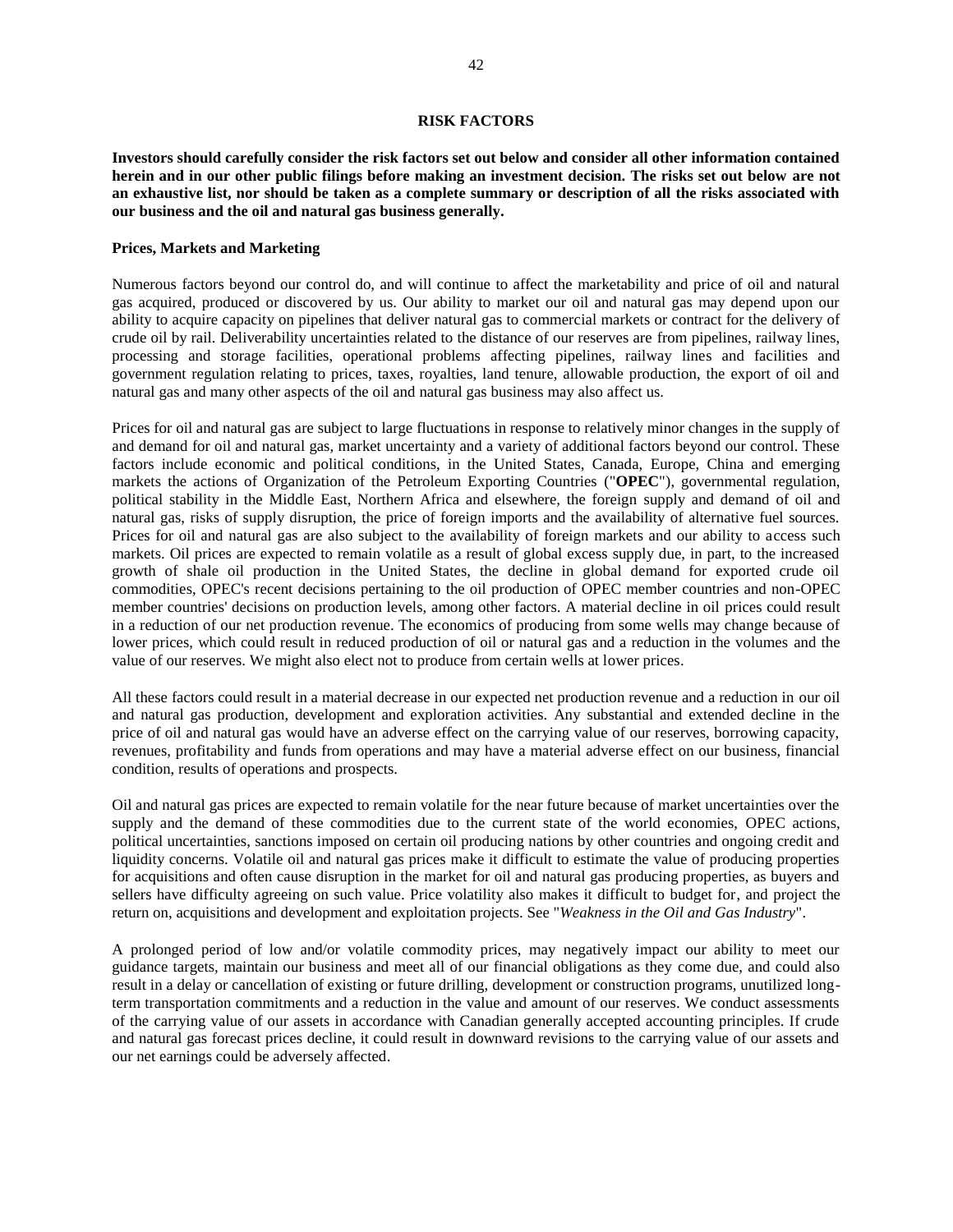## RISK FACTORS

**Investors should carefully consider the risk factors set out below and consider all other information contained herein and in our other public filings before making an investment decision. The risks set out below are not an exhaustive list, nor should be taken as a complete summary or description of all the risks associated with our business and the oil and natural gas business generally.**

### Prices, Markets and Marketing

Numerous factors beyond our control do, and will continue to affect the marketability and price of oil and natural gas acquired, produced or discovered by us. Our ability to market our oil and natural gas may depend upon our ability to acquire capacity on pipelines that deliver natural gas to commercial markets or contract for the delivery of crude oil by rail. Deliverability uncertainties related to the distance of our reserves are from pipelines, railway lines, processing and storage facilities, operational problems affecting pipelines, railway lines and facilities and government regulation relating to prices, taxes, royalties, land tenure, allowable production, the export of oil and natural gas and many other aspects of the oil and natural gas business may also affect us.

Prices for oil and natural gas are subject to large fluctuations in response to relatively minor changes in the supply of and demand for oil and natural gas, market uncertainty and a variety of additional factors beyond our control. These factors include economic and political conditions, in the United States, Canada, Europe, China and emerging markets the actions of Organization of the Petroleum Exporting Countries ("**OPEC**"), governmental regulation, political stability in the Middle East, Northern Africa and elsewhere, the foreign supply and demand of oil and natural gas, risks of supply disruption, the price of foreign imports and the availability of alternative fuel sources. Prices for oil and natural gas are also subject to the availability of foreign markets and our ability to access such markets. Oil prices are expected to remain volatile as a result of global excess supply due, in part, to the increased growth of shale oil production in the United States, the decline in global demand for exported crude oil commodities, OPEC's recent decisions pertaining to the oil production of OPEC member countries and non-OPEC member countries' decisions on production levels, among other factors. A material decline in oil prices could result in a reduction of our net production revenue. The economics of producing from some wells may change because of lower prices, which could result in reduced production of oil or natural gas and a reduction in the volumes and the value of our reserves. We might also elect not to produce from certain wells at lower prices.

All these factors could result in a material decrease in our expected net production revenue and a reduction in our oil and natural gas production, development and exploration activities. Any substantial and extended decline in the price of oil and natural gas would have an adverse effect on the carrying value of our reserves, borrowing capacity, revenues, profitability and funds from operations and may have a material adverse effect on our business, financial condition, results of operations and prospects.

Oil and natural gas prices are expected to remain volatile for the near future because of market uncertainties over the supply and the demand of these commodities due to the current state of the world economies, OPEC actions, political uncertainties, sanctions imposed on certain oil producing nations by other countries and ongoing credit and liquidity concerns. Volatile oil and natural gas prices make it difficult to estimate the value of producing properties for acquisitions and often cause disruption in the market for oil and natural gas producing properties, as buyers and sellers have difficulty agreeing on such value. Price volatility also makes it difficult to budget for, and project the return on, acquisitions and development and exploitation projects. See "*Weakness in the Oil and Gas Industry*".

A prolonged period of low and/or volatile commodity prices, may negatively impact our ability to meet our guidance targets, maintain our business and meet all of our financial obligations as they come due, and could also result in a delay or cancellation of existing or future drilling, development or construction programs, unutilized long-term transportation commitments and a reduction in the value and amount of our reserves. We conduct assessments of the carrying value of our assets in accordance with Canadian generally accepted accounting principles. If crude and natural gas forecast prices decline, it could result in downward revisions to the carrying value of our assets and our net earnings could be adversely affected.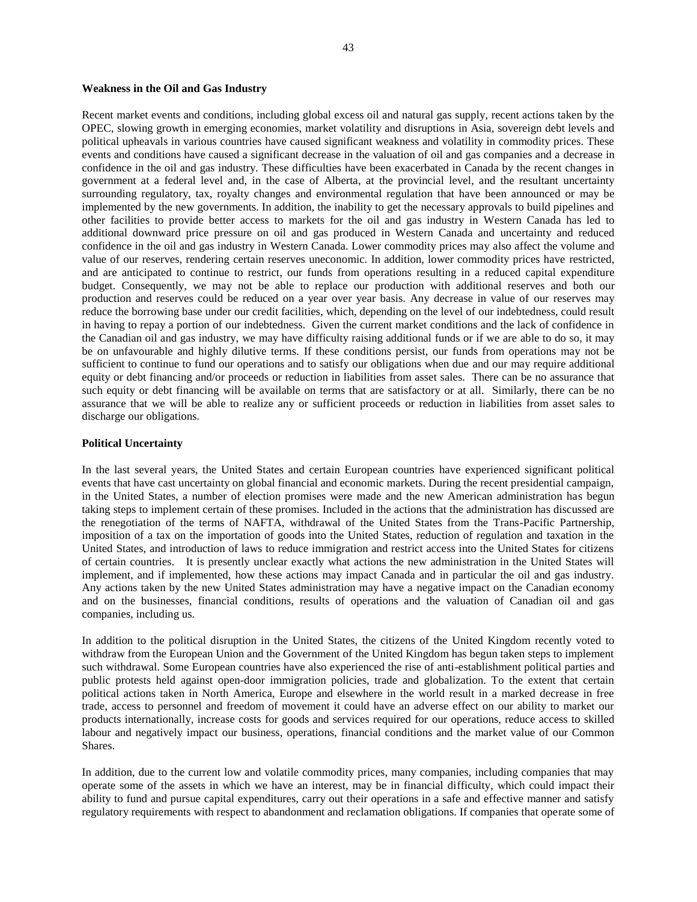**Weakness in the Oil and Gas Industry**

Recent market events and conditions, including global excess oil and natural gas supply, recent actions taken by the OPEC, slowing growth in emerging economies, market volatility and disruptions in Asia, sovereign debt levels and political upheavals in various countries have caused significant weakness and volatility in commodity prices. These events and conditions have caused a significant decrease in the valuation of oil and gas companies and a decrease in confidence in the oil and gas industry. These difficulties have been exacerbated in Canada by the recent changes in government at a federal level and, in the case of Alberta, at the provincial level, and the resultant uncertainty surrounding regulatory, tax, royalty changes and environmental regulation that have been announced or may be implemented by the new governments. In addition, the inability to get the necessary approvals to build pipelines and other facilities to provide better access to markets for the oil and gas industry in Western Canada has led to additional downward price pressure on oil and gas produced in Western Canada and uncertainty and reduced confidence in the oil and gas industry in Western Canada. Lower commodity prices may also affect the volume and value of our reserves, rendering certain reserves uneconomic. In addition, lower commodity prices have restricted, and are anticipated to continue to restrict, our funds from operations resulting in a reduced capital expenditure budget. Consequently, we may not be able to replace our production with additional reserves and both our production and reserves could be reduced on a year over year basis. Any decrease in value of our reserves may reduce the borrowing base under our credit facilities, which, depending on the level of our indebtedness, could result in having to repay a portion of our indebtedness. Given the current market conditions and the lack of confidence in the Canadian oil and gas industry, we may have difficulty raising additional funds or if we are able to do so, it may be on unfavourable and highly dilutive terms. If these conditions persist, our funds from operations may not be sufficient to continue to fund our operations and to satisfy our obligations when due and our may require additional equity or debt financing and/or proceeds or reduction in liabilities from asset sales. There can be no assurance that such equity or debt financing will be available on terms that are satisfactory or at all. Similarly, there can be no assurance that we will be able to realize any or sufficient proceeds or reduction in liabilities from asset sales to discharge our obligations.

**Political Uncertainty**

In the last several years, the United States and certain European countries have experienced significant political events that have cast uncertainty on global financial and economic markets. During the recent presidential campaign, in the United States, a number of election promises were made and the new American administration has begun taking steps to implement certain of these promises. Included in the actions that the administration has discussed are the renegotiation of the terms of NAFTA, withdrawal of the United States from the Trans-Pacific Partnership, imposition of a tax on the importation of goods into the United States, reduction of regulation and taxation in the United States, and introduction of laws to reduce immigration and restrict access into the United States for citizens of certain countries. It is presently unclear exactly what actions the new administration in the United States will implement, and if implemented, how these actions may impact Canada and in particular the oil and gas industry. Any actions taken by the new United States administration may have a negative impact on the Canadian economy and on the businesses, financial conditions, results of operations and the valuation of Canadian oil and gas companies, including us.

In addition to the political disruption in the United States, the citizens of the United Kingdom recently voted to withdraw from the European Union and the Government of the United Kingdom has begun taken steps to implement such withdrawal. Some European countries have also experienced the rise of anti-establishment political parties and public protests held against open-door immigration policies, trade and globalization. To the extent that certain political actions taken in North America, Europe and elsewhere in the world result in a marked decrease in free trade, access to personnel and freedom of movement it could have an adverse effect on our ability to market our products internationally, increase costs for goods and services required for our operations, reduce access to skilled labour and negatively impact our business, operations, financial conditions and the market value of our Common Shares.

In addition, due to the current low and volatile commodity prices, many companies, including companies that may operate some of the assets in which we have an interest, may be in financial difficulty, which could impact their ability to fund and pursue capital expenditures, carry out their operations in a safe and effective manner and satisfy regulatory requirements with respect to abandonment and reclamation obligations. If companies that operate some of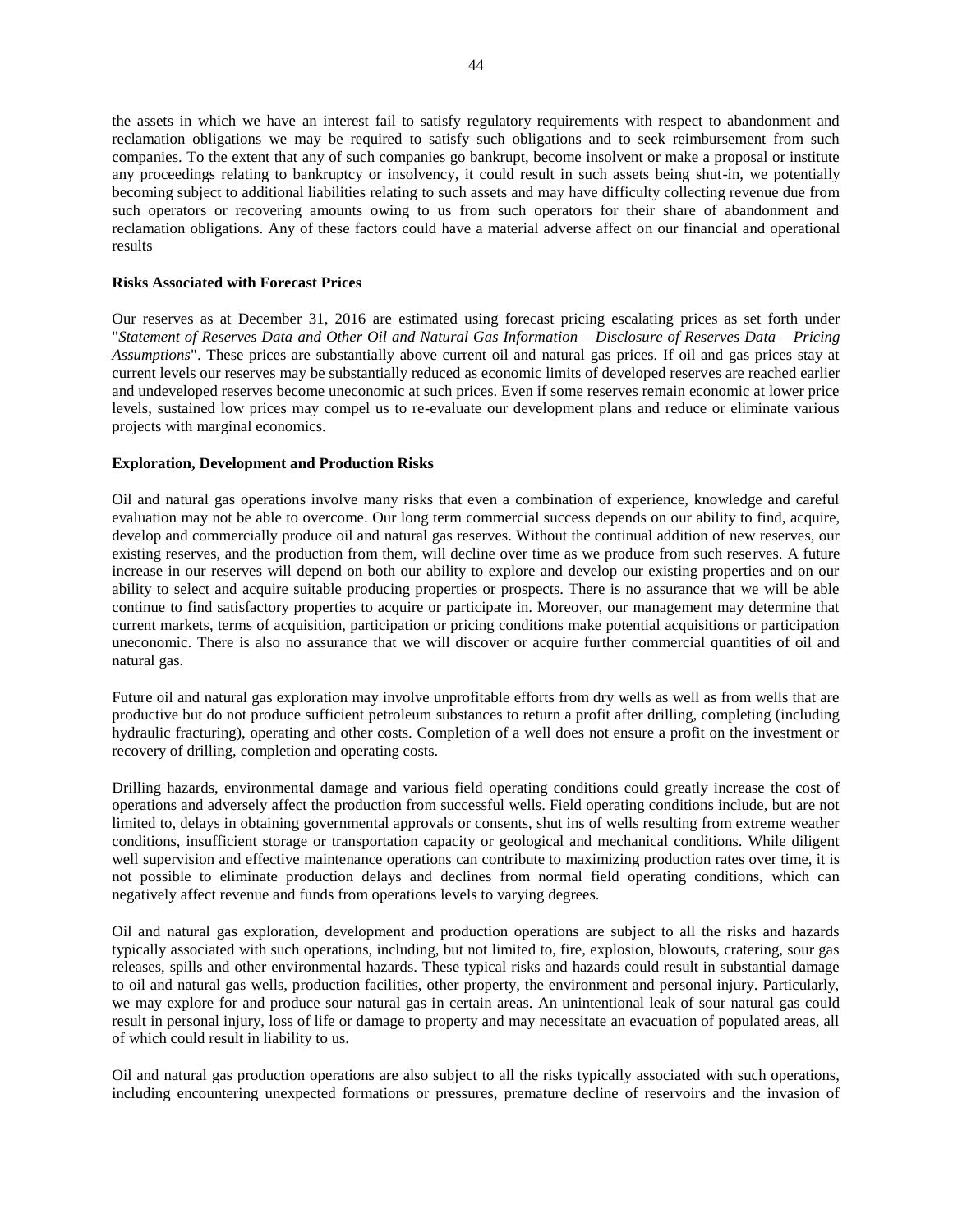the assets in which we have an interest fail to satisfy regulatory requirements with respect to abandonment and reclamation obligations we may be required to satisfy such obligations and to seek reimbursement from such companies. To the extent that any of such companies go bankrupt, become insolvent or make a proposal or institute any proceedings relating to bankruptcy or insolvency, it could result in such assets being shut-in, we potentially becoming subject to additional liabilities relating to such assets and may have difficulty collecting revenue due from such operators or recovering amounts owing to us from such operators for their share of abandonment and reclamation obligations. Any of these factors could have a material adverse affect on our financial and operational results

**Risks Associated with Forecast Prices**

Our reserves as at December 31, 2016 are estimated using forecast pricing escalating prices as set forth under "*Statement of Reserves Data and Other Oil and Natural Gas Information – Disclosure of Reserves Data – Pricing Assumptions*". These prices are substantially above current oil and natural gas prices. If oil and gas prices stay at current levels our reserves may be substantially reduced as economic limits of developed reserves are reached earlier and undeveloped reserves become uneconomic at such prices. Even if some reserves remain economic at lower price levels, sustained low prices may compel us to re-evaluate our development plans and reduce or eliminate various projects with marginal economics.

**Exploration, Development and Production Risks**

Oil and natural gas operations involve many risks that even a combination of experience, knowledge and careful evaluation may not be able to overcome. Our long term commercial success depends on our ability to find, acquire, develop and commercially produce oil and natural gas reserves. Without the continual addition of new reserves, our existing reserves, and the production from them, will decline over time as we produce from such reserves. A future increase in our reserves will depend on both our ability to explore and develop our existing properties and on our ability to select and acquire suitable producing properties or prospects. There is no assurance that we will be able continue to find satisfactory properties to acquire or participate in. Moreover, our management may determine that current markets, terms of acquisition, participation or pricing conditions make potential acquisitions or participation uneconomic. There is also no assurance that we will discover or acquire further commercial quantities of oil and natural gas.

Future oil and natural gas exploration may involve unprofitable efforts from dry wells as well as from wells that are productive but do not produce sufficient petroleum substances to return a profit after drilling, completing (including hydraulic fracturing), operating and other costs. Completion of a well does not ensure a profit on the investment or recovery of drilling, completion and operating costs.

Drilling hazards, environmental damage and various field operating conditions could greatly increase the cost of operations and adversely affect the production from successful wells. Field operating conditions include, but are not limited to, delays in obtaining governmental approvals or consents, shut ins of wells resulting from extreme weather conditions, insufficient storage or transportation capacity or geological and mechanical conditions. While diligent well supervision and effective maintenance operations can contribute to maximizing production rates over time, it is not possible to eliminate production delays and declines from normal field operating conditions, which can negatively affect revenue and funds from operations levels to varying degrees.

Oil and natural gas exploration, development and production operations are subject to all the risks and hazards typically associated with such operations, including, but not limited to, fire, explosion, blowouts, cratering, sour gas releases, spills and other environmental hazards. These typical risks and hazards could result in substantial damage to oil and natural gas wells, production facilities, other property, the environment and personal injury. Particularly, we may explore for and produce sour natural gas in certain areas. An unintentional leak of sour natural gas could result in personal injury, loss of life or damage to property and may necessitate an evacuation of populated areas, all of which could result in liability to us.

Oil and natural gas production operations are also subject to all the risks typically associated with such operations, including encountering unexpected formations or pressures, premature decline of reservoirs and the invasion of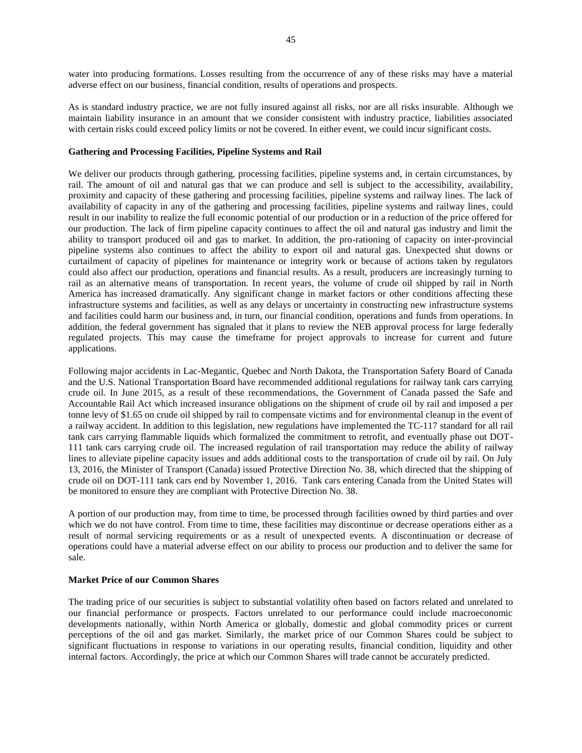water into producing formations. Losses resulting from the occurrence of any of these risks may have a material adverse effect on our business, financial condition, results of operations and prospects.

As is standard industry practice, we are not fully insured against all risks, nor are all risks insurable. Although we maintain liability insurance in an amount that we consider consistent with industry practice, liabilities associated with certain risks could exceed policy limits or not be covered. In either event, we could incur significant costs.

**Gathering and Processing Facilities, Pipeline Systems and Rail**

We deliver our products through gathering, processing facilities, pipeline systems and, in certain circumstances, by rail. The amount of oil and natural gas that we can produce and sell is subject to the accessibility, availability, proximity and capacity of these gathering and processing facilities, pipeline systems and railway lines. The lack of availability of capacity in any of the gathering and processing facilities, pipeline systems and railway lines, could result in our inability to realize the full economic potential of our production or in a reduction of the price offered for our production. The lack of firm pipeline capacity continues to affect the oil and natural gas industry and limit the ability to transport produced oil and gas to market. In addition, the pro-rationing of capacity on inter-provincial pipeline systems also continues to affect the ability to export oil and natural gas. Unexpected shut downs or curtailment of capacity of pipelines for maintenance or integrity work or because of actions taken by regulators could also affect our production, operations and financial results. As a result, producers are increasingly turning to rail as an alternative means of transportation. In recent years, the volume of crude oil shipped by rail in North America has increased dramatically. Any significant change in market factors or other conditions affecting these infrastructure systems and facilities, as well as any delays or uncertainty in constructing new infrastructure systems and facilities could harm our business and, in turn, our financial condition, operations and funds from operations. In addition, the federal government has signaled that it plans to review the NEB approval process for large federally regulated projects. This may cause the timeframe for project approvals to increase for current and future applications.

Following major accidents in Lac-Megantic, Quebec and North Dakota, the Transportation Safety Board of Canada and the U.S. National Transportation Board have recommended additional regulations for railway tank cars carrying crude oil. In June 2015, as a result of these recommendations, the Government of Canada passed the Safe and Accountable Rail Act which increased insurance obligations on the shipment of crude oil by rail and imposed a per tonne levy of $1.65 on crude oil shipped by rail to compensate victims and for environmental cleanup in the event of a railway accident. In addition to this legislation, new regulations have implemented the TC-117 standard for all rail tank cars carrying flammable liquids which formalized the commitment to retrofit, and eventually phase out DOT-111 tank cars carrying crude oil. The increased regulation of rail transportation may reduce the ability of railway lines to alleviate pipeline capacity issues and adds additional costs to the transportation of crude oil by rail. On July 13, 2016, the Minister of Transport (Canada) issued Protective Direction No. 38, which directed that the shipping of crude oil on DOT-111 tank cars end by November 1, 2016. Tank cars entering Canada from the United States will be monitored to ensure they are compliant with Protective Direction No. 38.

A portion of our production may, from time to time, be processed through facilities owned by third parties and over which we do not have control. From time to time, these facilities may discontinue or decrease operations either as a result of normal servicing requirements or as a result of unexpected events. A discontinuation or decrease of operations could have a material adverse effect on our ability to process our production and to deliver the same for sale.

**Market Price of our Common Shares**

The trading price of our securities is subject to substantial volatility often based on factors related and unrelated to our financial performance or prospects. Factors unrelated to our performance could include macroeconomic developments nationally, within North America or globally, domestic and global commodity prices or current perceptions of the oil and gas market. Similarly, the market price of our Common Shares could be subject to significant fluctuations in response to variations in our operating results, financial condition, liquidity and other internal factors. Accordingly, the price at which our Common Shares will trade cannot be accurately predicted.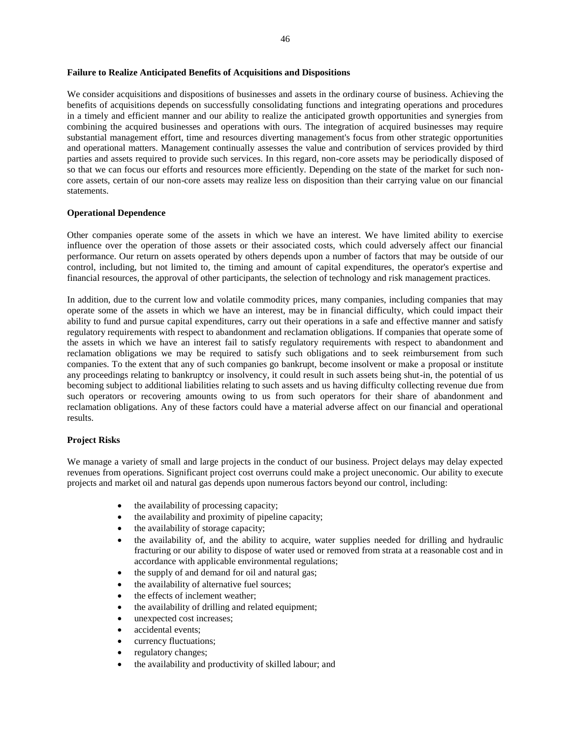### Failure to Realize Anticipated Benefits of Acquisitions and Dispositions

We consider acquisitions and dispositions of businesses and assets in the ordinary course of business. Achieving the benefits of acquisitions depends on successfully consolidating functions and integrating operations and procedures in a timely and efficient manner and our ability to realize the anticipated growth opportunities and synergies from combining the acquired businesses and operations with ours. The integration of acquired businesses may require substantial management effort, time and resources diverting management's focus from other strategic opportunities and operational matters. Management continually assesses the value and contribution of services provided by third parties and assets required to provide such services. In this regard, non-core assets may be periodically disposed of so that we can focus our efforts and resources more efficiently. Depending on the state of the market for such non-core assets, certain of our non-core assets may realize less on disposition than their carrying value on our financial statements.

### Operational Dependence

Other companies operate some of the assets in which we have an interest. We have limited ability to exercise influence over the operation of those assets or their associated costs, which could adversely affect our financial performance. Our return on assets operated by others depends upon a number of factors that may be outside of our control, including, but not limited to, the timing and amount of capital expenditures, the operator's expertise and financial resources, the approval of other participants, the selection of technology and risk management practices.

In addition, due to the current low and volatile commodity prices, many companies, including companies that may operate some of the assets in which we have an interest, may be in financial difficulty, which could impact their ability to fund and pursue capital expenditures, carry out their operations in a safe and effective manner and satisfy regulatory requirements with respect to abandonment and reclamation obligations. If companies that operate some of the assets in which we have an interest fail to satisfy regulatory requirements with respect to abandonment and reclamation obligations we may be required to satisfy such obligations and to seek reimbursement from such companies. To the extent that any of such companies go bankrupt, become insolvent or make a proposal or institute any proceedings relating to bankruptcy or insolvency, it could result in such assets being shut-in, the potential of us becoming subject to additional liabilities relating to such assets and us having difficulty collecting revenue due from such operators or recovering amounts owing to us from such operators for their share of abandonment and reclamation obligations. Any of these factors could have a material adverse affect on our financial and operational results.

### Project Risks

We manage a variety of small and large projects in the conduct of our business. Project delays may delay expected revenues from operations. Significant project cost overruns could make a project uneconomic. Our ability to execute projects and market oil and natural gas depends upon numerous factors beyond our control, including:

- the availability of processing capacity;
- the availability and proximity of pipeline capacity;
- the availability of storage capacity;
- the availability of, and the ability to acquire, water supplies needed for drilling and hydraulic fracturing or our ability to dispose of water used or removed from strata at a reasonable cost and in accordance with applicable environmental regulations;
- the supply of and demand for oil and natural gas;
- the availability of alternative fuel sources;
- the effects of inclement weather;
- the availability of drilling and related equipment;
- unexpected cost increases;
- accidental events;
- currency fluctuations;
- regulatory changes;
- the availability and productivity of skilled labour; and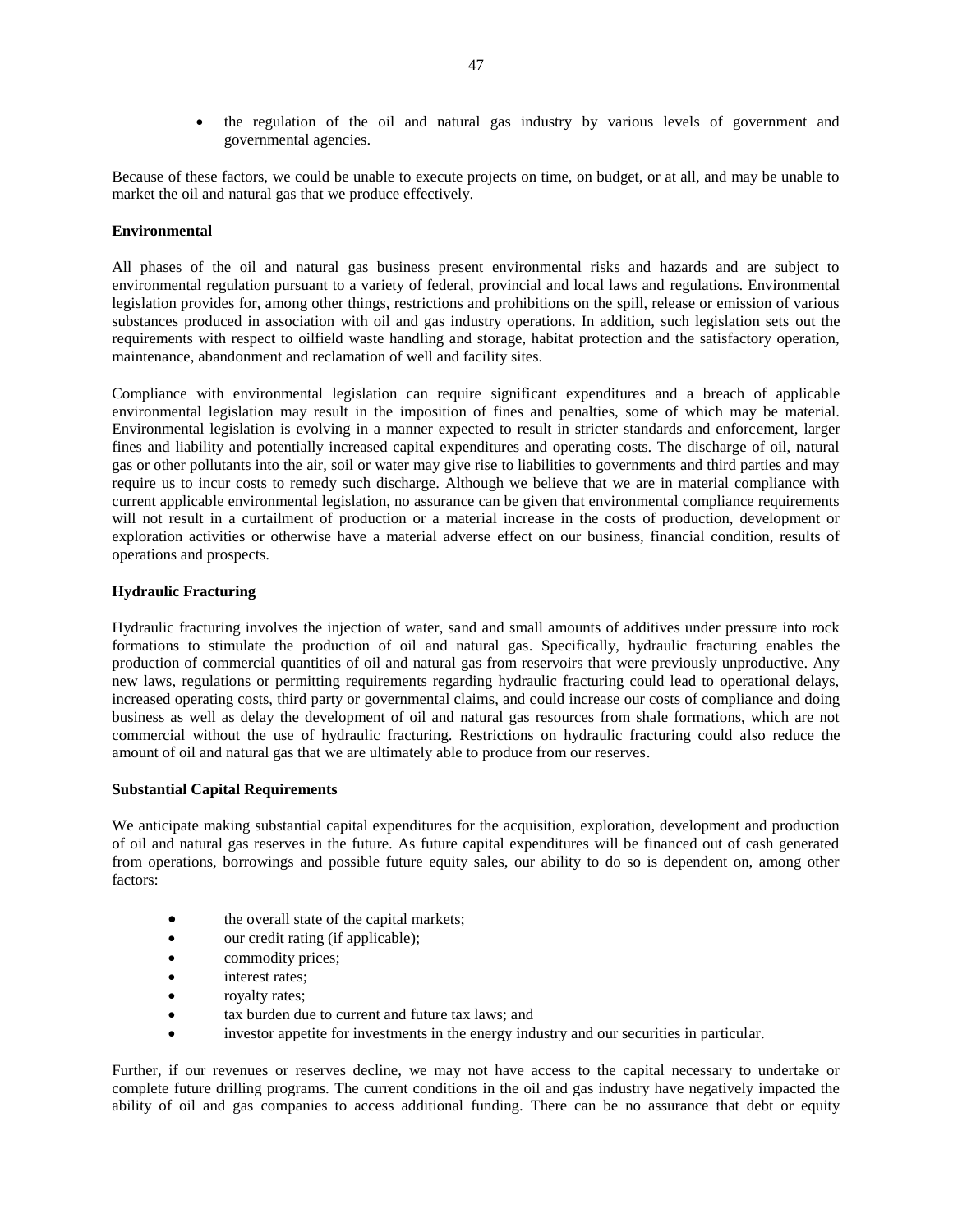- the regulation of the oil and natural gas industry by various levels of government and governmental agencies.

Because of these factors, we could be unable to execute projects on time, on budget, or at all, and may be unable to market the oil and natural gas that we produce effectively.

**Environmental**

All phases of the oil and natural gas business present environmental risks and hazards and are subject to environmental regulation pursuant to a variety of federal, provincial and local laws and regulations. Environmental legislation provides for, among other things, restrictions and prohibitions on the spill, release or emission of various substances produced in association with oil and gas industry operations. In addition, such legislation sets out the requirements with respect to oilfield waste handling and storage, habitat protection and the satisfactory operation, maintenance, abandonment and reclamation of well and facility sites.

Compliance with environmental legislation can require significant expenditures and a breach of applicable environmental legislation may result in the imposition of fines and penalties, some of which may be material. Environmental legislation is evolving in a manner expected to result in stricter standards and enforcement, larger fines and liability and potentially increased capital expenditures and operating costs. The discharge of oil, natural gas or other pollutants into the air, soil or water may give rise to liabilities to governments and third parties and may require us to incur costs to remedy such discharge. Although we believe that we are in material compliance with current applicable environmental legislation, no assurance can be given that environmental compliance requirements will not result in a curtailment of production or a material increase in the costs of production, development or exploration activities or otherwise have a material adverse effect on our business, financial condition, results of operations and prospects.

**Hydraulic Fracturing**

Hydraulic fracturing involves the injection of water, sand and small amounts of additives under pressure into rock formations to stimulate the production of oil and natural gas. Specifically, hydraulic fracturing enables the production of commercial quantities of oil and natural gas from reservoirs that were previously unproductive. Any new laws, regulations or permitting requirements regarding hydraulic fracturing could lead to operational delays, increased operating costs, third party or governmental claims, and could increase our costs of compliance and doing business as well as delay the development of oil and natural gas resources from shale formations, which are not commercial without the use of hydraulic fracturing. Restrictions on hydraulic fracturing could also reduce the amount of oil and natural gas that we are ultimately able to produce from our reserves.

**Substantial Capital Requirements**

We anticipate making substantial capital expenditures for the acquisition, exploration, development and production of oil and natural gas reserves in the future. As future capital expenditures will be financed out of cash generated from operations, borrowings and possible future equity sales, our ability to do so is dependent on, among other factors:

- the overall state of the capital markets;
- our credit rating (if applicable);
- commodity prices;
- interest rates;
- royalty rates;
- tax burden due to current and future tax laws; and
- investor appetite for investments in the energy industry and our securities in particular.

Further, if our revenues or reserves decline, we may not have access to the capital necessary to undertake or complete future drilling programs. The current conditions in the oil and gas industry have negatively impacted the ability of oil and gas companies to access additional funding. There can be no assurance that debt or equity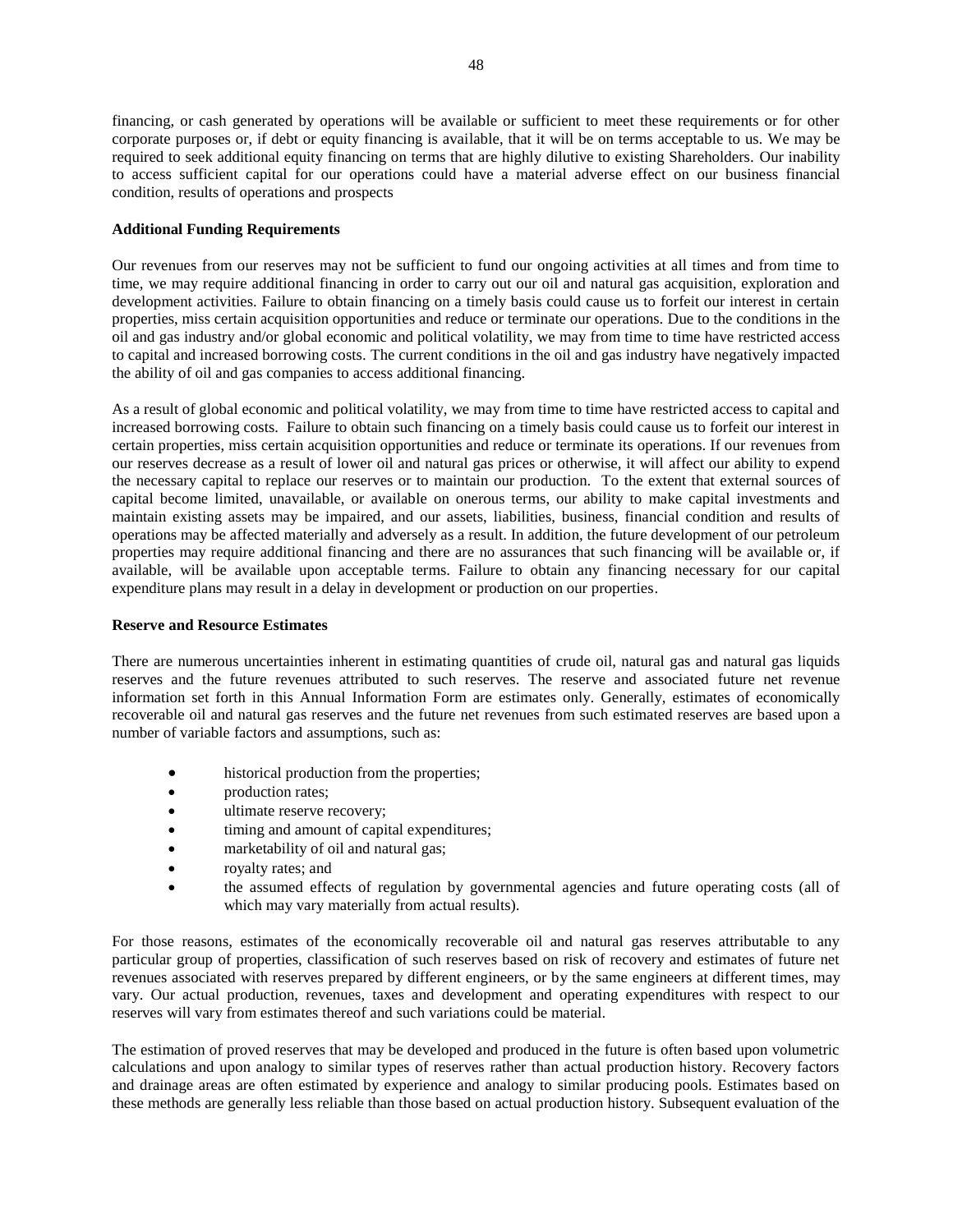financing, or cash generated by operations will be available or sufficient to meet these requirements or for other corporate purposes or, if debt or equity financing is available, that it will be on terms acceptable to us. We may be required to seek additional equity financing on terms that are highly dilutive to existing Shareholders. Our inability to access sufficient capital for our operations could have a material adverse effect on our business financial condition, results of operations and prospects

**Additional Funding Requirements**

Our revenues from our reserves may not be sufficient to fund our ongoing activities at all times and from time to time, we may require additional financing in order to carry out our oil and natural gas acquisition, exploration and development activities. Failure to obtain financing on a timely basis could cause us to forfeit our interest in certain properties, miss certain acquisition opportunities and reduce or terminate our operations. Due to the conditions in the oil and gas industry and/or global economic and political volatility, we may from time to time have restricted access to capital and increased borrowing costs. The current conditions in the oil and gas industry have negatively impacted the ability of oil and gas companies to access additional financing.

As a result of global economic and political volatility, we may from time to time have restricted access to capital and increased borrowing costs. Failure to obtain such financing on a timely basis could cause us to forfeit our interest in certain properties, miss certain acquisition opportunities and reduce or terminate its operations. If our revenues from our reserves decrease as a result of lower oil and natural gas prices or otherwise, it will affect our ability to expend the necessary capital to replace our reserves or to maintain our production. To the extent that external sources of capital become limited, unavailable, or available on onerous terms, our ability to make capital investments and maintain existing assets may be impaired, and our assets, liabilities, business, financial condition and results of operations may be affected materially and adversely as a result. In addition, the future development of our petroleum properties may require additional financing and there are no assurances that such financing will be available or, if available, will be available upon acceptable terms. Failure to obtain any financing necessary for our capital expenditure plans may result in a delay in development or production on our properties.

**Reserve and Resource Estimates**

There are numerous uncertainties inherent in estimating quantities of crude oil, natural gas and natural gas liquids reserves and the future revenues attributed to such reserves. The reserve and associated future net revenue information set forth in this Annual Information Form are estimates only. Generally, estimates of economically recoverable oil and natural gas reserves and the future net revenues from such estimated reserves are based upon a number of variable factors and assumptions, such as:

- historical production from the properties;
- production rates;
- ultimate reserve recovery;
- timing and amount of capital expenditures;
- marketability of oil and natural gas;
- royalty rates; and
- the assumed effects of regulation by governmental agencies and future operating costs (all of which may vary materially from actual results).

For those reasons, estimates of the economically recoverable oil and natural gas reserves attributable to any particular group of properties, classification of such reserves based on risk of recovery and estimates of future net revenues associated with reserves prepared by different engineers, or by the same engineers at different times, may vary. Our actual production, revenues, taxes and development and operating expenditures with respect to our reserves will vary from estimates thereof and such variations could be material.

The estimation of proved reserves that may be developed and produced in the future is often based upon volumetric calculations and upon analogy to similar types of reserves rather than actual production history. Recovery factors and drainage areas are often estimated by experience and analogy to similar producing pools. Estimates based on these methods are generally less reliable than those based on actual production history. Subsequent evaluation of the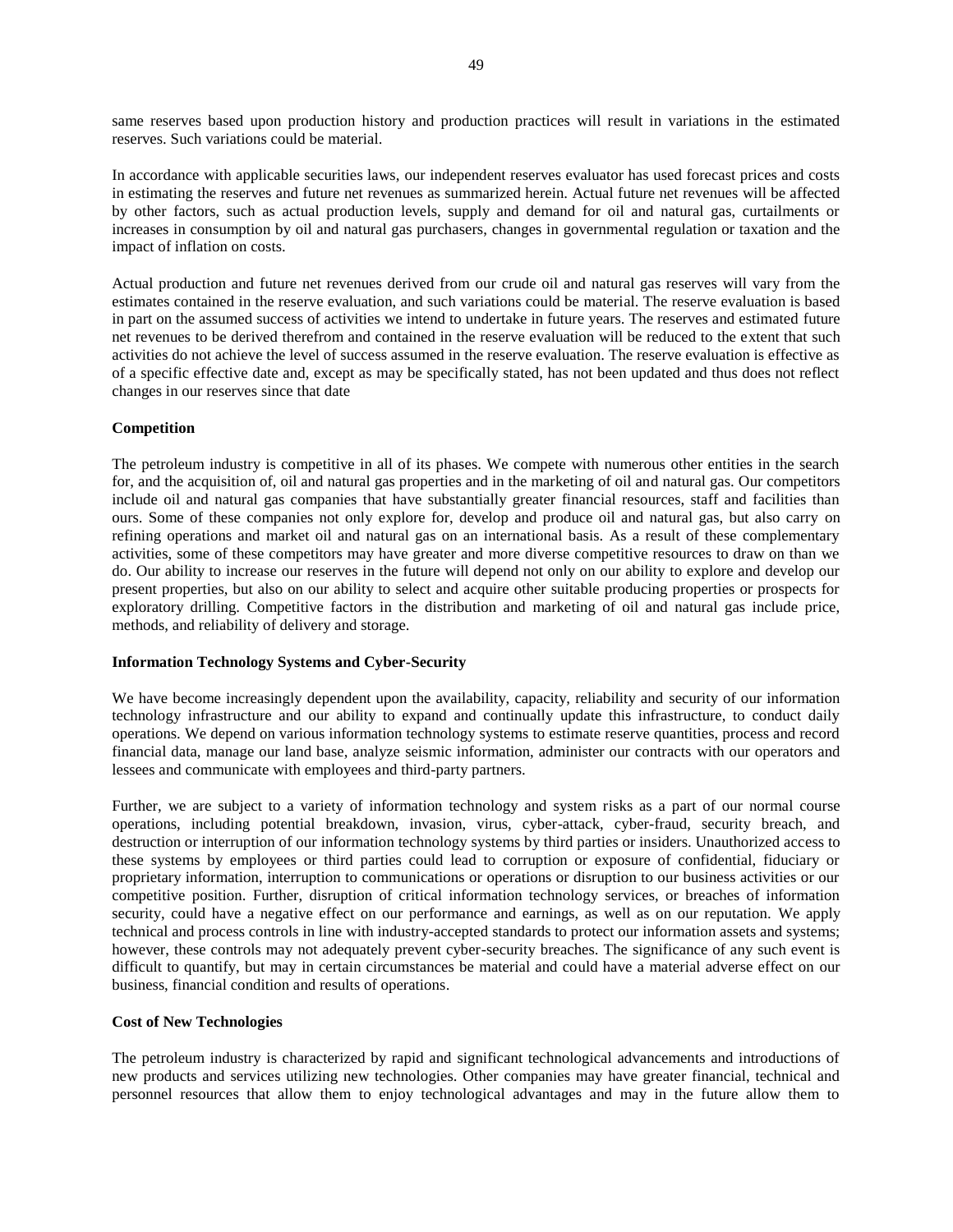same reserves based upon production history and production practices will result in variations in the estimated reserves. Such variations could be material.

In accordance with applicable securities laws, our independent reserves evaluator has used forecast prices and costs in estimating the reserves and future net revenues as summarized herein. Actual future net revenues will be affected by other factors, such as actual production levels, supply and demand for oil and natural gas, curtailments or increases in consumption by oil and natural gas purchasers, changes in governmental regulation or taxation and the impact of inflation on costs.

Actual production and future net revenues derived from our crude oil and natural gas reserves will vary from the estimates contained in the reserve evaluation, and such variations could be material. The reserve evaluation is based in part on the assumed success of activities we intend to undertake in future years. The reserves and estimated future net revenues to be derived therefrom and contained in the reserve evaluation will be reduced to the extent that such activities do not achieve the level of success assumed in the reserve evaluation. The reserve evaluation is effective as of a specific effective date and, except as may be specifically stated, has not been updated and thus does not reflect changes in our reserves since that date

**Competition**

The petroleum industry is competitive in all of its phases. We compete with numerous other entities in the search for, and the acquisition of, oil and natural gas properties and in the marketing of oil and natural gas. Our competitors include oil and natural gas companies that have substantially greater financial resources, staff and facilities than ours. Some of these companies not only explore for, develop and produce oil and natural gas, but also carry on refining operations and market oil and natural gas on an international basis. As a result of these complementary activities, some of these competitors may have greater and more diverse competitive resources to draw on than we do. Our ability to increase our reserves in the future will depend not only on our ability to explore and develop our present properties, but also on our ability to select and acquire other suitable producing properties or prospects for exploratory drilling. Competitive factors in the distribution and marketing of oil and natural gas include price, methods, and reliability of delivery and storage.

**Information Technology Systems and Cyber-Security**

We have become increasingly dependent upon the availability, capacity, reliability and security of our information technology infrastructure and our ability to expand and continually update this infrastructure, to conduct daily operations. We depend on various information technology systems to estimate reserve quantities, process and record financial data, manage our land base, analyze seismic information, administer our contracts with our operators and lessees and communicate with employees and third-party partners.

Further, we are subject to a variety of information technology and system risks as a part of our normal course operations, including potential breakdown, invasion, virus, cyber-attack, cyber-fraud, security breach, and destruction or interruption of our information technology systems by third parties or insiders. Unauthorized access to these systems by employees or third parties could lead to corruption or exposure of confidential, fiduciary or proprietary information, interruption to communications or operations or disruption to our business activities or our competitive position. Further, disruption of critical information technology services, or breaches of information security, could have a negative effect on our performance and earnings, as well as on our reputation. We apply technical and process controls in line with industry-accepted standards to protect our information assets and systems; however, these controls may not adequately prevent cyber-security breaches. The significance of any such event is difficult to quantify, but may in certain circumstances be material and could have a material adverse effect on our business, financial condition and results of operations.

**Cost of New Technologies**

The petroleum industry is characterized by rapid and significant technological advancements and introductions of new products and services utilizing new technologies. Other companies may have greater financial, technical and personnel resources that allow them to enjoy technological advantages and may in the future allow them to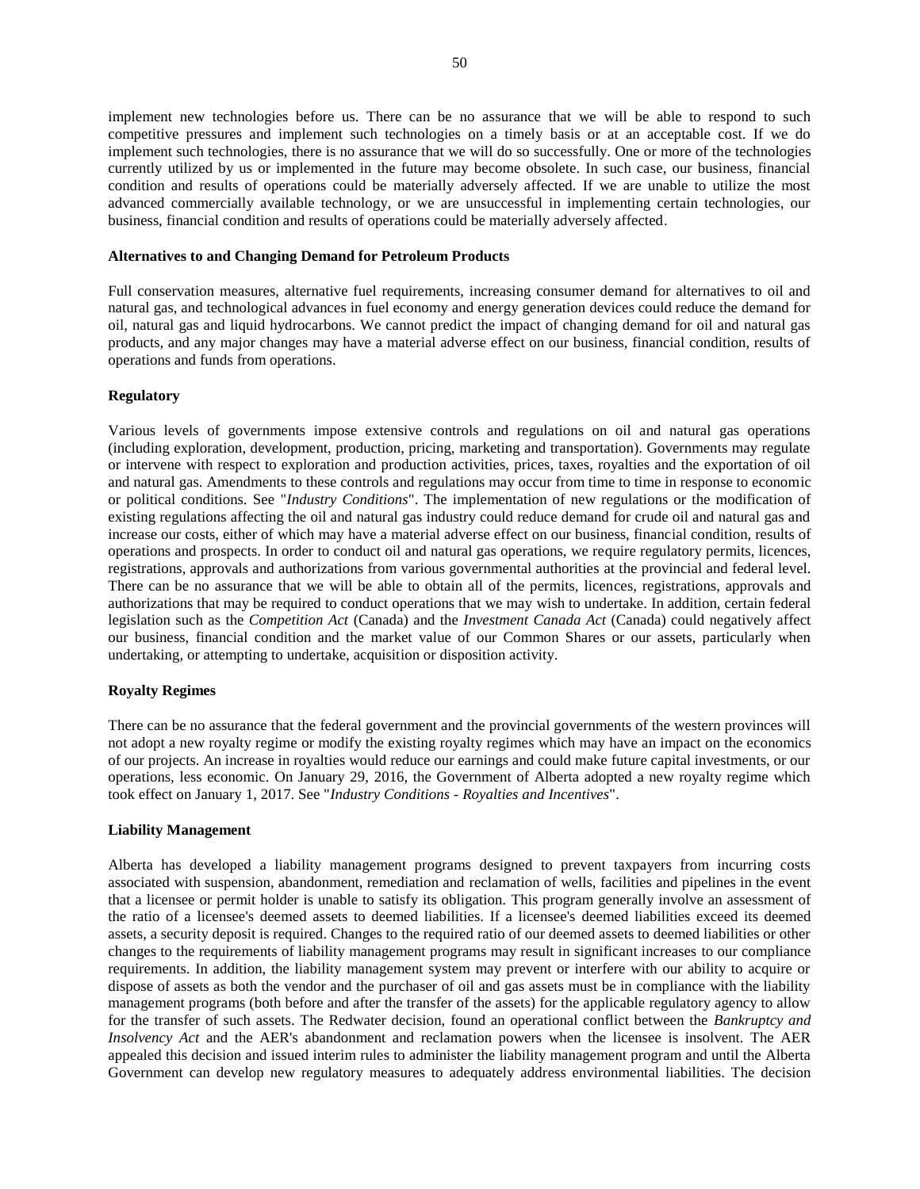implement new technologies before us. There can be no assurance that we will be able to respond to such competitive pressures and implement such technologies on a timely basis or at an acceptable cost. If we do implement such technologies, there is no assurance that we will do so successfully. One or more of the technologies currently utilized by us or implemented in the future may become obsolete. In such case, our business, financial condition and results of operations could be materially adversely affected. If we are unable to utilize the most advanced commercially available technology, or we are unsuccessful in implementing certain technologies, our business, financial condition and results of operations could be materially adversely affected.

**Alternatives to and Changing Demand for Petroleum Products**

Full conservation measures, alternative fuel requirements, increasing consumer demand for alternatives to oil and natural gas, and technological advances in fuel economy and energy generation devices could reduce the demand for oil, natural gas and liquid hydrocarbons. We cannot predict the impact of changing demand for oil and natural gas products, and any major changes may have a material adverse effect on our business, financial condition, results of operations and funds from operations.

**Regulatory**

Various levels of governments impose extensive controls and regulations on oil and natural gas operations (including exploration, development, production, pricing, marketing and transportation). Governments may regulate or intervene with respect to exploration and production activities, prices, taxes, royalties and the exportation of oil and natural gas. Amendments to these controls and regulations may occur from time to time in response to economic or political conditions. See "*Industry Conditions*". The implementation of new regulations or the modification of existing regulations affecting the oil and natural gas industry could reduce demand for crude oil and natural gas and increase our costs, either of which may have a material adverse effect on our business, financial condition, results of operations and prospects. In order to conduct oil and natural gas operations, we require regulatory permits, licences, registrations, approvals and authorizations from various governmental authorities at the provincial and federal level. There can be no assurance that we will be able to obtain all of the permits, licences, registrations, approvals and authorizations that may be required to conduct operations that we may wish to undertake. In addition, certain federal legislation such as the *Competition Act* (Canada) and the *Investment Canada Act* (Canada) could negatively affect our business, financial condition and the market value of our Common Shares or our assets, particularly when undertaking, or attempting to undertake, acquisition or disposition activity.

**Royalty Regimes**

There can be no assurance that the federal government and the provincial governments of the western provinces will not adopt a new royalty regime or modify the existing royalty regimes which may have an impact on the economics of our projects. An increase in royalties would reduce our earnings and could make future capital investments, or our operations, less economic. On January 29, 2016, the Government of Alberta adopted a new royalty regime which took effect on January 1, 2017. See "*Industry Conditions - Royalties and Incentives*".

**Liability Management**

Alberta has developed a liability management programs designed to prevent taxpayers from incurring costs associated with suspension, abandonment, remediation and reclamation of wells, facilities and pipelines in the event that a licensee or permit holder is unable to satisfy its obligation. This program generally involve an assessment of the ratio of a licensee's deemed assets to deemed liabilities. If a licensee's deemed liabilities exceed its deemed assets, a security deposit is required. Changes to the required ratio of our deemed assets to deemed liabilities or other changes to the requirements of liability management programs may result in significant increases to our compliance requirements. In addition, the liability management system may prevent or interfere with our ability to acquire or dispose of assets as both the vendor and the purchaser of oil and gas assets must be in compliance with the liability management programs (both before and after the transfer of the assets) for the applicable regulatory agency to allow for the transfer of such assets. The Redwater decision, found an operational conflict between the *Bankruptcy and Insolvency Act* and the AER's abandonment and reclamation powers when the licensee is insolvent. The AER appealed this decision and issued interim rules to administer the liability management program and until the Alberta Government can develop new regulatory measures to adequately address environmental liabilities. The decision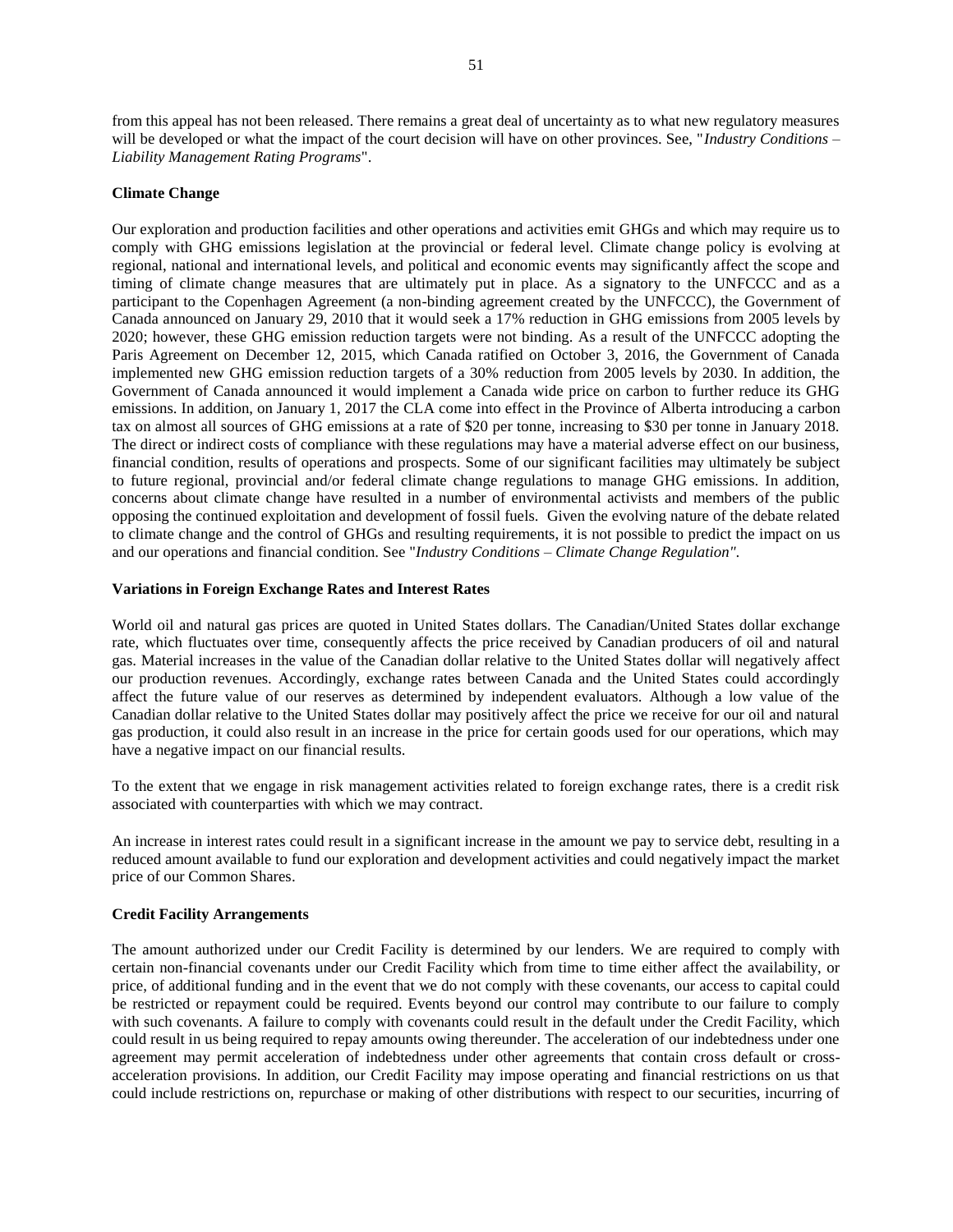from this appeal has not been released. There remains a great deal of uncertainty as to what new regulatory measures will be developed or what the impact of the court decision will have on other provinces. See, "*Industry Conditions – Liability Management Rating Programs*".

**Climate Change**

Our exploration and production facilities and other operations and activities emit GHGs and which may require us to comply with GHG emissions legislation at the provincial or federal level. Climate change policy is evolving at regional, national and international levels, and political and economic events may significantly affect the scope and timing of climate change measures that are ultimately put in place. As a signatory to the UNFCCC and as a participant to the Copenhagen Agreement (a non-binding agreement created by the UNFCCC), the Government of Canada announced on January 29, 2010 that it would seek a 17% reduction in GHG emissions from 2005 levels by 2020; however, these GHG emission reduction targets were not binding. As a result of the UNFCCC adopting the Paris Agreement on December 12, 2015, which Canada ratified on October 3, 2016, the Government of Canada implemented new GHG emission reduction targets of a 30% reduction from 2005 levels by 2030. In addition, the Government of Canada announced it would implement a Canada wide price on carbon to further reduce its GHG emissions. In addition, on January 1, 2017 the CLA come into effect in the Province of Alberta introducing a carbon tax on almost all sources of GHG emissions at a rate of $20 per tonne, increasing to $30 per tonne in January 2018. The direct or indirect costs of compliance with these regulations may have a material adverse effect on our business, financial condition, results of operations and prospects. Some of our significant facilities may ultimately be subject to future regional, provincial and/or federal climate change regulations to manage GHG emissions. In addition, concerns about climate change have resulted in a number of environmental activists and members of the public opposing the continued exploitation and development of fossil fuels. Given the evolving nature of the debate related to climate change and the control of GHGs and resulting requirements, it is not possible to predict the impact on us and our operations and financial condition. See "*Industry Conditions – Climate Change Regulation"*.

**Variations in Foreign Exchange Rates and Interest Rates**

World oil and natural gas prices are quoted in United States dollars. The Canadian/United States dollar exchange rate, which fluctuates over time, consequently affects the price received by Canadian producers of oil and natural gas. Material increases in the value of the Canadian dollar relative to the United States dollar will negatively affect our production revenues. Accordingly, exchange rates between Canada and the United States could accordingly affect the future value of our reserves as determined by independent evaluators. Although a low value of the Canadian dollar relative to the United States dollar may positively affect the price we receive for our oil and natural gas production, it could also result in an increase in the price for certain goods used for our operations, which may have a negative impact on our financial results.

To the extent that we engage in risk management activities related to foreign exchange rates, there is a credit risk associated with counterparties with which we may contract.

An increase in interest rates could result in a significant increase in the amount we pay to service debt, resulting in a reduced amount available to fund our exploration and development activities and could negatively impact the market price of our Common Shares.

**Credit Facility Arrangements**

The amount authorized under our Credit Facility is determined by our lenders. We are required to comply with certain non-financial covenants under our Credit Facility which from time to time either affect the availability, or price, of additional funding and in the event that we do not comply with these covenants, our access to capital could be restricted or repayment could be required. Events beyond our control may contribute to our failure to comply with such covenants. A failure to comply with covenants could result in the default under the Credit Facility, which could result in us being required to repay amounts owing thereunder. The acceleration of our indebtedness under one agreement may permit acceleration of indebtedness under other agreements that contain cross default or cross-acceleration provisions. In addition, our Credit Facility may impose operating and financial restrictions on us that could include restrictions on, repurchase or making of other distributions with respect to our securities, incurring of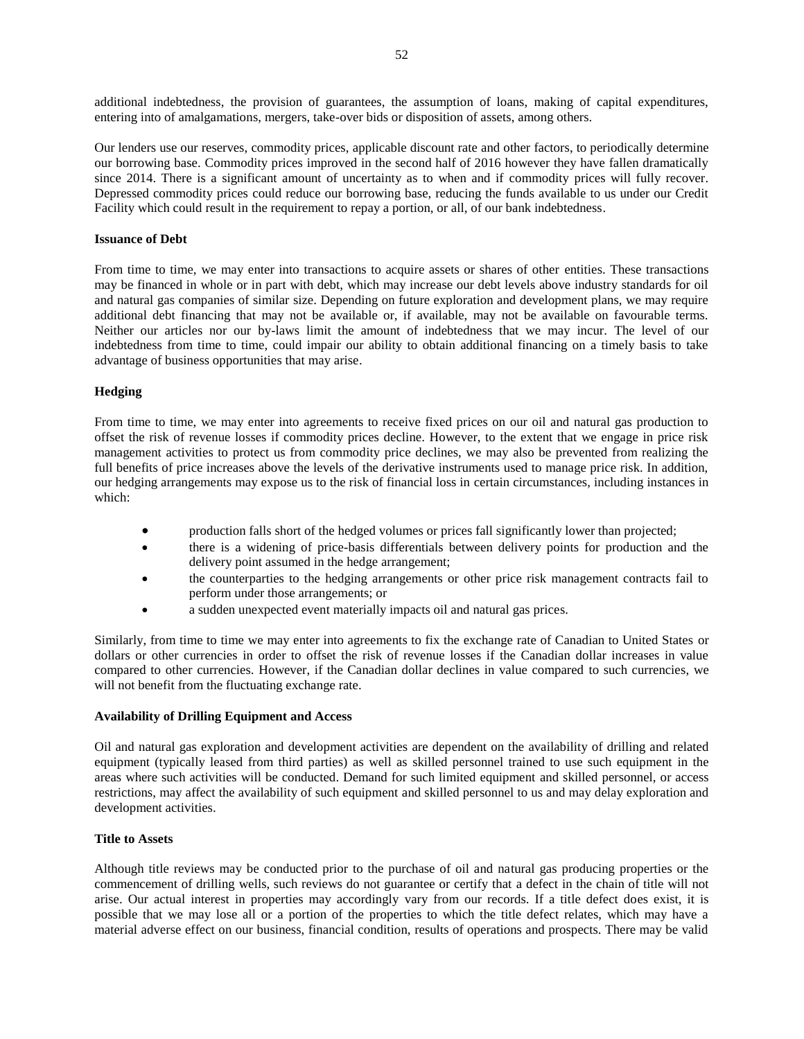additional indebtedness, the provision of guarantees, the assumption of loans, making of capital expenditures, entering into of amalgamations, mergers, take-over bids or disposition of assets, among others.

Our lenders use our reserves, commodity prices, applicable discount rate and other factors, to periodically determine our borrowing base. Commodity prices improved in the second half of 2016 however they have fallen dramatically since 2014. There is a significant amount of uncertainty as to when and if commodity prices will fully recover. Depressed commodity prices could reduce our borrowing base, reducing the funds available to us under our Credit Facility which could result in the requirement to repay a portion, or all, of our bank indebtedness.

**Issuance of Debt**

From time to time, we may enter into transactions to acquire assets or shares of other entities. These transactions may be financed in whole or in part with debt, which may increase our debt levels above industry standards for oil and natural gas companies of similar size. Depending on future exploration and development plans, we may require additional debt financing that may not be available or, if available, may not be available on favourable terms. Neither our articles nor our by-laws limit the amount of indebtedness that we may incur. The level of our indebtedness from time to time, could impair our ability to obtain additional financing on a timely basis to take advantage of business opportunities that may arise.

**Hedging**

From time to time, we may enter into agreements to receive fixed prices on our oil and natural gas production to offset the risk of revenue losses if commodity prices decline. However, to the extent that we engage in price risk management activities to protect us from commodity price declines, we may also be prevented from realizing the full benefits of price increases above the levels of the derivative instruments used to manage price risk. In addition, our hedging arrangements may expose us to the risk of financial loss in certain circumstances, including instances in which:

- production falls short of the hedged volumes or prices fall significantly lower than projected;
- there is a widening of price-basis differentials between delivery points for production and the delivery point assumed in the hedge arrangement;
- the counterparties to the hedging arrangements or other price risk management contracts fail to perform under those arrangements; or
- a sudden unexpected event materially impacts oil and natural gas prices.

Similarly, from time to time we may enter into agreements to fix the exchange rate of Canadian to United States or dollars or other currencies in order to offset the risk of revenue losses if the Canadian dollar increases in value compared to other currencies. However, if the Canadian dollar declines in value compared to such currencies, we will not benefit from the fluctuating exchange rate.

**Availability of Drilling Equipment and Access**

Oil and natural gas exploration and development activities are dependent on the availability of drilling and related equipment (typically leased from third parties) as well as skilled personnel trained to use such equipment in the areas where such activities will be conducted. Demand for such limited equipment and skilled personnel, or access restrictions, may affect the availability of such equipment and skilled personnel to us and may delay exploration and development activities.

**Title to Assets**

Although title reviews may be conducted prior to the purchase of oil and natural gas producing properties or the commencement of drilling wells, such reviews do not guarantee or certify that a defect in the chain of title will not arise. Our actual interest in properties may accordingly vary from our records. If a title defect does exist, it is possible that we may lose all or a portion of the properties to which the title defect relates, which may have a material adverse effect on our business, financial condition, results of operations and prospects. There may be valid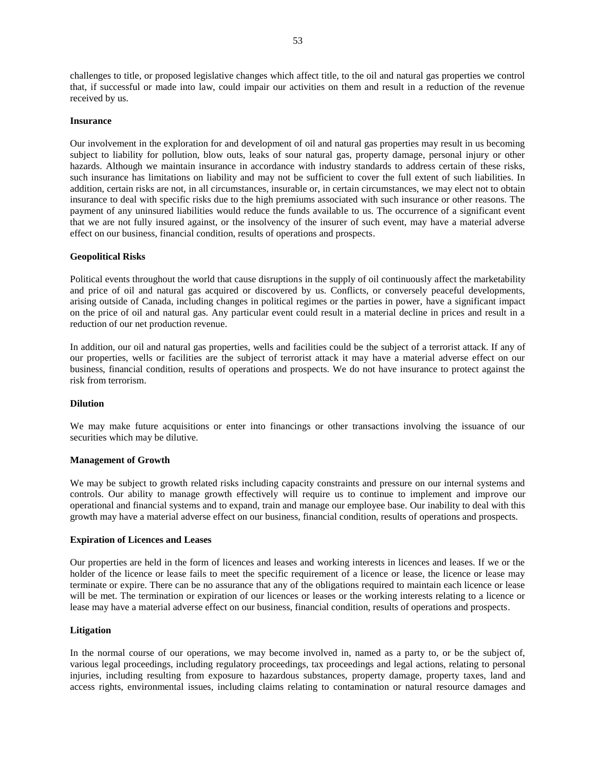challenges to title, or proposed legislative changes which affect title, to the oil and natural gas properties we control that, if successful or made into law, could impair our activities on them and result in a reduction of the revenue received by us.

**Insurance**

Our involvement in the exploration for and development of oil and natural gas properties may result in us becoming subject to liability for pollution, blow outs, leaks of sour natural gas, property damage, personal injury or other hazards. Although we maintain insurance in accordance with industry standards to address certain of these risks, such insurance has limitations on liability and may not be sufficient to cover the full extent of such liabilities. In addition, certain risks are not, in all circumstances, insurable or, in certain circumstances, we may elect not to obtain insurance to deal with specific risks due to the high premiums associated with such insurance or other reasons. The payment of any uninsured liabilities would reduce the funds available to us. The occurrence of a significant event that we are not fully insured against, or the insolvency of the insurer of such event, may have a material adverse effect on our business, financial condition, results of operations and prospects.

**Geopolitical Risks**

Political events throughout the world that cause disruptions in the supply of oil continuously affect the marketability and price of oil and natural gas acquired or discovered by us. Conflicts, or conversely peaceful developments, arising outside of Canada, including changes in political regimes or the parties in power, have a significant impact on the price of oil and natural gas. Any particular event could result in a material decline in prices and result in a reduction of our net production revenue.

In addition, our oil and natural gas properties, wells and facilities could be the subject of a terrorist attack. If any of our properties, wells or facilities are the subject of terrorist attack it may have a material adverse effect on our business, financial condition, results of operations and prospects. We do not have insurance to protect against the risk from terrorism.

**Dilution**

We may make future acquisitions or enter into financings or other transactions involving the issuance of our securities which may be dilutive.

**Management of Growth**

We may be subject to growth related risks including capacity constraints and pressure on our internal systems and controls. Our ability to manage growth effectively will require us to continue to implement and improve our operational and financial systems and to expand, train and manage our employee base. Our inability to deal with this growth may have a material adverse effect on our business, financial condition, results of operations and prospects.

**Expiration of Licences and Leases**

Our properties are held in the form of licences and leases and working interests in licences and leases. If we or the holder of the licence or lease fails to meet the specific requirement of a licence or lease, the licence or lease may terminate or expire. There can be no assurance that any of the obligations required to maintain each licence or lease will be met. The termination or expiration of our licences or leases or the working interests relating to a licence or lease may have a material adverse effect on our business, financial condition, results of operations and prospects.

**Litigation**

In the normal course of our operations, we may become involved in, named as a party to, or be the subject of, various legal proceedings, including regulatory proceedings, tax proceedings and legal actions, relating to personal injuries, including resulting from exposure to hazardous substances, property damage, property taxes, land and access rights, environmental issues, including claims relating to contamination or natural resource damages and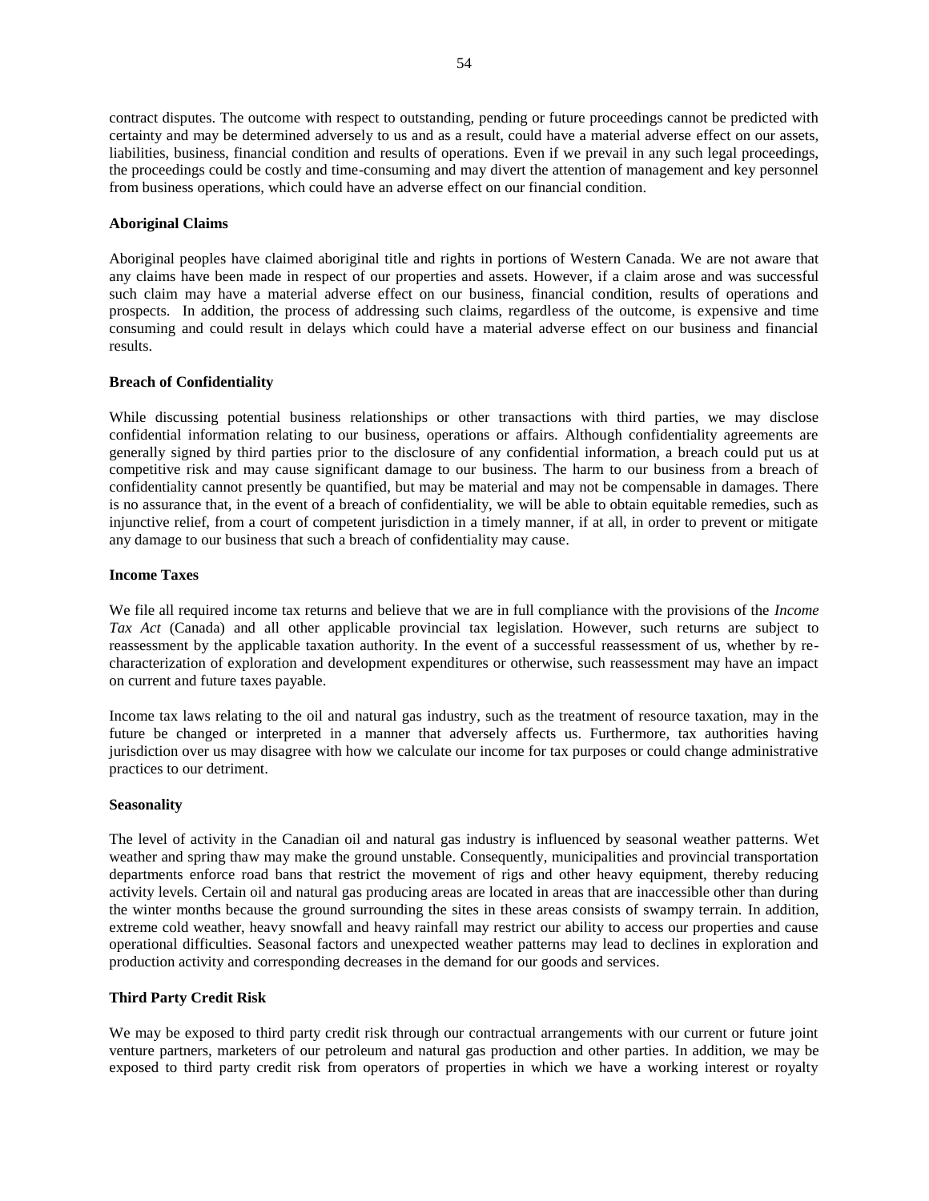contract disputes. The outcome with respect to outstanding, pending or future proceedings cannot be predicted with certainty and may be determined adversely to us and as a result, could have a material adverse effect on our assets, liabilities, business, financial condition and results of operations. Even if we prevail in any such legal proceedings, the proceedings could be costly and time-consuming and may divert the attention of management and key personnel from business operations, which could have an adverse effect on our financial condition.

**Aboriginal Claims**

Aboriginal peoples have claimed aboriginal title and rights in portions of Western Canada. We are not aware that any claims have been made in respect of our properties and assets. However, if a claim arose and was successful such claim may have a material adverse effect on our business, financial condition, results of operations and prospects. In addition, the process of addressing such claims, regardless of the outcome, is expensive and time consuming and could result in delays which could have a material adverse effect on our business and financial results.

**Breach of Confidentiality**

While discussing potential business relationships or other transactions with third parties, we may disclose confidential information relating to our business, operations or affairs. Although confidentiality agreements are generally signed by third parties prior to the disclosure of any confidential information, a breach could put us at competitive risk and may cause significant damage to our business. The harm to our business from a breach of confidentiality cannot presently be quantified, but may be material and may not be compensable in damages. There is no assurance that, in the event of a breach of confidentiality, we will be able to obtain equitable remedies, such as injunctive relief, from a court of competent jurisdiction in a timely manner, if at all, in order to prevent or mitigate any damage to our business that such a breach of confidentiality may cause.

**Income Taxes**

We file all required income tax returns and believe that we are in full compliance with the provisions of the *Income Tax Act* (Canada) and all other applicable provincial tax legislation. However, such returns are subject to reassessment by the applicable taxation authority. In the event of a successful reassessment of us, whether by re-characterization of exploration and development expenditures or otherwise, such reassessment may have an impact on current and future taxes payable.

Income tax laws relating to the oil and natural gas industry, such as the treatment of resource taxation, may in the future be changed or interpreted in a manner that adversely affects us. Furthermore, tax authorities having jurisdiction over us may disagree with how we calculate our income for tax purposes or could change administrative practices to our detriment.

**Seasonality**

The level of activity in the Canadian oil and natural gas industry is influenced by seasonal weather patterns. Wet weather and spring thaw may make the ground unstable. Consequently, municipalities and provincial transportation departments enforce road bans that restrict the movement of rigs and other heavy equipment, thereby reducing activity levels. Certain oil and natural gas producing areas are located in areas that are inaccessible other than during the winter months because the ground surrounding the sites in these areas consists of swampy terrain. In addition, extreme cold weather, heavy snowfall and heavy rainfall may restrict our ability to access our properties and cause operational difficulties. Seasonal factors and unexpected weather patterns may lead to declines in exploration and production activity and corresponding decreases in the demand for our goods and services.

**Third Party Credit Risk**

We may be exposed to third party credit risk through our contractual arrangements with our current or future joint venture partners, marketers of our petroleum and natural gas production and other parties. In addition, we may be exposed to third party credit risk from operators of properties in which we have a working interest or royalty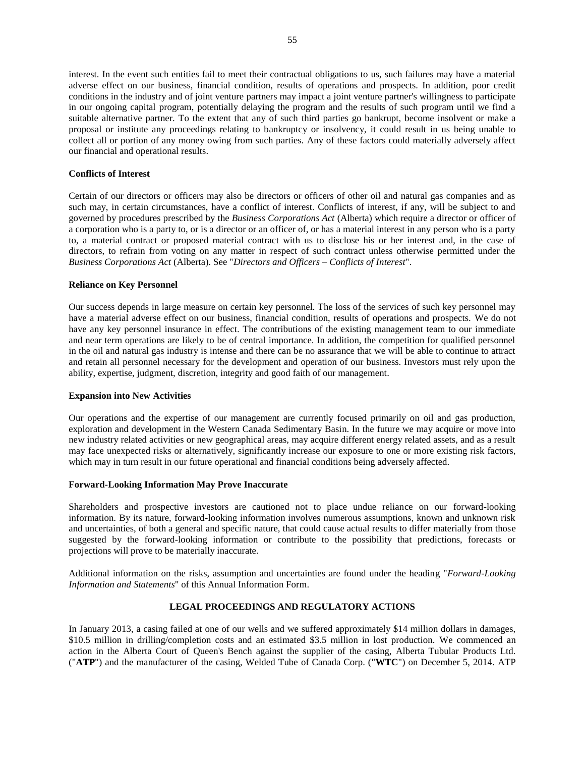interest. In the event such entities fail to meet their contractual obligations to us, such failures may have a material adverse effect on our business, financial condition, results of operations and prospects. In addition, poor credit conditions in the industry and of joint venture partners may impact a joint venture partner's willingness to participate in our ongoing capital program, potentially delaying the program and the results of such program until we find a suitable alternative partner. To the extent that any of such third parties go bankrupt, become insolvent or make a proposal or institute any proceedings relating to bankruptcy or insolvency, it could result in us being unable to collect all or portion of any money owing from such parties. Any of these factors could materially adversely affect our financial and operational results.

**Conflicts of Interest**

Certain of our directors or officers may also be directors or officers of other oil and natural gas companies and as such may, in certain circumstances, have a conflict of interest. Conflicts of interest, if any, will be subject to and governed by procedures prescribed by the *Business Corporations Act* (Alberta) which require a director or officer of a corporation who is a party to, or is a director or an officer of, or has a material interest in any person who is a party to, a material contract or proposed material contract with us to disclose his or her interest and, in the case of directors, to refrain from voting on any matter in respect of such contract unless otherwise permitted under the *Business Corporations Act* (Alberta). See "*Directors and Officers – Conflicts of Interest*".

**Reliance on Key Personnel**

Our success depends in large measure on certain key personnel. The loss of the services of such key personnel may have a material adverse effect on our business, financial condition, results of operations and prospects. We do not have any key personnel insurance in effect. The contributions of the existing management team to our immediate and near term operations are likely to be of central importance. In addition, the competition for qualified personnel in the oil and natural gas industry is intense and there can be no assurance that we will be able to continue to attract and retain all personnel necessary for the development and operation of our business. Investors must rely upon the ability, expertise, judgment, discretion, integrity and good faith of our management.

**Expansion into New Activities**

Our operations and the expertise of our management are currently focused primarily on oil and gas production, exploration and development in the Western Canada Sedimentary Basin. In the future we may acquire or move into new industry related activities or new geographical areas, may acquire different energy related assets, and as a result may face unexpected risks or alternatively, significantly increase our exposure to one or more existing risk factors, which may in turn result in our future operational and financial conditions being adversely affected.

**Forward-Looking Information May Prove Inaccurate**

Shareholders and prospective investors are cautioned not to place undue reliance on our forward-looking information. By its nature, forward-looking information involves numerous assumptions, known and unknown risk and uncertainties, of both a general and specific nature, that could cause actual results to differ materially from those suggested by the forward-looking information or contribute to the possibility that predictions, forecasts or projections will prove to be materially inaccurate.

Additional information on the risks, assumption and uncertainties are found under the heading "*Forward-Looking Information and Statements*" of this Annual Information Form.

## LEGAL PROCEEDINGS AND REGULATORY ACTIONS

In January 2013, a casing failed at one of our wells and we suffered approximately $14 million dollars in damages, $10.5 million in drilling/completion costs and an estimated $3.5 million in lost production. We commenced an action in the Alberta Court of Queen's Bench against the supplier of the casing, Alberta Tubular Products Ltd. ("**ATP**") and the manufacturer of the casing, Welded Tube of Canada Corp. ("**WTC**") on December 5, 2014. ATP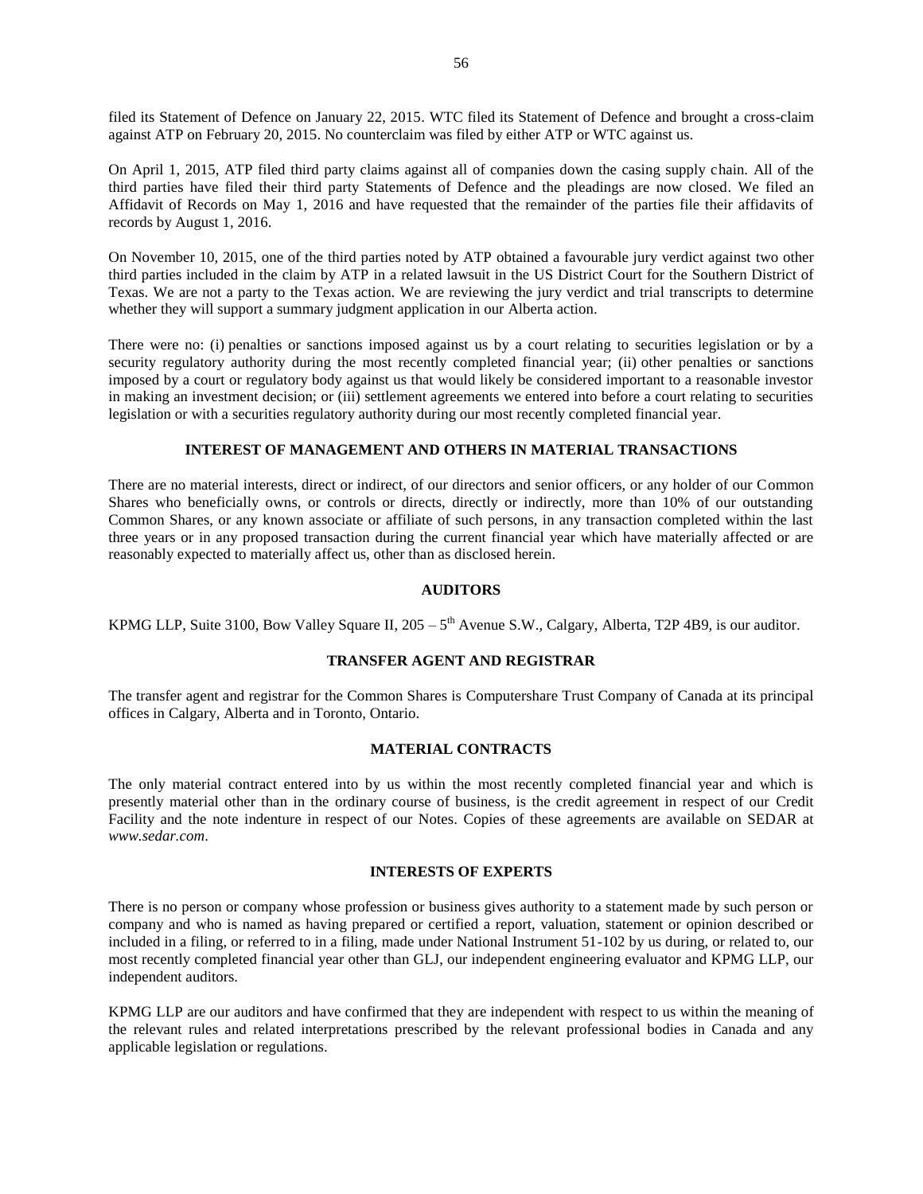filed its Statement of Defence on January 22, 2015. WTC filed its Statement of Defence and brought a cross-claim against ATP on February 20, 2015. No counterclaim was filed by either ATP or WTC against us.

On April 1, 2015, ATP filed third party claims against all of companies down the casing supply chain. All of the third parties have filed their third party Statements of Defence and the pleadings are now closed. We filed an Affidavit of Records on May 1, 2016 and have requested that the remainder of the parties file their affidavits of records by August 1, 2016.

On November 10, 2015, one of the third parties noted by ATP obtained a favourable jury verdict against two other third parties included in the claim by ATP in a related lawsuit in the US District Court for the Southern District of Texas. We are not a party to the Texas action. We are reviewing the jury verdict and trial transcripts to determine whether they will support a summary judgment application in our Alberta action.

There were no: (i) penalties or sanctions imposed against us by a court relating to securities legislation or by a security regulatory authority during the most recently completed financial year; (ii) other penalties or sanctions imposed by a court or regulatory body against us that would likely be considered important to a reasonable investor in making an investment decision; or (iii) settlement agreements we entered into before a court relating to securities legislation or with a securities regulatory authority during our most recently completed financial year.

## INTEREST OF MANAGEMENT AND OTHERS IN MATERIAL TRANSACTIONS

There are no material interests, direct or indirect, of our directors and senior officers, or any holder of our Common Shares who beneficially owns, or controls or directs, directly or indirectly, more than 10% of our outstanding Common Shares, or any known associate or affiliate of such persons, in any transaction completed within the last three years or in any proposed transaction during the current financial year which have materially affected or are reasonably expected to materially affect us, other than as disclosed herein.

## AUDITORS

KPMG LLP, Suite 3100, Bow Valley Square II, 205 – 5th Avenue S.W., Calgary, Alberta, T2P 4B9, is our auditor.

## TRANSFER AGENT AND REGISTRAR

The transfer agent and registrar for the Common Shares is Computershare Trust Company of Canada at its principal offices in Calgary, Alberta and in Toronto, Ontario.

## MATERIAL CONTRACTS

The only material contract entered into by us within the most recently completed financial year and which is presently material other than in the ordinary course of business, is the credit agreement in respect of our Credit Facility and the note indenture in respect of our Notes. Copies of these agreements are available on SEDAR at *www.sedar.com*.

## INTERESTS OF EXPERTS

There is no person or company whose profession or business gives authority to a statement made by such person or company and who is named as having prepared or certified a report, valuation, statement or opinion described or included in a filing, or referred to in a filing, made under National Instrument 51-102 by us during, or related to, our most recently completed financial year other than GLJ, our independent engineering evaluator and KPMG LLP, our independent auditors.

KPMG LLP are our auditors and have confirmed that they are independent with respect to us within the meaning of the relevant rules and related interpretations prescribed by the relevant professional bodies in Canada and any applicable legislation or regulations.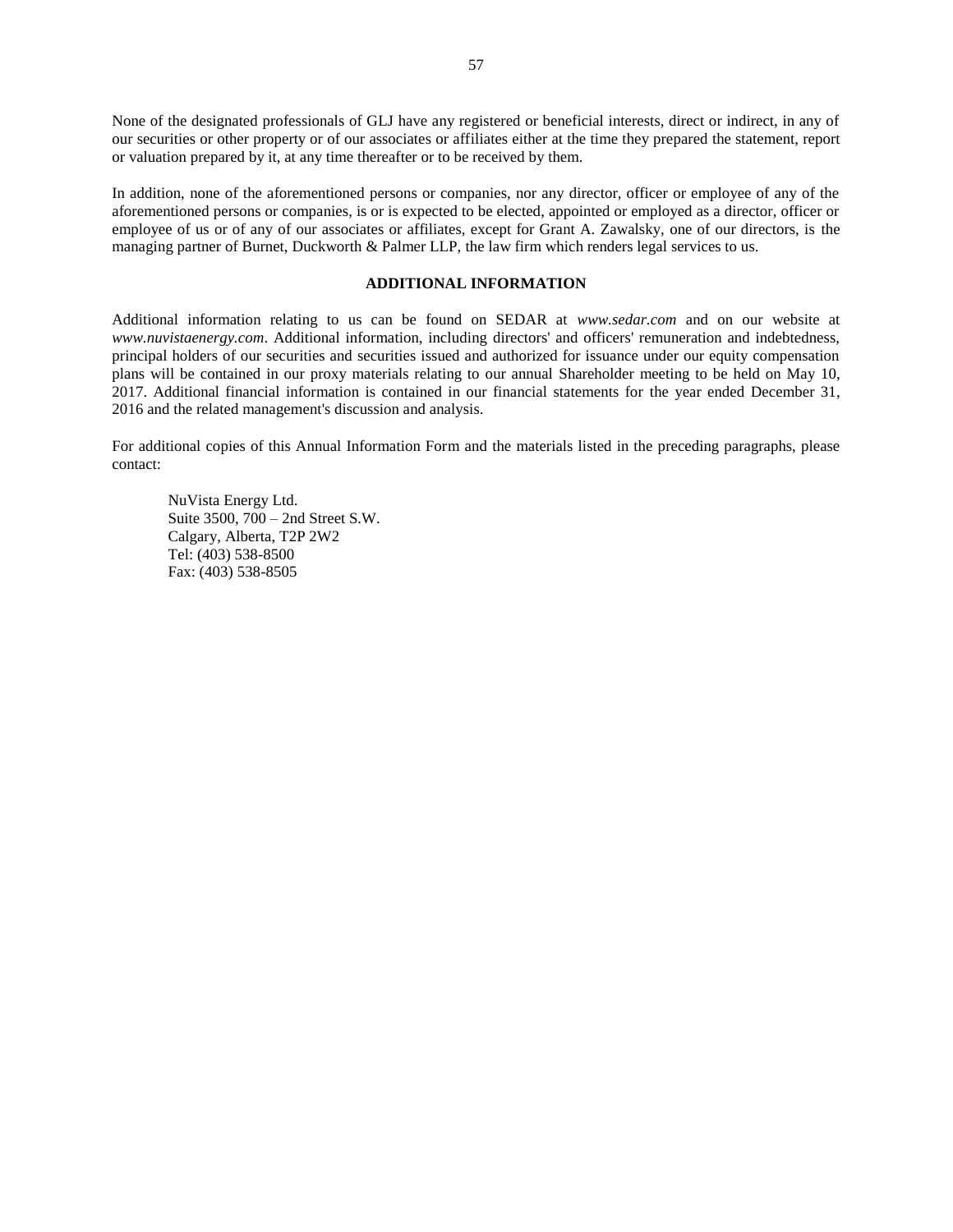None of the designated professionals of GLJ have any registered or beneficial interests, direct or indirect, in any of our securities or other property or of our associates or affiliates either at the time they prepared the statement, report or valuation prepared by it, at any time thereafter or to be received by them.

In addition, none of the aforementioned persons or companies, nor any director, officer or employee of any of the aforementioned persons or companies, is or is expected to be elected, appointed or employed as a director, officer or employee of us or of any of our associates or affiliates, except for Grant A. Zawalsky, one of our directors, is the managing partner of Burnet, Duckworth & Palmer LLP, the law firm which renders legal services to us.

## ADDITIONAL INFORMATION

Additional information relating to us can be found on SEDAR at *www.sedar.com* and on our website at *www.nuvistaenergy.com*. Additional information, including directors' and officers' remuneration and indebtedness, principal holders of our securities and securities issued and authorized for issuance under our equity compensation plans will be contained in our proxy materials relating to our annual Shareholder meeting to be held on May 10, 2017. Additional financial information is contained in our financial statements for the year ended December 31, 2016 and the related management's discussion and analysis.

For additional copies of this Annual Information Form and the materials listed in the preceding paragraphs, please contact:

NuVista Energy Ltd.
Suite 3500, 700 – 2nd Street S.W.
Calgary, Alberta, T2P 2W2
Tel: (403) 538-8500
Fax: (403) 538-8505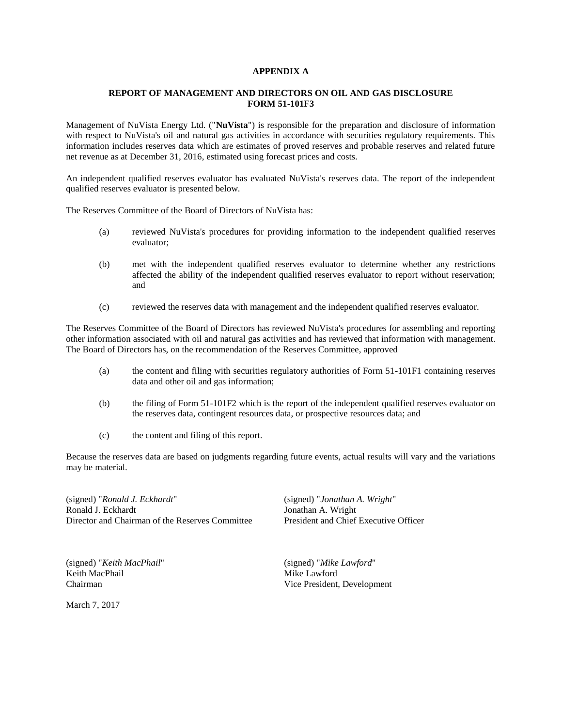# APPENDIX A

## REPORT OF MANAGEMENT AND DIRECTORS ON OIL AND GAS DISCLOSURE FORM 51-101F3

Management of NuVista Energy Ltd. ("**NuVista**") is responsible for the preparation and disclosure of information with respect to NuVista's oil and natural gas activities in accordance with securities regulatory requirements. This information includes reserves data which are estimates of proved reserves and probable reserves and related future net revenue as at December 31, 2016, estimated using forecast prices and costs.

An independent qualified reserves evaluator has evaluated NuVista's reserves data. The report of the independent qualified reserves evaluator is presented below.

The Reserves Committee of the Board of Directors of NuVista has:

(a) reviewed NuVista's procedures for providing information to the independent qualified reserves evaluator;

(b) met with the independent qualified reserves evaluator to determine whether any restrictions affected the ability of the independent qualified reserves evaluator to report without reservation; and

(c) reviewed the reserves data with management and the independent qualified reserves evaluator.

The Reserves Committee of the Board of Directors has reviewed NuVista's procedures for assembling and reporting other information associated with oil and natural gas activities and has reviewed that information with management. The Board of Directors has, on the recommendation of the Reserves Committee, approved

(a) the content and filing with securities regulatory authorities of Form 51-101F1 containing reserves data and other oil and gas information;

(b) the filing of Form 51-101F2 which is the report of the independent qualified reserves evaluator on the reserves data, contingent resources data, or prospective resources data; and

(c) the content and filing of this report.

Because the reserves data are based on judgments regarding future events, actual results will vary and the variations may be material.

(signed) "*Ronald J. Eckhardt*"
Ronald J. Eckhardt
Director and Chairman of the Reserves Committee

(signed) "*Jonathan A. Wright*"
Jonathan A. Wright
President and Chief Executive Officer

(signed) "*Keith MacPhail*"
Keith MacPhail
Chairman

(signed) "*Mike Lawford*"
Mike Lawford
Vice President, Development

March 7, 2017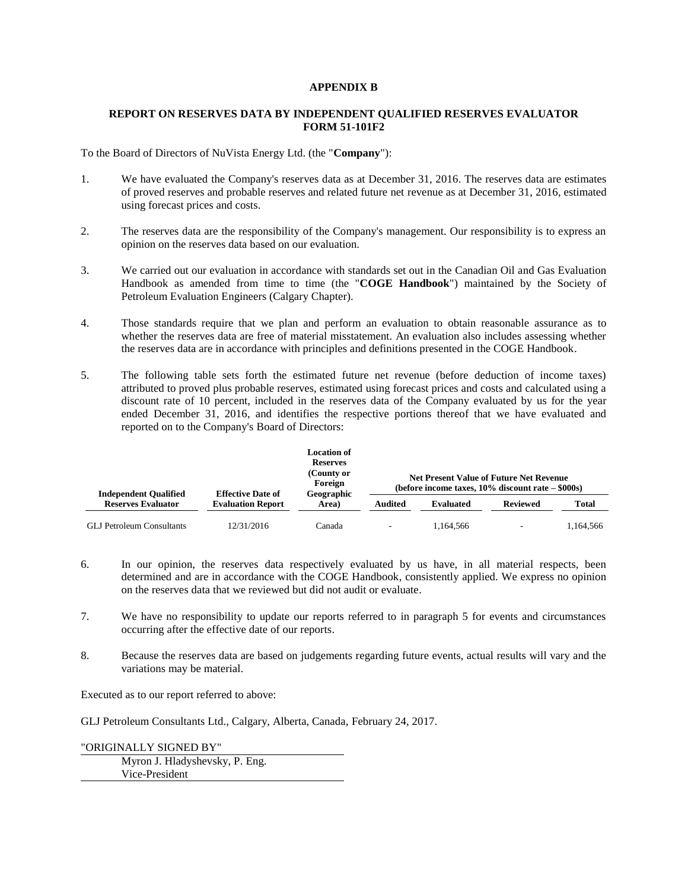**APPENDIX B**

**REPORT ON RESERVES DATA BY INDEPENDENT QUALIFIED RESERVES EVALUATOR FORM 51-101F2**

To the Board of Directors of NuVista Energy Ltd. (the "**Company**"):

1. We have evaluated the Company's reserves data as at December 31, 2016. The reserves data are estimates of proved reserves and probable reserves and related future net revenue as at December 31, 2016, estimated using forecast prices and costs.

2. The reserves data are the responsibility of the Company's management. Our responsibility is to express an opinion on the reserves data based on our evaluation.

3. We carried out our evaluation in accordance with standards set out in the Canadian Oil and Gas Evaluation Handbook as amended from time to time (the "**COGE Handbook**") maintained by the Society of Petroleum Evaluation Engineers (Calgary Chapter).

4. Those standards require that we plan and perform an evaluation to obtain reasonable assurance as to whether the reserves data are free of material misstatement. An evaluation also includes assessing whether the reserves data are in accordance with principles and definitions presented in the COGE Handbook.

5. The following table sets forth the estimated future net revenue (before deduction of income taxes) attributed to proved plus probable reserves, estimated using forecast prices and costs and calculated using a discount rate of 10 percent, included in the reserves data of the Company evaluated by us for the year ended December 31, 2016, and identifies the respective portions thereof that we have evaluated and reported on to the Company's Board of Directors:

| Independent Qualified Reserves Evaluator | Effective Date of Evaluation Report | Location of Reserves (County or Foreign Geographic Area) | Net Present Value of Future Net Revenue (before income taxes, 10% discount rate – $000s) | | | |
|---|---|---|---|---|---|---|
| | | | Audited | Evaluated | Reviewed | Total |
| GLJ Petroleum Consultants | 12/31/2016 | Canada | - | 1,164,566 | - | 1,164,566 |

6. In our opinion, the reserves data respectively evaluated by us have, in all material respects, been determined and are in accordance with the COGE Handbook, consistently applied. We express no opinion on the reserves data that we reviewed but did not audit or evaluate.

7. We have no responsibility to update our reports referred to in paragraph 5 for events and circumstances occurring after the effective date of our reports.

8. Because the reserves data are based on judgements regarding future events, actual results will vary and the variations may be material.

Executed as to our report referred to above:

GLJ Petroleum Consultants Ltd., Calgary, Alberta, Canada, February 24, 2017.

"ORIGINALLY SIGNED BY"

Myron J. Hladyshevsky, P. Eng.
Vice-President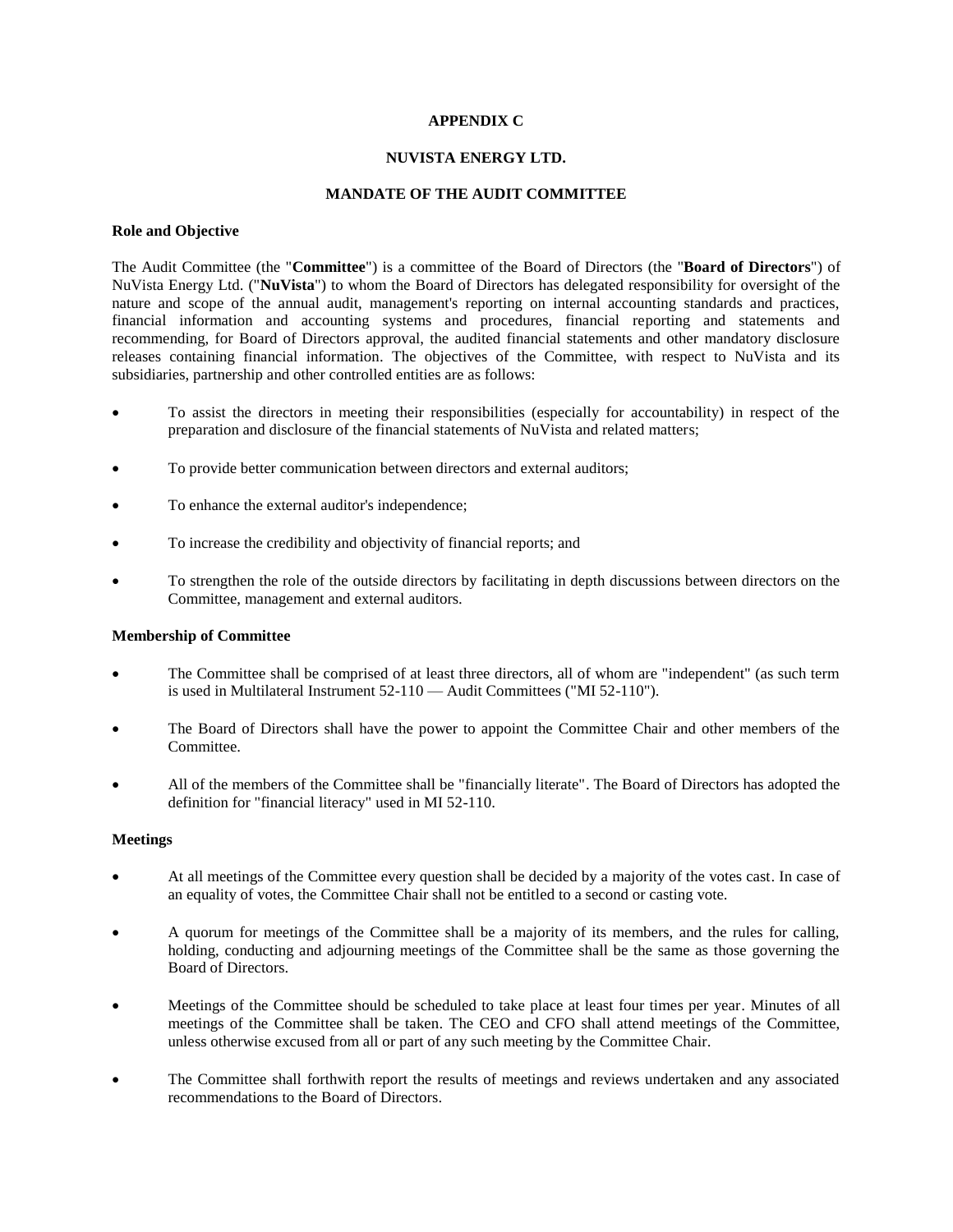# APPENDIX C

# NUVISTA ENERGY LTD.

# MANDATE OF THE AUDIT COMMITTEE

**Role and Objective**

The Audit Committee (the "**Committee**") is a committee of the Board of Directors (the "**Board of Directors**") of NuVista Energy Ltd. ("**NuVista**") to whom the Board of Directors has delegated responsibility for oversight of the nature and scope of the annual audit, management's reporting on internal accounting standards and practices, financial information and accounting systems and procedures, financial reporting and statements and recommending, for Board of Directors approval, the audited financial statements and other mandatory disclosure releases containing financial information. The objectives of the Committee, with respect to NuVista and its subsidiaries, partnership and other controlled entities are as follows:

- To assist the directors in meeting their responsibilities (especially for accountability) in respect of the preparation and disclosure of the financial statements of NuVista and related matters;
- To provide better communication between directors and external auditors;
- To enhance the external auditor's independence;
- To increase the credibility and objectivity of financial reports; and
- To strengthen the role of the outside directors by facilitating in depth discussions between directors on the Committee, management and external auditors.

**Membership of Committee**

- The Committee shall be comprised of at least three directors, all of whom are "independent" (as such term is used in Multilateral Instrument 52-110 — Audit Committees ("MI 52-110").
- The Board of Directors shall have the power to appoint the Committee Chair and other members of the Committee.
- All of the members of the Committee shall be "financially literate". The Board of Directors has adopted the definition for "financial literacy" used in MI 52-110.

**Meetings**

- At all meetings of the Committee every question shall be decided by a majority of the votes cast. In case of an equality of votes, the Committee Chair shall not be entitled to a second or casting vote.
- A quorum for meetings of the Committee shall be a majority of its members, and the rules for calling, holding, conducting and adjourning meetings of the Committee shall be the same as those governing the Board of Directors.
- Meetings of the Committee should be scheduled to take place at least four times per year. Minutes of all meetings of the Committee shall be taken. The CEO and CFO shall attend meetings of the Committee, unless otherwise excused from all or part of any such meeting by the Committee Chair.
- The Committee shall forthwith report the results of meetings and reviews undertaken and any associated recommendations to the Board of Directors.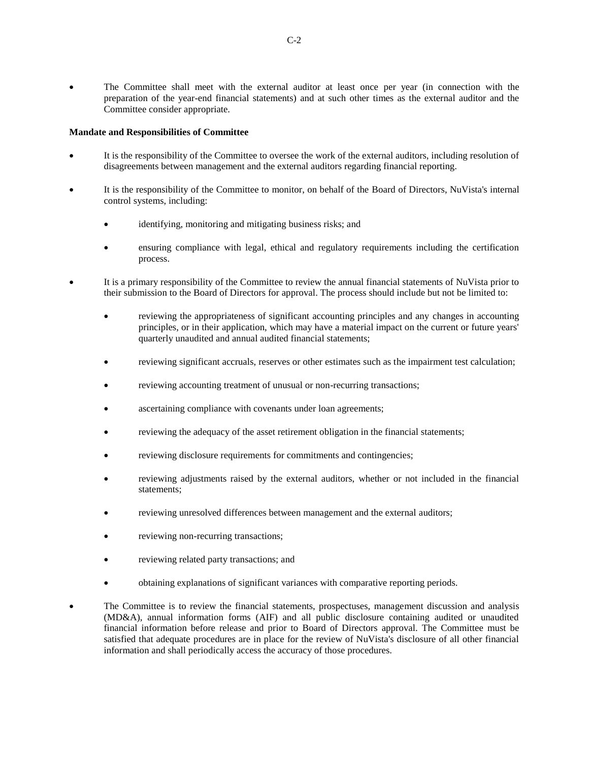- The Committee shall meet with the external auditor at least once per year (in connection with the preparation of the year-end financial statements) and at such other times as the external auditor and the Committee consider appropriate.

**Mandate and Responsibilities of Committee**

- It is the responsibility of the Committee to oversee the work of the external auditors, including resolution of disagreements between management and the external auditors regarding financial reporting.
- It is the responsibility of the Committee to monitor, on behalf of the Board of Directors, NuVista's internal control systems, including:
  - identifying, monitoring and mitigating business risks; and
  - ensuring compliance with legal, ethical and regulatory requirements including the certification process.
- It is a primary responsibility of the Committee to review the annual financial statements of NuVista prior to their submission to the Board of Directors for approval. The process should include but not be limited to:
  - reviewing the appropriateness of significant accounting principles and any changes in accounting principles, or in their application, which may have a material impact on the current or future years' quarterly unaudited and annual audited financial statements;
  - reviewing significant accruals, reserves or other estimates such as the impairment test calculation;
  - reviewing accounting treatment of unusual or non-recurring transactions;
  - ascertaining compliance with covenants under loan agreements;
  - reviewing the adequacy of the asset retirement obligation in the financial statements;
  - reviewing disclosure requirements for commitments and contingencies;
  - reviewing adjustments raised by the external auditors, whether or not included in the financial statements;
  - reviewing unresolved differences between management and the external auditors;
  - reviewing non-recurring transactions;
  - reviewing related party transactions; and
  - obtaining explanations of significant variances with comparative reporting periods.
- The Committee is to review the financial statements, prospectuses, management discussion and analysis (MD&A), annual information forms (AIF) and all public disclosure containing audited or unaudited financial information before release and prior to Board of Directors approval. The Committee must be satisfied that adequate procedures are in place for the review of NuVista's disclosure of all other financial information and shall periodically access the accuracy of those procedures.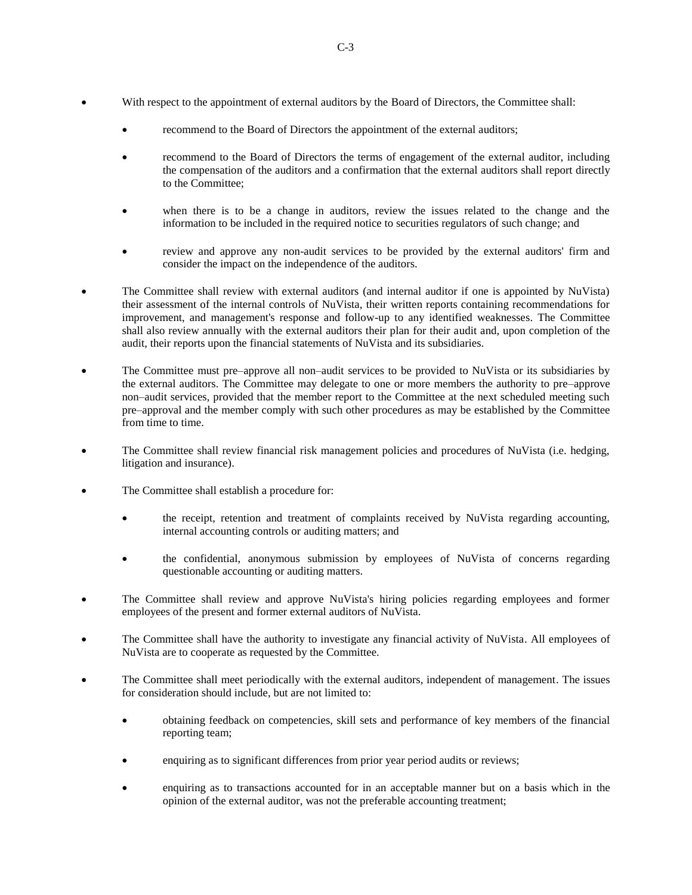- With respect to the appointment of external auditors by the Board of Directors, the Committee shall:
  - recommend to the Board of Directors the appointment of the external auditors;
  - recommend to the Board of Directors the terms of engagement of the external auditor, including the compensation of the auditors and a confirmation that the external auditors shall report directly to the Committee;
  - when there is to be a change in auditors, review the issues related to the change and the information to be included in the required notice to securities regulators of such change; and
  - review and approve any non-audit services to be provided by the external auditors' firm and consider the impact on the independence of the auditors.
- The Committee shall review with external auditors (and internal auditor if one is appointed by NuVista) their assessment of the internal controls of NuVista, their written reports containing recommendations for improvement, and management's response and follow-up to any identified weaknesses. The Committee shall also review annually with the external auditors their plan for their audit and, upon completion of the audit, their reports upon the financial statements of NuVista and its subsidiaries.
- The Committee must pre–approve all non–audit services to be provided to NuVista or its subsidiaries by the external auditors. The Committee may delegate to one or more members the authority to pre–approve non–audit services, provided that the member report to the Committee at the next scheduled meeting such pre–approval and the member comply with such other procedures as may be established by the Committee from time to time.
- The Committee shall review financial risk management policies and procedures of NuVista (i.e. hedging, litigation and insurance).
- The Committee shall establish a procedure for:
  - the receipt, retention and treatment of complaints received by NuVista regarding accounting, internal accounting controls or auditing matters; and
  - the confidential, anonymous submission by employees of NuVista of concerns regarding questionable accounting or auditing matters.
- The Committee shall review and approve NuVista's hiring policies regarding employees and former employees of the present and former external auditors of NuVista.
- The Committee shall have the authority to investigate any financial activity of NuVista. All employees of NuVista are to cooperate as requested by the Committee.
- The Committee shall meet periodically with the external auditors, independent of management. The issues for consideration should include, but are not limited to:
  - obtaining feedback on competencies, skill sets and performance of key members of the financial reporting team;
  - enquiring as to significant differences from prior year period audits or reviews;
  - enquiring as to transactions accounted for in an acceptable manner but on a basis which in the opinion of the external auditor, was not the preferable accounting treatment;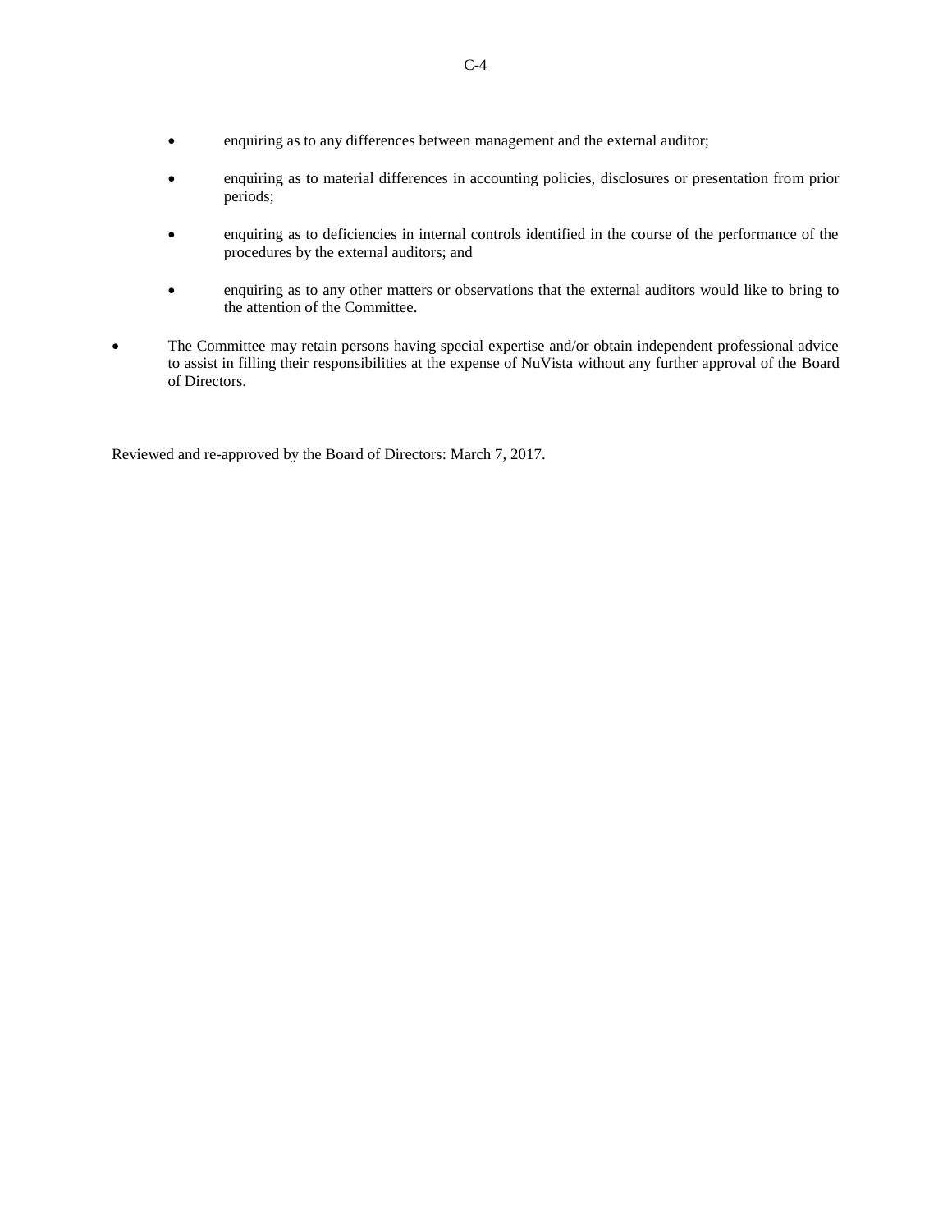- enquiring as to any differences between management and the external auditor;

- enquiring as to material differences in accounting policies, disclosures or presentation from prior periods;

- enquiring as to deficiencies in internal controls identified in the course of the performance of the procedures by the external auditors; and

- enquiring as to any other matters or observations that the external auditors would like to bring to the attention of the Committee.

- The Committee may retain persons having special expertise and/or obtain independent professional advice to assist in filling their responsibilities at the expense of NuVista without any further approval of the Board of Directors.

Reviewed and re-approved by the Board of Directors: March 7, 2017.